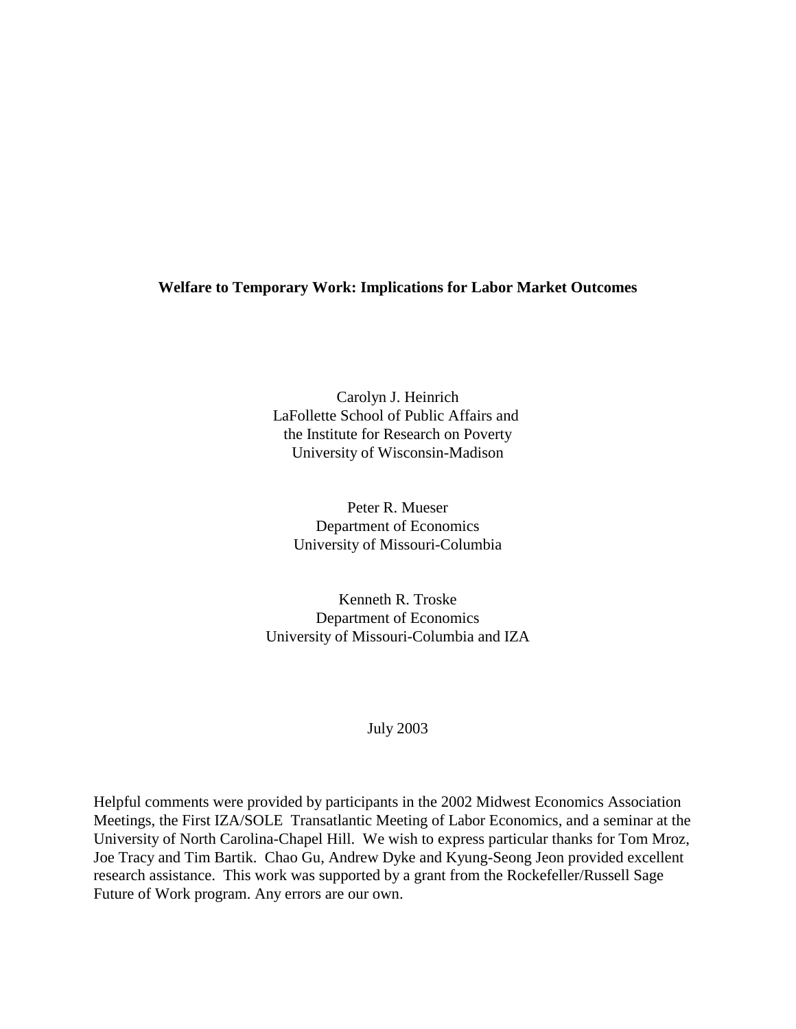# Welfare to Temporary Work: Implications for Labor Market Outcomes

Carolyn J. Heinrich
LaFollette School of Public Affairs and
the Institute for Research on Poverty
University of Wisconsin-Madison

Peter R. Mueser
Department of Economics
University of Missouri-Columbia

Kenneth R. Troske
Department of Economics
University of Missouri-Columbia and IZA

July 2003

Helpful comments were provided by participants in the 2002 Midwest Economics Association Meetings, the First IZA/SOLE Transatlantic Meeting of Labor Economics, and a seminar at the University of North Carolina-Chapel Hill. We wish to express particular thanks for Tom Mroz, Joe Tracy and Tim Bartik. Chao Gu, Andrew Dyke and Kyung-Seong Jeon provided excellent research assistance. This work was supported by a grant from the Rockefeller/Russell Sage Future of Work program. Any errors are our own.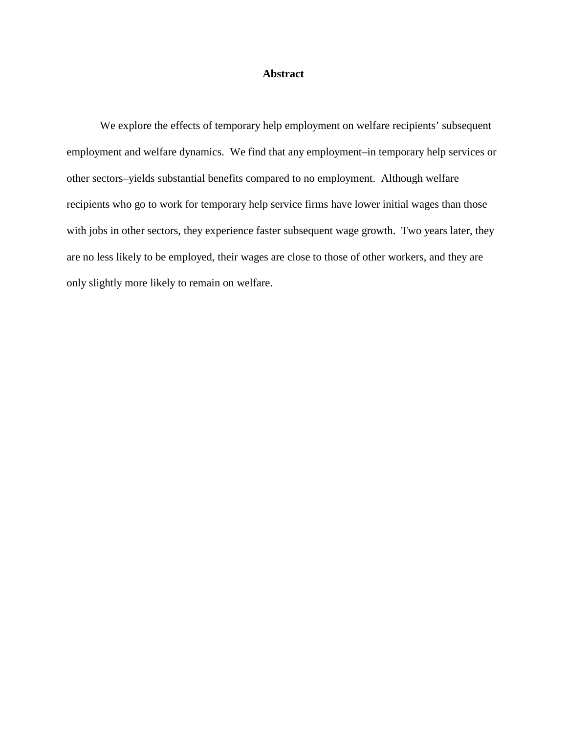## Abstract

We explore the effects of temporary help employment on welfare recipients' subsequent employment and welfare dynamics. We find that any employment–in temporary help services or other sectors–yields substantial benefits compared to no employment. Although welfare recipients who go to work for temporary help service firms have lower initial wages than those with jobs in other sectors, they experience faster subsequent wage growth. Two years later, they are no less likely to be employed, their wages are close to those of other workers, and they are only slightly more likely to remain on welfare.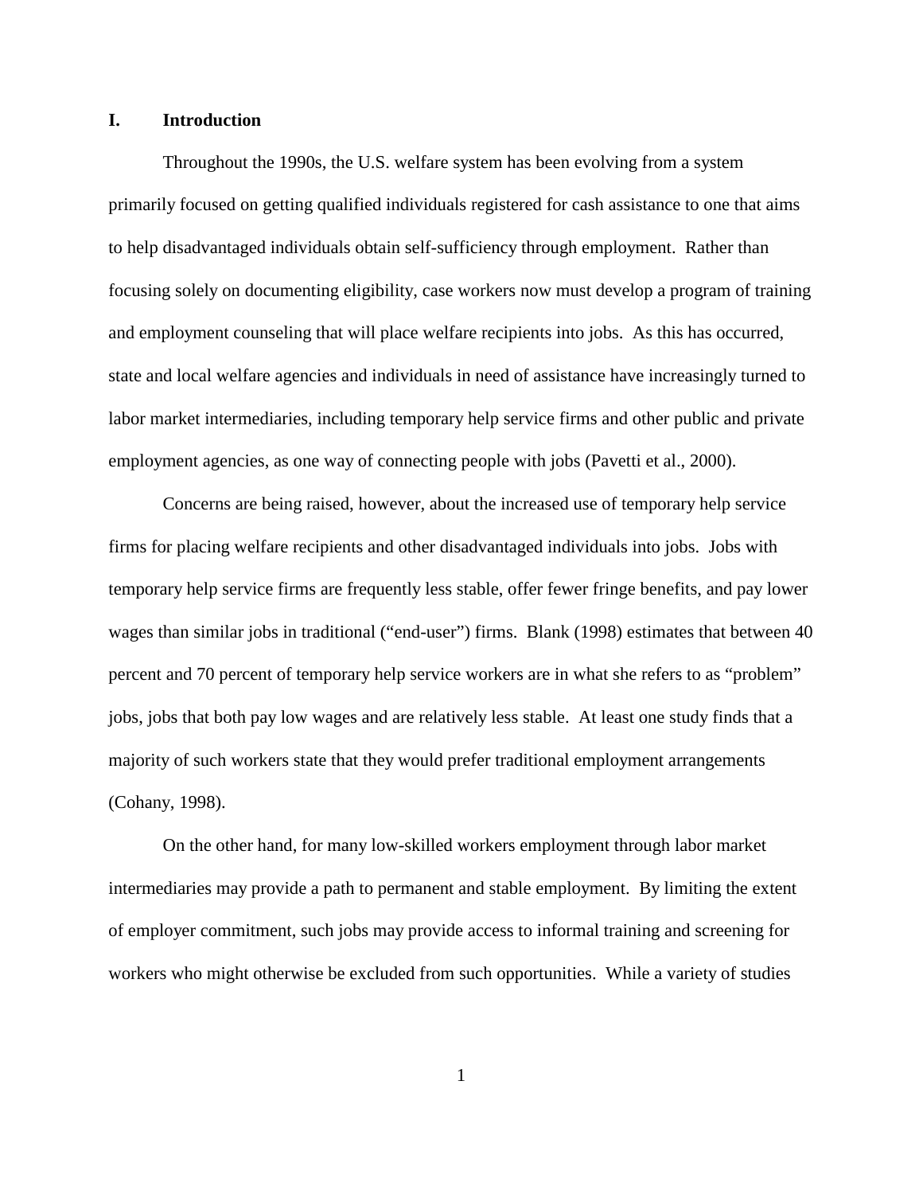## I. Introduction

Throughout the 1990s, the U.S. welfare system has been evolving from a system primarily focused on getting qualified individuals registered for cash assistance to one that aims to help disadvantaged individuals obtain self-sufficiency through employment. Rather than focusing solely on documenting eligibility, case workers now must develop a program of training and employment counseling that will place welfare recipients into jobs. As this has occurred, state and local welfare agencies and individuals in need of assistance have increasingly turned to labor market intermediaries, including temporary help service firms and other public and private employment agencies, as one way of connecting people with jobs (Pavetti et al., 2000).

Concerns are being raised, however, about the increased use of temporary help service firms for placing welfare recipients and other disadvantaged individuals into jobs. Jobs with temporary help service firms are frequently less stable, offer fewer fringe benefits, and pay lower wages than similar jobs in traditional ("end-user") firms. Blank (1998) estimates that between 40 percent and 70 percent of temporary help service workers are in what she refers to as "problem" jobs, jobs that both pay low wages and are relatively less stable. At least one study finds that a majority of such workers state that they would prefer traditional employment arrangements (Cohany, 1998).

On the other hand, for many low-skilled workers employment through labor market intermediaries may provide a path to permanent and stable employment. By limiting the extent of employer commitment, such jobs may provide access to informal training and screening for workers who might otherwise be excluded from such opportunities. While a variety of studies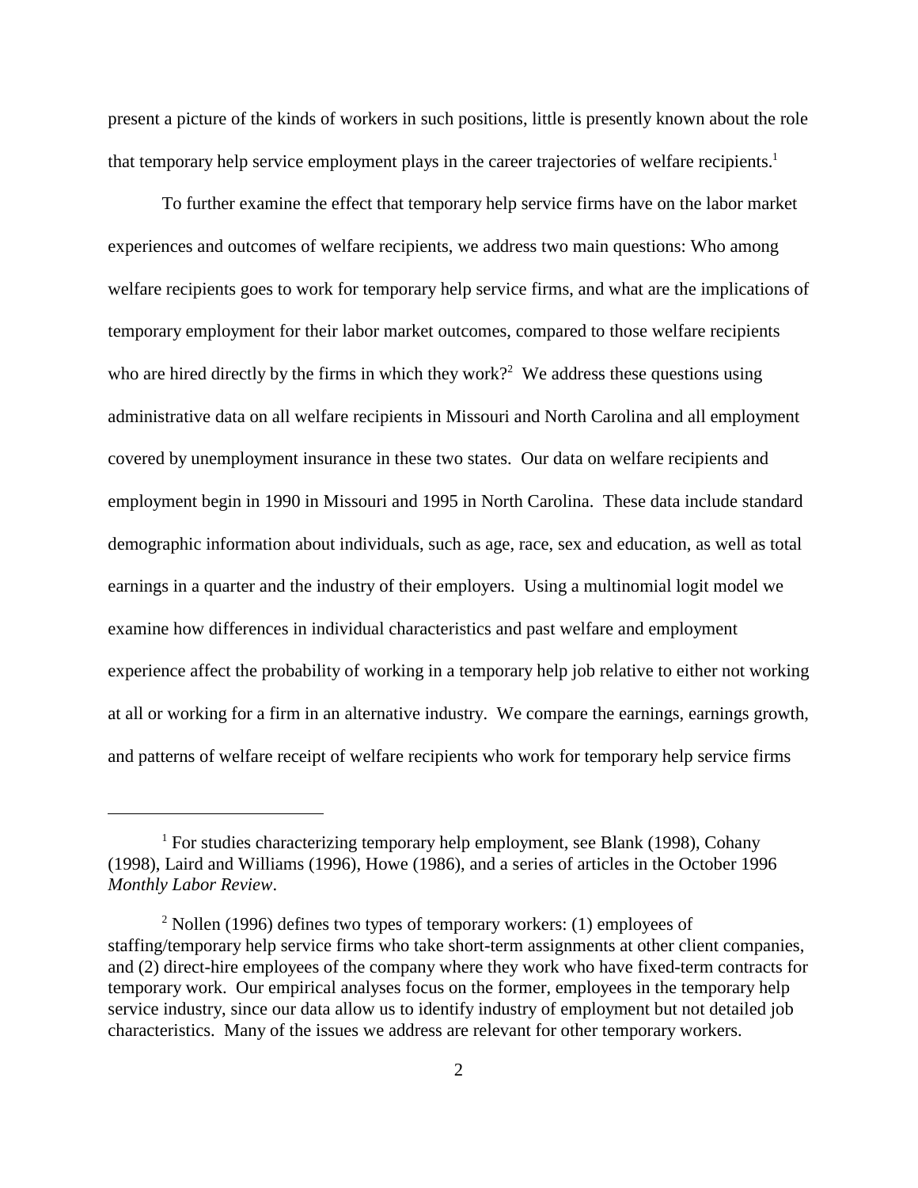present a picture of the kinds of workers in such positions, little is presently known about the role that temporary help service employment plays in the career trajectories of welfare recipients.[1]

To further examine the effect that temporary help service firms have on the labor market experiences and outcomes of welfare recipients, we address two main questions: Who among welfare recipients goes to work for temporary help service firms, and what are the implications of temporary employment for their labor market outcomes, compared to those welfare recipients who are hired directly by the firms in which they work?[2] We address these questions using administrative data on all welfare recipients in Missouri and North Carolina and all employment covered by unemployment insurance in these two states. Our data on welfare recipients and employment begin in 1990 in Missouri and 1995 in North Carolina. These data include standard demographic information about individuals, such as age, race, sex and education, as well as total earnings in a quarter and the industry of their employers. Using a multinomial logit model we examine how differences in individual characteristics and past welfare and employment experience affect the probability of working in a temporary help job relative to either not working at all or working for a firm in an alternative industry. We compare the earnings, earnings growth, and patterns of welfare receipt of welfare recipients who work for temporary help service firms

---

[1] For studies characterizing temporary help employment, see Blank (1998), Cohany (1998), Laird and Williams (1996), Howe (1986), and a series of articles in the October 1996 *Monthly Labor Review*.

[2] Nollen (1996) defines two types of temporary workers: (1) employees of staffing/temporary help service firms who take short-term assignments at other client companies, and (2) direct-hire employees of the company where they work who have fixed-term contracts for temporary work. Our empirical analyses focus on the former, employees in the temporary help service industry, since our data allow us to identify industry of employment but not detailed job characteristics. Many of the issues we address are relevant for other temporary workers.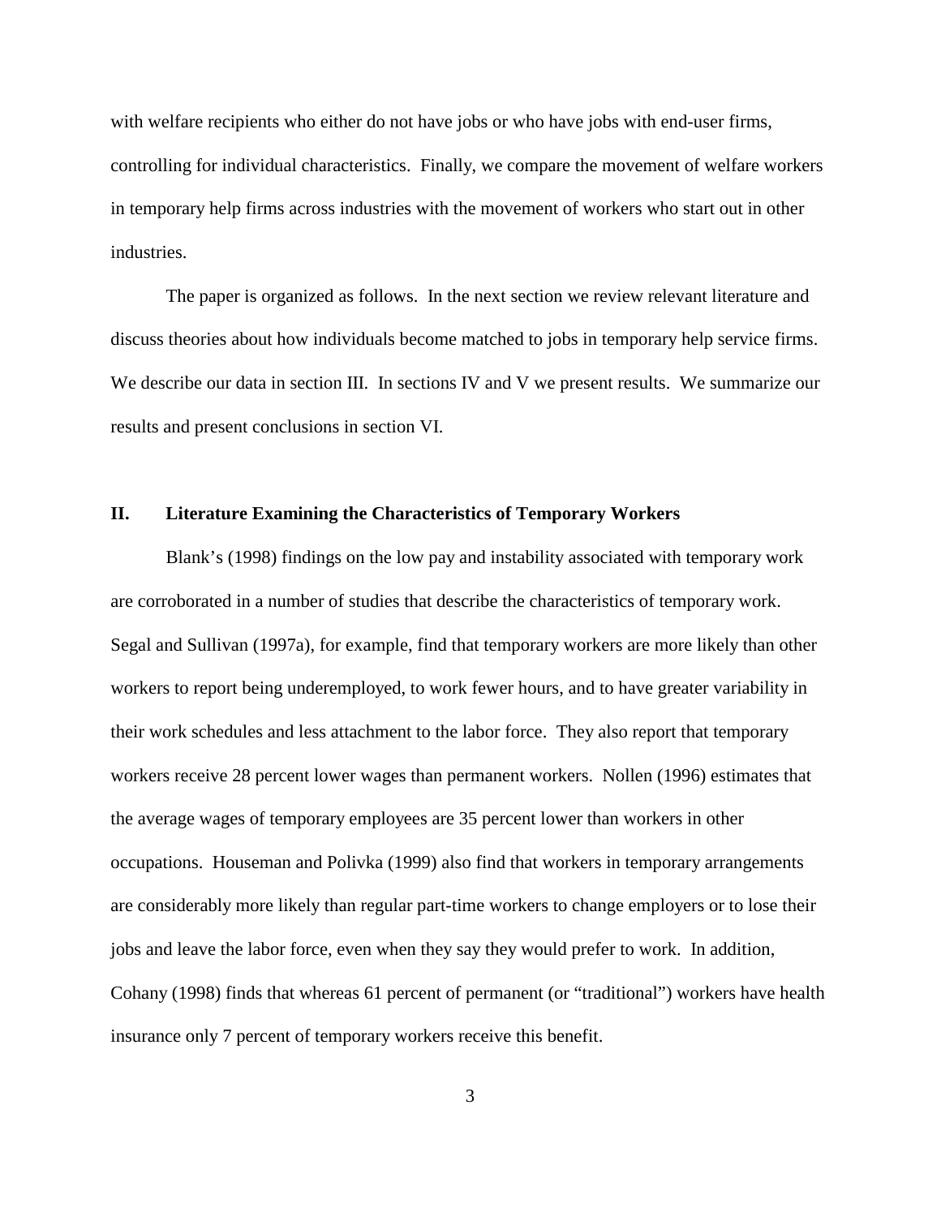with welfare recipients who either do not have jobs or who have jobs with end-user firms, controlling for individual characteristics. Finally, we compare the movement of welfare workers in temporary help firms across industries with the movement of workers who start out in other industries.

The paper is organized as follows. In the next section we review relevant literature and discuss theories about how individuals become matched to jobs in temporary help service firms. We describe our data in section III. In sections IV and V we present results. We summarize our results and present conclusions in section VI.

## II. Literature Examining the Characteristics of Temporary Workers

Blank's (1998) findings on the low pay and instability associated with temporary work are corroborated in a number of studies that describe the characteristics of temporary work. Segal and Sullivan (1997a), for example, find that temporary workers are more likely than other workers to report being underemployed, to work fewer hours, and to have greater variability in their work schedules and less attachment to the labor force. They also report that temporary workers receive 28 percent lower wages than permanent workers. Nollen (1996) estimates that the average wages of temporary employees are 35 percent lower than workers in other occupations. Houseman and Polivka (1999) also find that workers in temporary arrangements are considerably more likely than regular part-time workers to change employers or to lose their jobs and leave the labor force, even when they say they would prefer to work. In addition, Cohany (1998) finds that whereas 61 percent of permanent (or "traditional") workers have health insurance only 7 percent of temporary workers receive this benefit.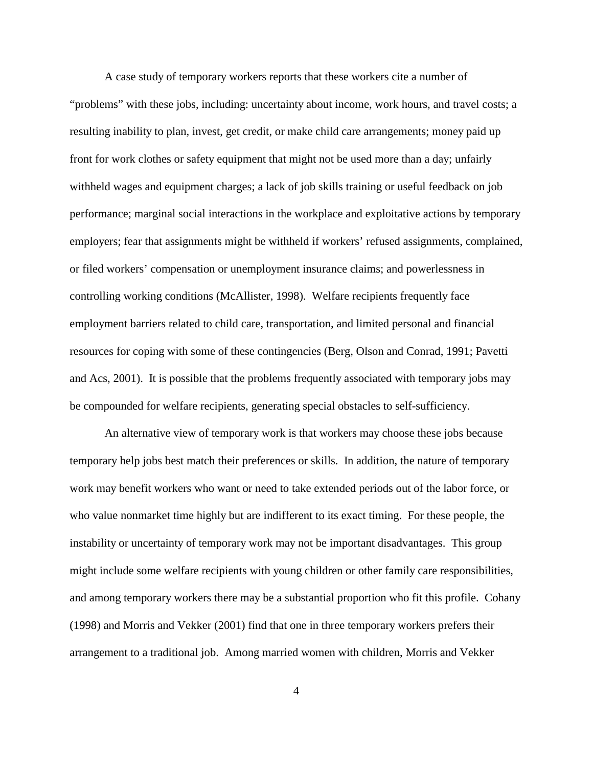A case study of temporary workers reports that these workers cite a number of "problems" with these jobs, including: uncertainty about income, work hours, and travel costs; a resulting inability to plan, invest, get credit, or make child care arrangements; money paid up front for work clothes or safety equipment that might not be used more than a day; unfairly withheld wages and equipment charges; a lack of job skills training or useful feedback on job performance; marginal social interactions in the workplace and exploitative actions by temporary employers; fear that assignments might be withheld if workers' refused assignments, complained, or filed workers' compensation or unemployment insurance claims; and powerlessness in controlling working conditions (McAllister, 1998). Welfare recipients frequently face employment barriers related to child care, transportation, and limited personal and financial resources for coping with some of these contingencies (Berg, Olson and Conrad, 1991; Pavetti and Acs, 2001). It is possible that the problems frequently associated with temporary jobs may be compounded for welfare recipients, generating special obstacles to self-sufficiency.

An alternative view of temporary work is that workers may choose these jobs because temporary help jobs best match their preferences or skills. In addition, the nature of temporary work may benefit workers who want or need to take extended periods out of the labor force, or who value nonmarket time highly but are indifferent to its exact timing. For these people, the instability or uncertainty of temporary work may not be important disadvantages. This group might include some welfare recipients with young children or other family care responsibilities, and among temporary workers there may be a substantial proportion who fit this profile. Cohany (1998) and Morris and Vekker (2001) find that one in three temporary workers prefers their arrangement to a traditional job. Among married women with children, Morris and Vekker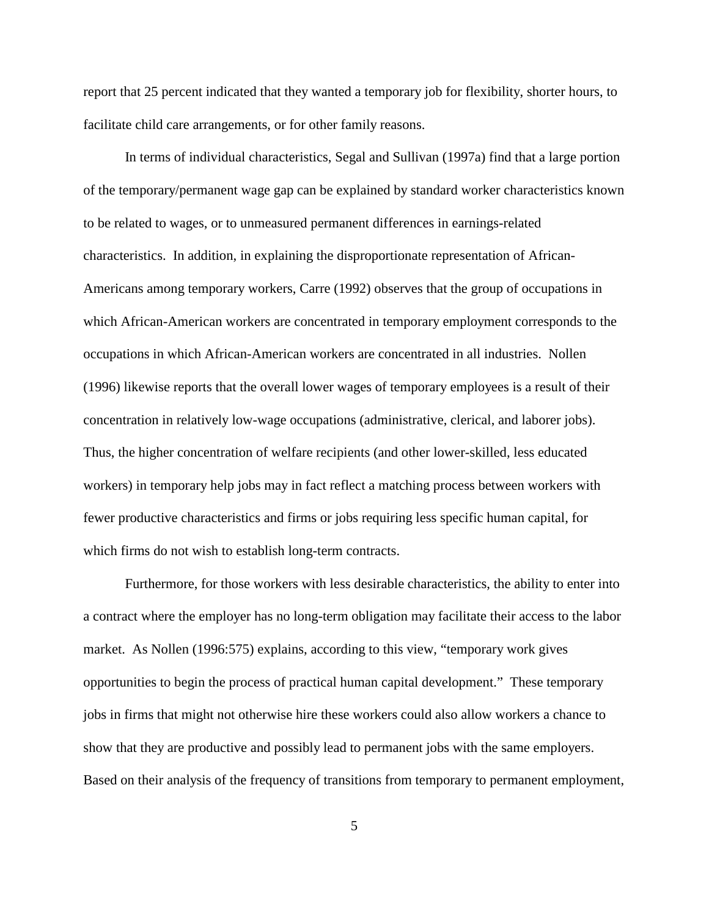report that 25 percent indicated that they wanted a temporary job for flexibility, shorter hours, to facilitate child care arrangements, or for other family reasons.

In terms of individual characteristics, Segal and Sullivan (1997a) find that a large portion of the temporary/permanent wage gap can be explained by standard worker characteristics known to be related to wages, or to unmeasured permanent differences in earnings-related characteristics. In addition, in explaining the disproportionate representation of African-Americans among temporary workers, Carre (1992) observes that the group of occupations in which African-American workers are concentrated in temporary employment corresponds to the occupations in which African-American workers are concentrated in all industries. Nollen (1996) likewise reports that the overall lower wages of temporary employees is a result of their concentration in relatively low-wage occupations (administrative, clerical, and laborer jobs). Thus, the higher concentration of welfare recipients (and other lower-skilled, less educated workers) in temporary help jobs may in fact reflect a matching process between workers with fewer productive characteristics and firms or jobs requiring less specific human capital, for which firms do not wish to establish long-term contracts.

Furthermore, for those workers with less desirable characteristics, the ability to enter into a contract where the employer has no long-term obligation may facilitate their access to the labor market. As Nollen (1996:575) explains, according to this view, "temporary work gives opportunities to begin the process of practical human capital development." These temporary jobs in firms that might not otherwise hire these workers could also allow workers a chance to show that they are productive and possibly lead to permanent jobs with the same employers. Based on their analysis of the frequency of transitions from temporary to permanent employment,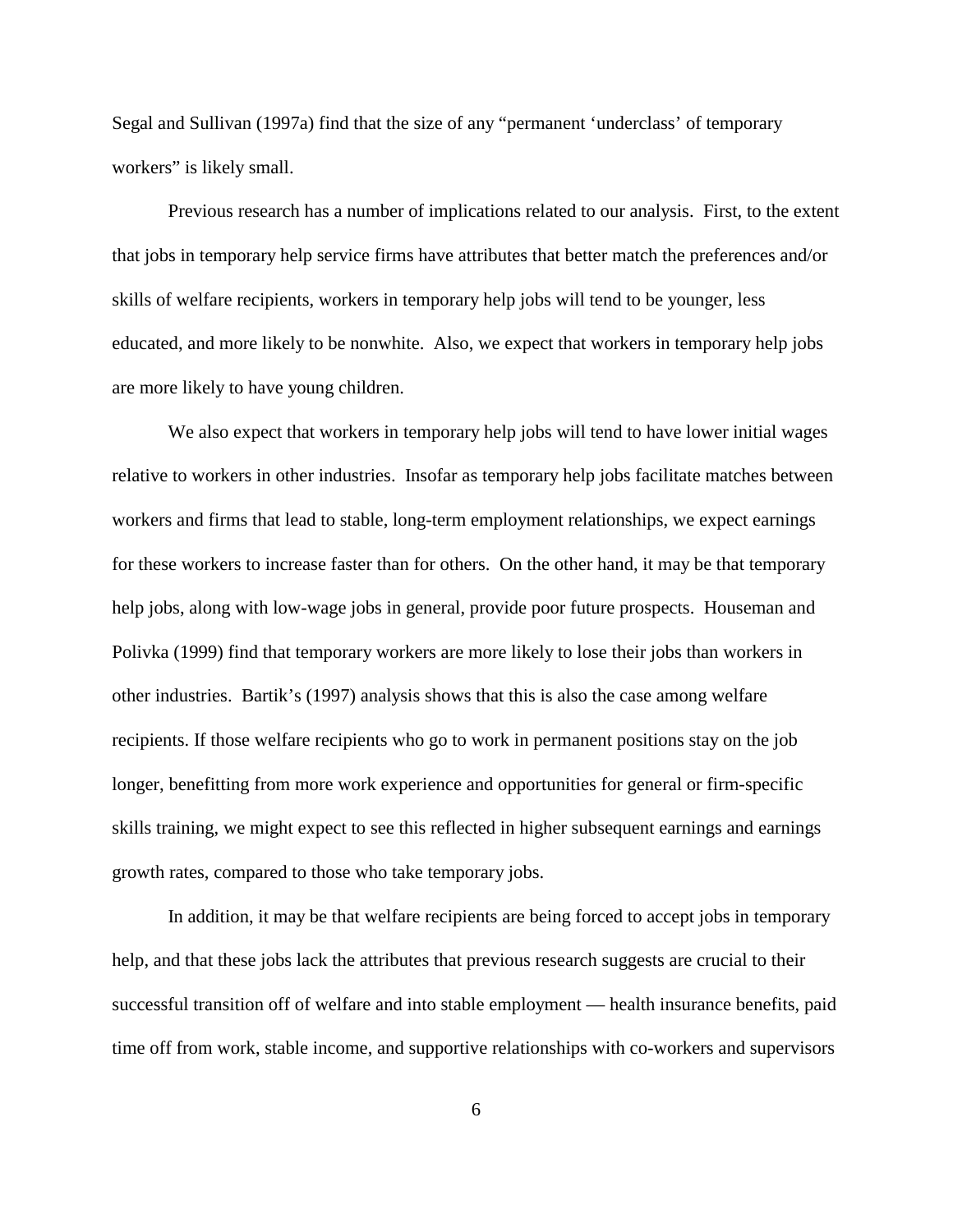Segal and Sullivan (1997a) find that the size of any "permanent 'underclass' of temporary workers" is likely small.

Previous research has a number of implications related to our analysis. First, to the extent that jobs in temporary help service firms have attributes that better match the preferences and/or skills of welfare recipients, workers in temporary help jobs will tend to be younger, less educated, and more likely to be nonwhite. Also, we expect that workers in temporary help jobs are more likely to have young children.

We also expect that workers in temporary help jobs will tend to have lower initial wages relative to workers in other industries. Insofar as temporary help jobs facilitate matches between workers and firms that lead to stable, long-term employment relationships, we expect earnings for these workers to increase faster than for others. On the other hand, it may be that temporary help jobs, along with low-wage jobs in general, provide poor future prospects. Houseman and Polivka (1999) find that temporary workers are more likely to lose their jobs than workers in other industries. Bartik's (1997) analysis shows that this is also the case among welfare recipients. If those welfare recipients who go to work in permanent positions stay on the job longer, benefitting from more work experience and opportunities for general or firm-specific skills training, we might expect to see this reflected in higher subsequent earnings and earnings growth rates, compared to those who take temporary jobs.

In addition, it may be that welfare recipients are being forced to accept jobs in temporary help, and that these jobs lack the attributes that previous research suggests are crucial to their successful transition off of welfare and into stable employment — health insurance benefits, paid time off from work, stable income, and supportive relationships with co-workers and supervisors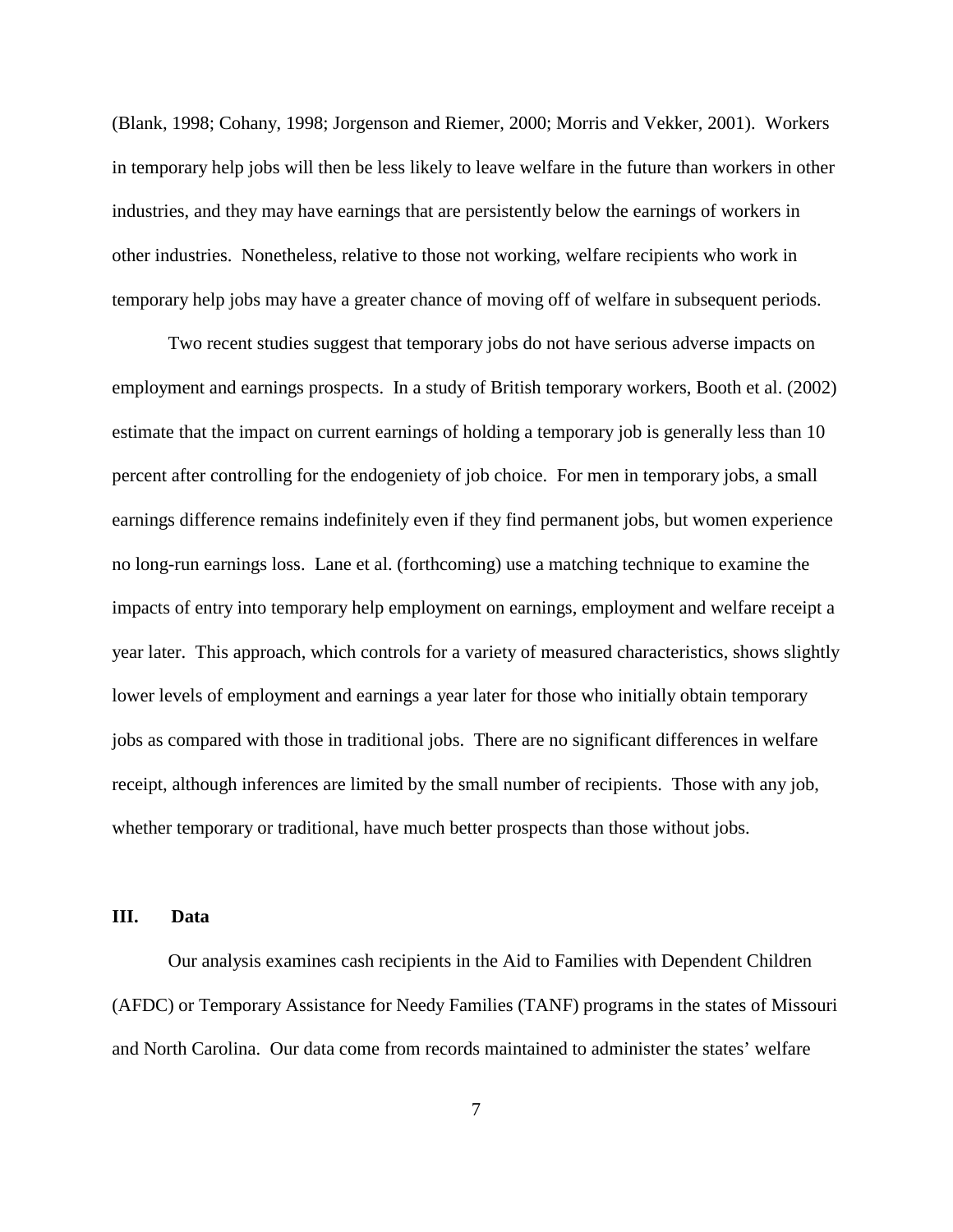(Blank, 1998; Cohany, 1998; Jorgenson and Riemer, 2000; Morris and Vekker, 2001). Workers in temporary help jobs will then be less likely to leave welfare in the future than workers in other industries, and they may have earnings that are persistently below the earnings of workers in other industries. Nonetheless, relative to those not working, welfare recipients who work in temporary help jobs may have a greater chance of moving off of welfare in subsequent periods.

Two recent studies suggest that temporary jobs do not have serious adverse impacts on employment and earnings prospects. In a study of British temporary workers, Booth et al. (2002) estimate that the impact on current earnings of holding a temporary job is generally less than 10 percent after controlling for the endogeniety of job choice. For men in temporary jobs, a small earnings difference remains indefinitely even if they find permanent jobs, but women experience no long-run earnings loss. Lane et al. (forthcoming) use a matching technique to examine the impacts of entry into temporary help employment on earnings, employment and welfare receipt a year later. This approach, which controls for a variety of measured characteristics, shows slightly lower levels of employment and earnings a year later for those who initially obtain temporary jobs as compared with those in traditional jobs. There are no significant differences in welfare receipt, although inferences are limited by the small number of recipients. Those with any job, whether temporary or traditional, have much better prospects than those without jobs.

## III. Data

Our analysis examines cash recipients in the Aid to Families with Dependent Children (AFDC) or Temporary Assistance for Needy Families (TANF) programs in the states of Missouri and North Carolina. Our data come from records maintained to administer the states' welfare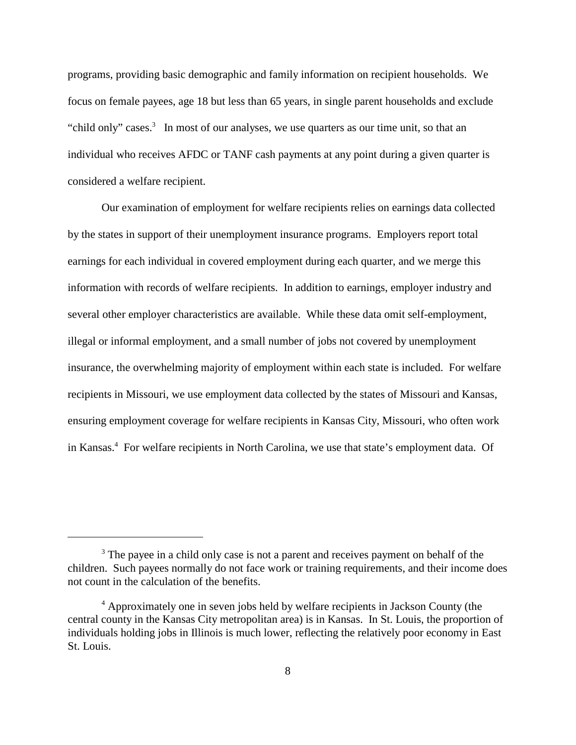programs, providing basic demographic and family information on recipient households. We focus on female payees, age 18 but less than 65 years, in single parent households and exclude "child only" cases.[3] In most of our analyses, we use quarters as our time unit, so that an individual who receives AFDC or TANF cash payments at any point during a given quarter is considered a welfare recipient.

Our examination of employment for welfare recipients relies on earnings data collected by the states in support of their unemployment insurance programs. Employers report total earnings for each individual in covered employment during each quarter, and we merge this information with records of welfare recipients. In addition to earnings, employer industry and several other employer characteristics are available. While these data omit self-employment, illegal or informal employment, and a small number of jobs not covered by unemployment insurance, the overwhelming majority of employment within each state is included. For welfare recipients in Missouri, we use employment data collected by the states of Missouri and Kansas, ensuring employment coverage for welfare recipients in Kansas City, Missouri, who often work in Kansas.[4] For welfare recipients in North Carolina, we use that state's employment data. Of

---

[3] The payee in a child only case is not a parent and receives payment on behalf of the children. Such payees normally do not face work or training requirements, and their income does not count in the calculation of the benefits.

[4] Approximately one in seven jobs held by welfare recipients in Jackson County (the central county in the Kansas City metropolitan area) is in Kansas. In St. Louis, the proportion of individuals holding jobs in Illinois is much lower, reflecting the relatively poor economy in East St. Louis.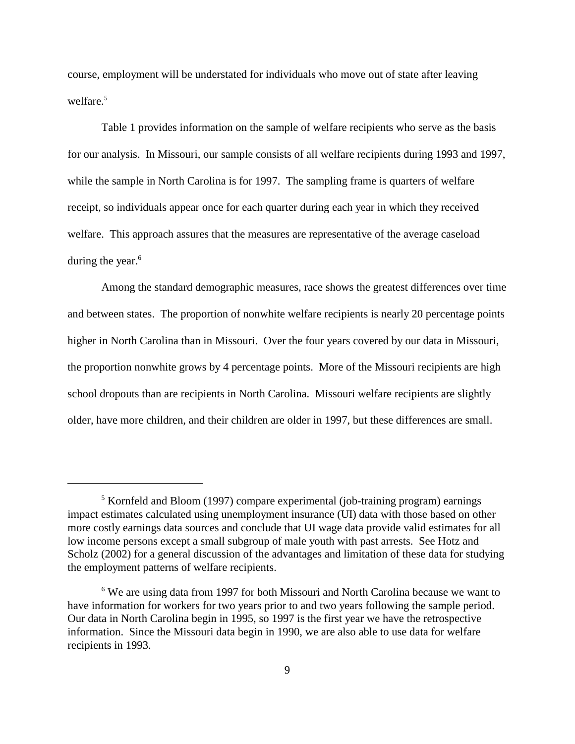course, employment will be understated for individuals who move out of state after leaving welfare.[5]

Table 1 provides information on the sample of welfare recipients who serve as the basis for our analysis. In Missouri, our sample consists of all welfare recipients during 1993 and 1997, while the sample in North Carolina is for 1997. The sampling frame is quarters of welfare receipt, so individuals appear once for each quarter during each year in which they received welfare. This approach assures that the measures are representative of the average caseload during the year.[6]

Among the standard demographic measures, race shows the greatest differences over time and between states. The proportion of nonwhite welfare recipients is nearly 20 percentage points higher in North Carolina than in Missouri. Over the four years covered by our data in Missouri, the proportion nonwhite grows by 4 percentage points. More of the Missouri recipients are high school dropouts than are recipients in North Carolina. Missouri welfare recipients are slightly older, have more children, and their children are older in 1997, but these differences are small.

---

[5] Kornfeld and Bloom (1997) compare experimental (job-training program) earnings impact estimates calculated using unemployment insurance (UI) data with those based on other more costly earnings data sources and conclude that UI wage data provide valid estimates for all low income persons except a small subgroup of male youth with past arrests. See Hotz and Scholz (2002) for a general discussion of the advantages and limitation of these data for studying the employment patterns of welfare recipients.

[6] We are using data from 1997 for both Missouri and North Carolina because we want to have information for workers for two years prior to and two years following the sample period. Our data in North Carolina begin in 1995, so 1997 is the first year we have the retrospective information. Since the Missouri data begin in 1990, we are also able to use data for welfare recipients in 1993.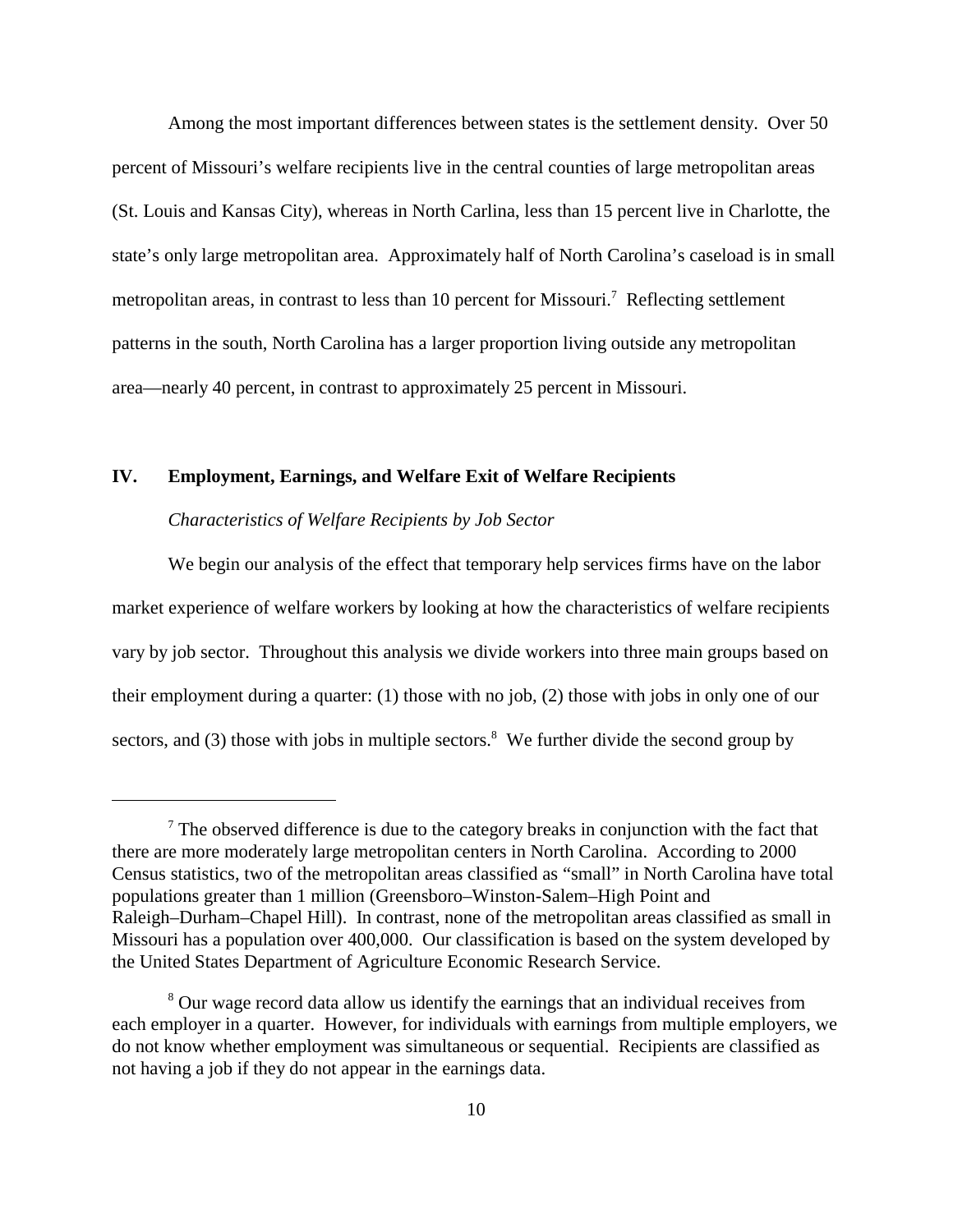Among the most important differences between states is the settlement density. Over 50 percent of Missouri's welfare recipients live in the central counties of large metropolitan areas (St. Louis and Kansas City), whereas in North Carlina, less than 15 percent live in Charlotte, the state's only large metropolitan area. Approximately half of North Carolina's caseload is in small metropolitan areas, in contrast to less than 10 percent for Missouri.[7] Reflecting settlement patterns in the south, North Carolina has a larger proportion living outside any metropolitan area—nearly 40 percent, in contrast to approximately 25 percent in Missouri.

## IV. Employment, Earnings, and Welfare Exit of Welfare Recipients

### *Characteristics of Welfare Recipients by Job Sector*

We begin our analysis of the effect that temporary help services firms have on the labor market experience of welfare workers by looking at how the characteristics of welfare recipients vary by job sector. Throughout this analysis we divide workers into three main groups based on their employment during a quarter: (1) those with no job, (2) those with jobs in only one of our sectors, and (3) those with jobs in multiple sectors.[8] We further divide the second group by

---

[7] The observed difference is due to the category breaks in conjunction with the fact that there are more moderately large metropolitan centers in North Carolina. According to 2000 Census statistics, two of the metropolitan areas classified as "small" in North Carolina have total populations greater than 1 million (Greensboro–Winston-Salem–High Point and Raleigh–Durham–Chapel Hill). In contrast, none of the metropolitan areas classified as small in Missouri has a population over 400,000. Our classification is based on the system developed by the United States Department of Agriculture Economic Research Service.

[8] Our wage record data allow us identify the earnings that an individual receives from each employer in a quarter. However, for individuals with earnings from multiple employers, we do not know whether employment was simultaneous or sequential. Recipients are classified as not having a job if they do not appear in the earnings data.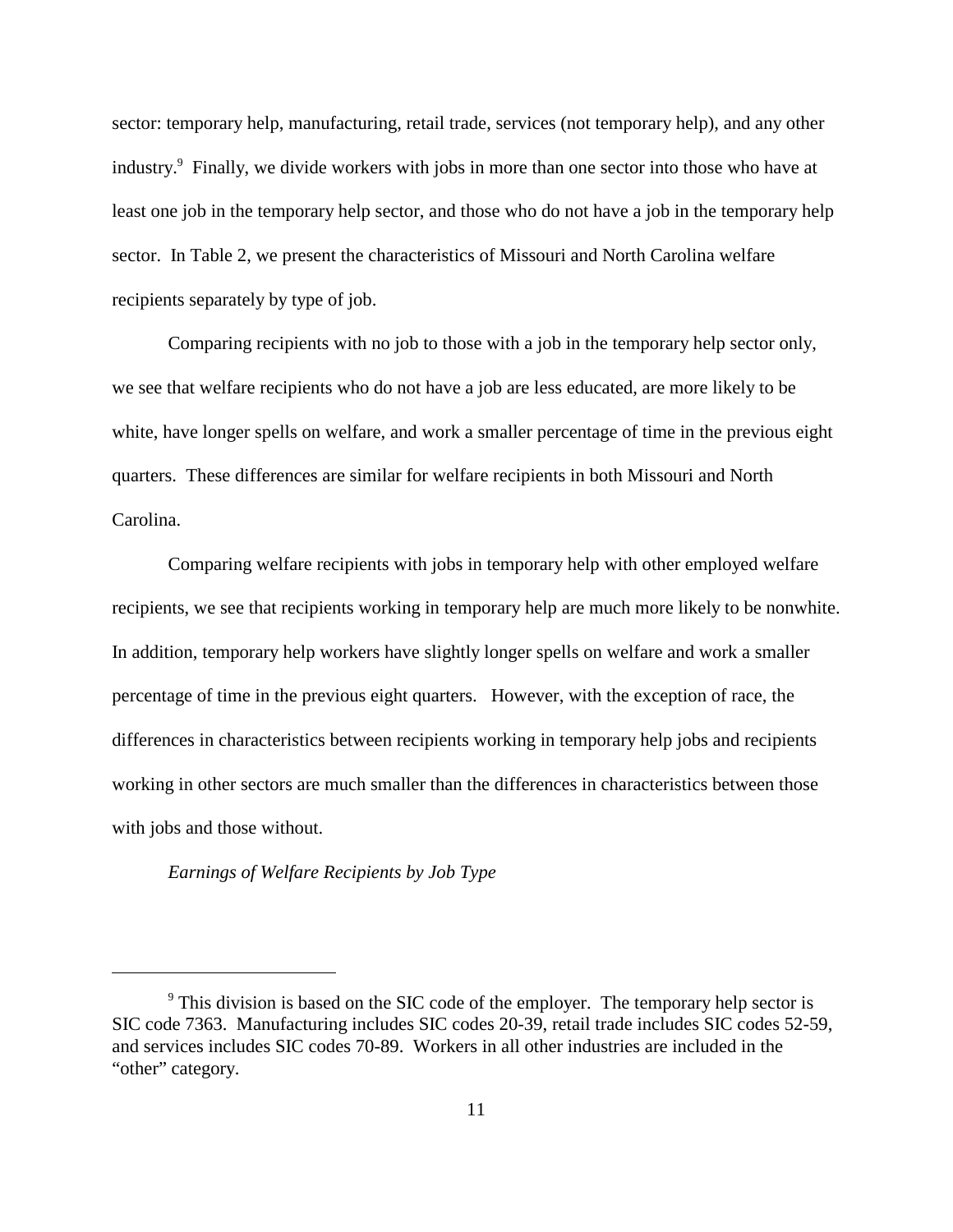sector: temporary help, manufacturing, retail trade, services (not temporary help), and any other industry.[9] Finally, we divide workers with jobs in more than one sector into those who have at least one job in the temporary help sector, and those who do not have a job in the temporary help sector. In Table 2, we present the characteristics of Missouri and North Carolina welfare recipients separately by type of job.

Comparing recipients with no job to those with a job in the temporary help sector only, we see that welfare recipients who do not have a job are less educated, are more likely to be white, have longer spells on welfare, and work a smaller percentage of time in the previous eight quarters. These differences are similar for welfare recipients in both Missouri and North Carolina.

Comparing welfare recipients with jobs in temporary help with other employed welfare recipients, we see that recipients working in temporary help are much more likely to be nonwhite. In addition, temporary help workers have slightly longer spells on welfare and work a smaller percentage of time in the previous eight quarters. However, with the exception of race, the differences in characteristics between recipients working in temporary help jobs and recipients working in other sectors are much smaller than the differences in characteristics between those with jobs and those without.

*Earnings of Welfare Recipients by Job Type*

[9] This division is based on the SIC code of the employer. The temporary help sector is SIC code 7363. Manufacturing includes SIC codes 20-39, retail trade includes SIC codes 52-59, and services includes SIC codes 70-89. Workers in all other industries are included in the "other" category.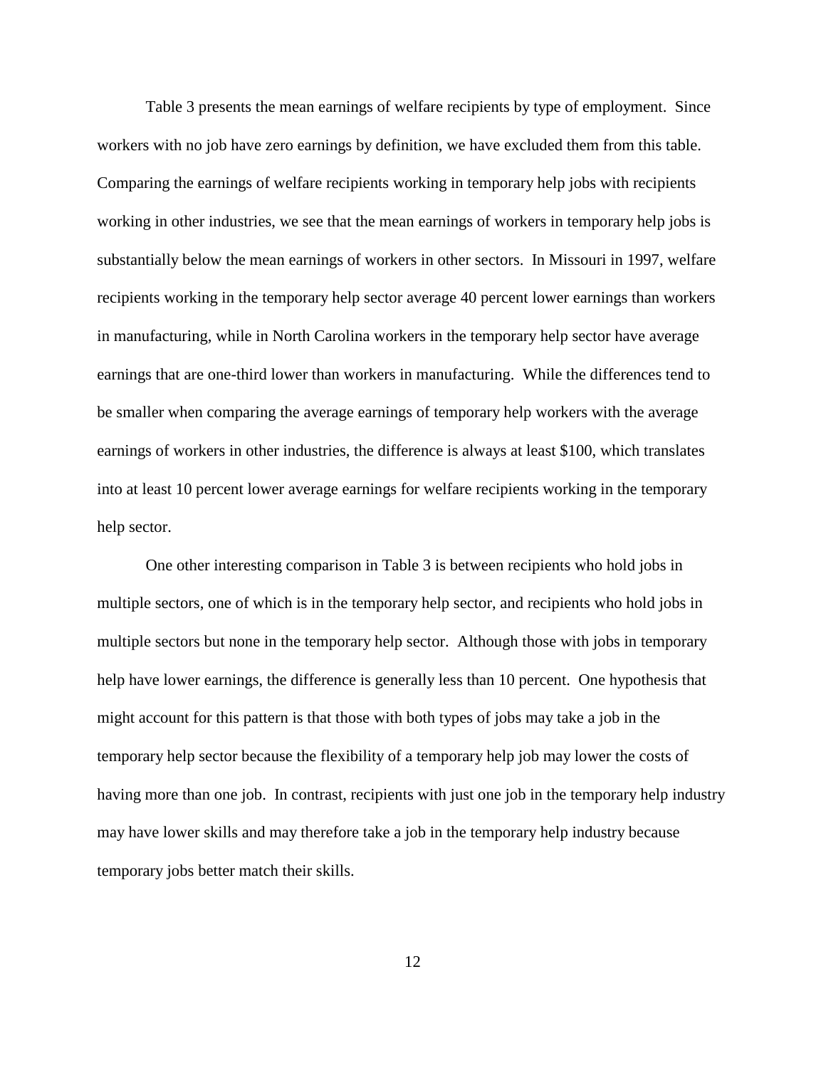Table 3 presents the mean earnings of welfare recipients by type of employment. Since workers with no job have zero earnings by definition, we have excluded them from this table. Comparing the earnings of welfare recipients working in temporary help jobs with recipients working in other industries, we see that the mean earnings of workers in temporary help jobs is substantially below the mean earnings of workers in other sectors. In Missouri in 1997, welfare recipients working in the temporary help sector average 40 percent lower earnings than workers in manufacturing, while in North Carolina workers in the temporary help sector have average earnings that are one-third lower than workers in manufacturing. While the differences tend to be smaller when comparing the average earnings of temporary help workers with the average earnings of workers in other industries, the difference is always at least $100, which translates into at least 10 percent lower average earnings for welfare recipients working in the temporary help sector.

One other interesting comparison in Table 3 is between recipients who hold jobs in multiple sectors, one of which is in the temporary help sector, and recipients who hold jobs in multiple sectors but none in the temporary help sector. Although those with jobs in temporary help have lower earnings, the difference is generally less than 10 percent. One hypothesis that might account for this pattern is that those with both types of jobs may take a job in the temporary help sector because the flexibility of a temporary help job may lower the costs of having more than one job. In contrast, recipients with just one job in the temporary help industry may have lower skills and may therefore take a job in the temporary help industry because temporary jobs better match their skills.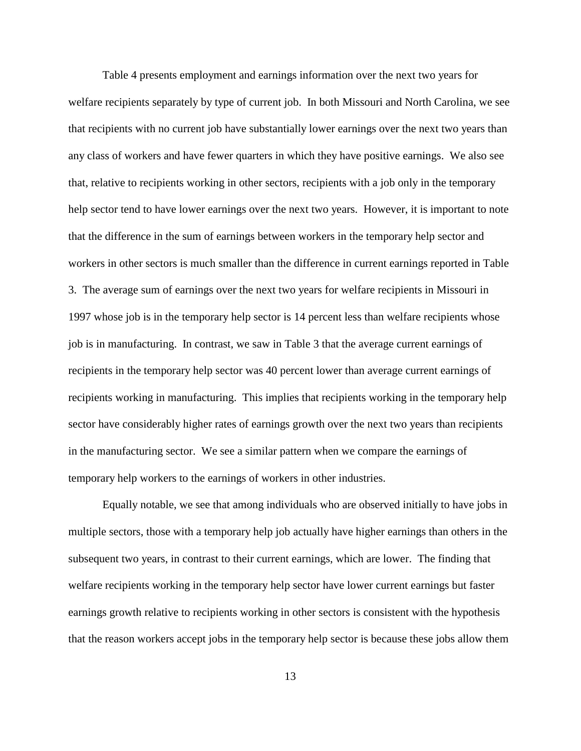Table 4 presents employment and earnings information over the next two years for welfare recipients separately by type of current job. In both Missouri and North Carolina, we see that recipients with no current job have substantially lower earnings over the next two years than any class of workers and have fewer quarters in which they have positive earnings. We also see that, relative to recipients working in other sectors, recipients with a job only in the temporary help sector tend to have lower earnings over the next two years. However, it is important to note that the difference in the sum of earnings between workers in the temporary help sector and workers in other sectors is much smaller than the difference in current earnings reported in Table 3. The average sum of earnings over the next two years for welfare recipients in Missouri in 1997 whose job is in the temporary help sector is 14 percent less than welfare recipients whose job is in manufacturing. In contrast, we saw in Table 3 that the average current earnings of recipients in the temporary help sector was 40 percent lower than average current earnings of recipients working in manufacturing. This implies that recipients working in the temporary help sector have considerably higher rates of earnings growth over the next two years than recipients in the manufacturing sector. We see a similar pattern when we compare the earnings of temporary help workers to the earnings of workers in other industries.

Equally notable, we see that among individuals who are observed initially to have jobs in multiple sectors, those with a temporary help job actually have higher earnings than others in the subsequent two years, in contrast to their current earnings, which are lower. The finding that welfare recipients working in the temporary help sector have lower current earnings but faster earnings growth relative to recipients working in other sectors is consistent with the hypothesis that the reason workers accept jobs in the temporary help sector is because these jobs allow them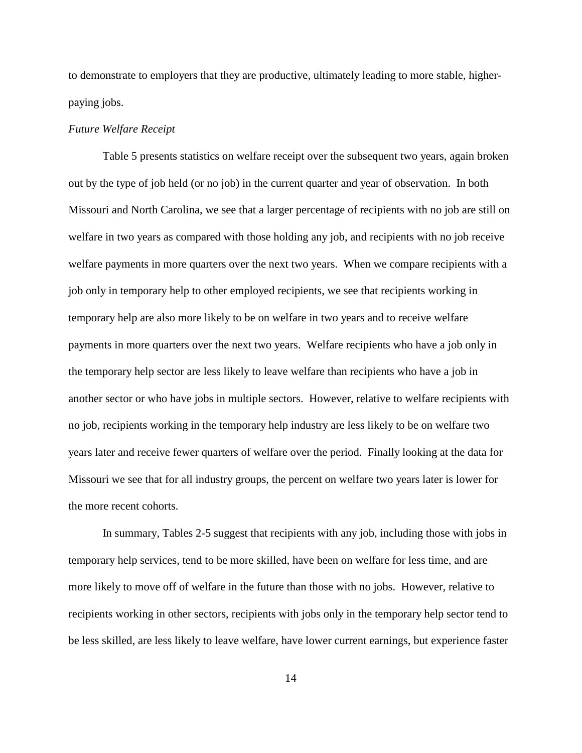to demonstrate to employers that they are productive, ultimately leading to more stable, higher-paying jobs.

*Future Welfare Receipt*

Table 5 presents statistics on welfare receipt over the subsequent two years, again broken out by the type of job held (or no job) in the current quarter and year of observation. In both Missouri and North Carolina, we see that a larger percentage of recipients with no job are still on welfare in two years as compared with those holding any job, and recipients with no job receive welfare payments in more quarters over the next two years. When we compare recipients with a job only in temporary help to other employed recipients, we see that recipients working in temporary help are also more likely to be on welfare in two years and to receive welfare payments in more quarters over the next two years. Welfare recipients who have a job only in the temporary help sector are less likely to leave welfare than recipients who have a job in another sector or who have jobs in multiple sectors. However, relative to welfare recipients with no job, recipients working in the temporary help industry are less likely to be on welfare two years later and receive fewer quarters of welfare over the period. Finally looking at the data for Missouri we see that for all industry groups, the percent on welfare two years later is lower for the more recent cohorts.

In summary, Tables 2-5 suggest that recipients with any job, including those with jobs in temporary help services, tend to be more skilled, have been on welfare for less time, and are more likely to move off of welfare in the future than those with no jobs. However, relative to recipients working in other sectors, recipients with jobs only in the temporary help sector tend to be less skilled, are less likely to leave welfare, have lower current earnings, but experience faster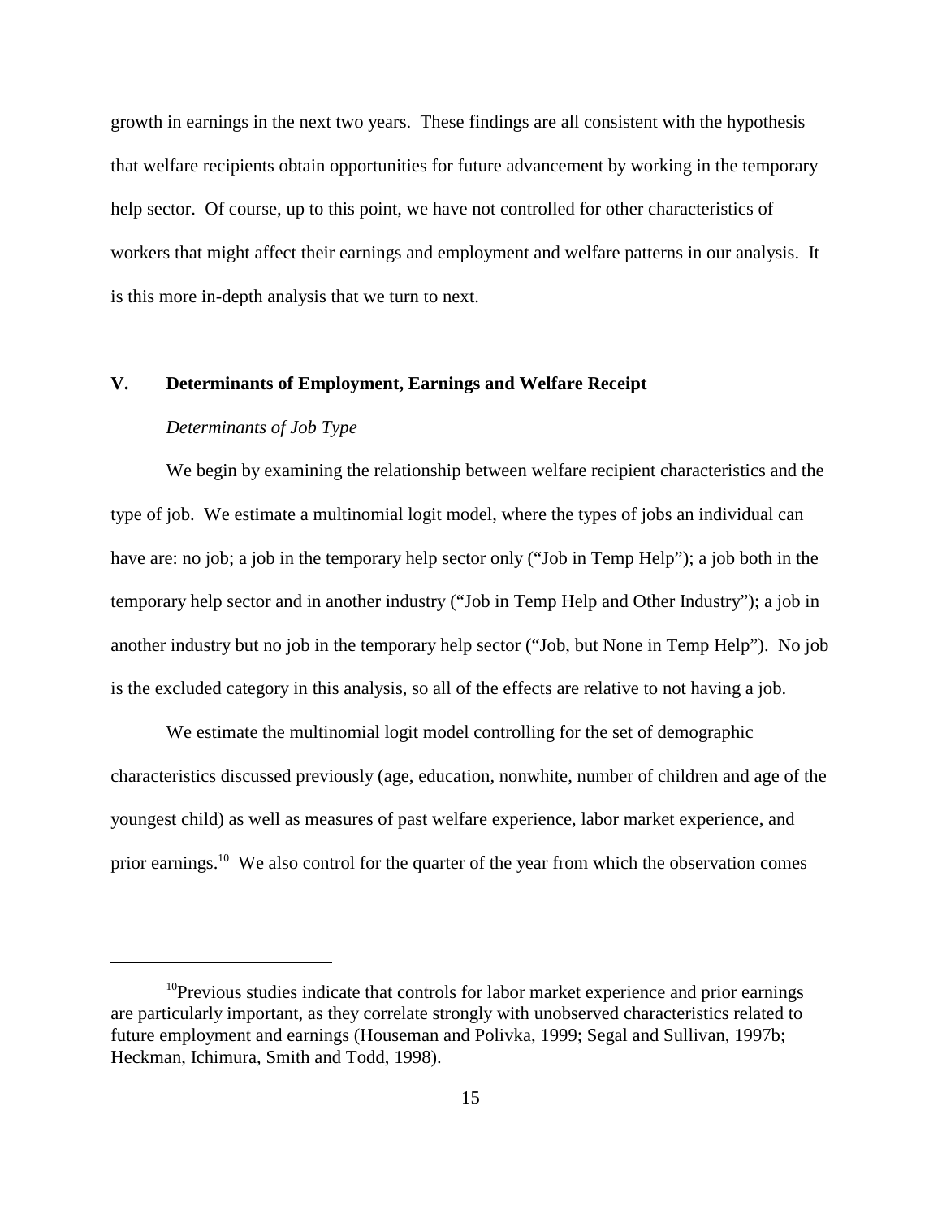growth in earnings in the next two years. These findings are all consistent with the hypothesis that welfare recipients obtain opportunities for future advancement by working in the temporary help sector. Of course, up to this point, we have not controlled for other characteristics of workers that might affect their earnings and employment and welfare patterns in our analysis. It is this more in-depth analysis that we turn to next.

## V. Determinants of Employment, Earnings and Welfare Receipt

### *Determinants of Job Type*

We begin by examining the relationship between welfare recipient characteristics and the type of job. We estimate a multinomial logit model, where the types of jobs an individual can have are: no job; a job in the temporary help sector only ("Job in Temp Help"); a job both in the temporary help sector and in another industry ("Job in Temp Help and Other Industry"); a job in another industry but no job in the temporary help sector ("Job, but None in Temp Help"). No job is the excluded category in this analysis, so all of the effects are relative to not having a job.

We estimate the multinomial logit model controlling for the set of demographic characteristics discussed previously (age, education, nonwhite, number of children and age of the youngest child) as well as measures of past welfare experience, labor market experience, and prior earnings.[10] We also control for the quarter of the year from which the observation comes

[10] Previous studies indicate that controls for labor market experience and prior earnings are particularly important, as they correlate strongly with unobserved characteristics related to future employment and earnings (Houseman and Polivka, 1999; Segal and Sullivan, 1997b; Heckman, Ichimura, Smith and Todd, 1998).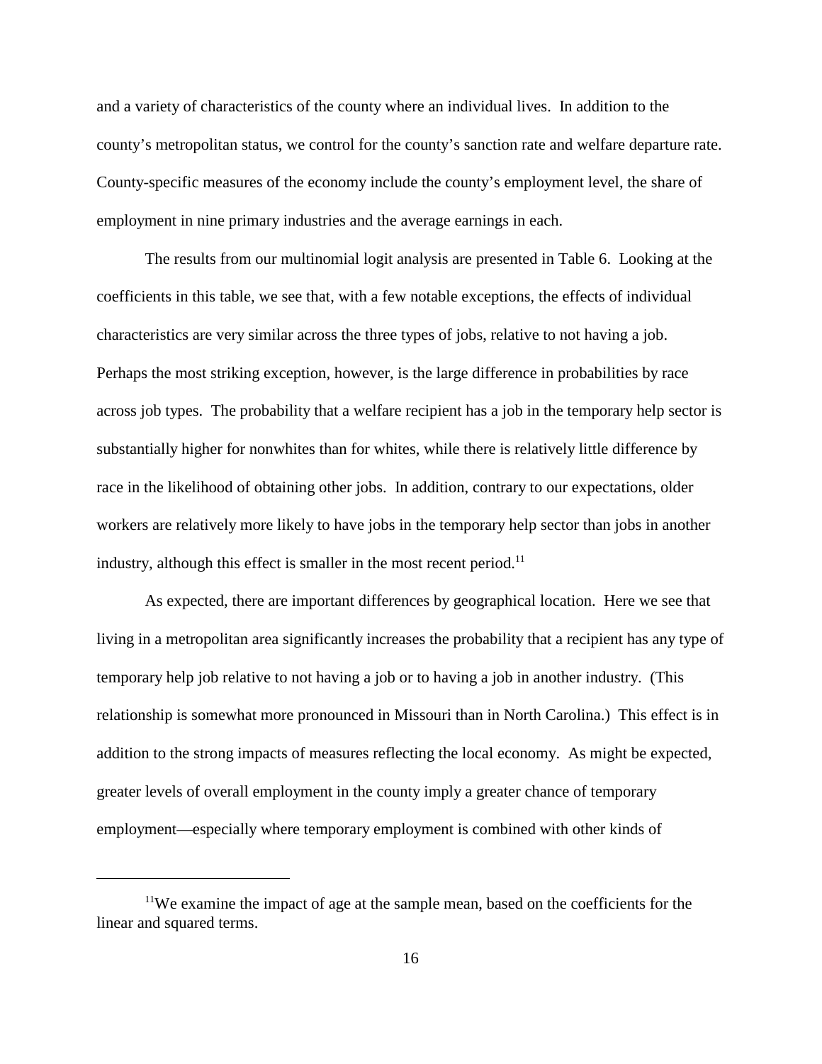and a variety of characteristics of the county where an individual lives. In addition to the county's metropolitan status, we control for the county's sanction rate and welfare departure rate. County-specific measures of the economy include the county's employment level, the share of employment in nine primary industries and the average earnings in each.

The results from our multinomial logit analysis are presented in Table 6. Looking at the coefficients in this table, we see that, with a few notable exceptions, the effects of individual characteristics are very similar across the three types of jobs, relative to not having a job. Perhaps the most striking exception, however, is the large difference in probabilities by race across job types. The probability that a welfare recipient has a job in the temporary help sector is substantially higher for nonwhites than for whites, while there is relatively little difference by race in the likelihood of obtaining other jobs. In addition, contrary to our expectations, older workers are relatively more likely to have jobs in the temporary help sector than jobs in another industry, although this effect is smaller in the most recent period.[11]

As expected, there are important differences by geographical location. Here we see that living in a metropolitan area significantly increases the probability that a recipient has any type of temporary help job relative to not having a job or to having a job in another industry. (This relationship is somewhat more pronounced in Missouri than in North Carolina.) This effect is in addition to the strong impacts of measures reflecting the local economy. As might be expected, greater levels of overall employment in the county imply a greater chance of temporary employment—especially where temporary employment is combined with other kinds of

---

[11]We examine the impact of age at the sample mean, based on the coefficients for the linear and squared terms.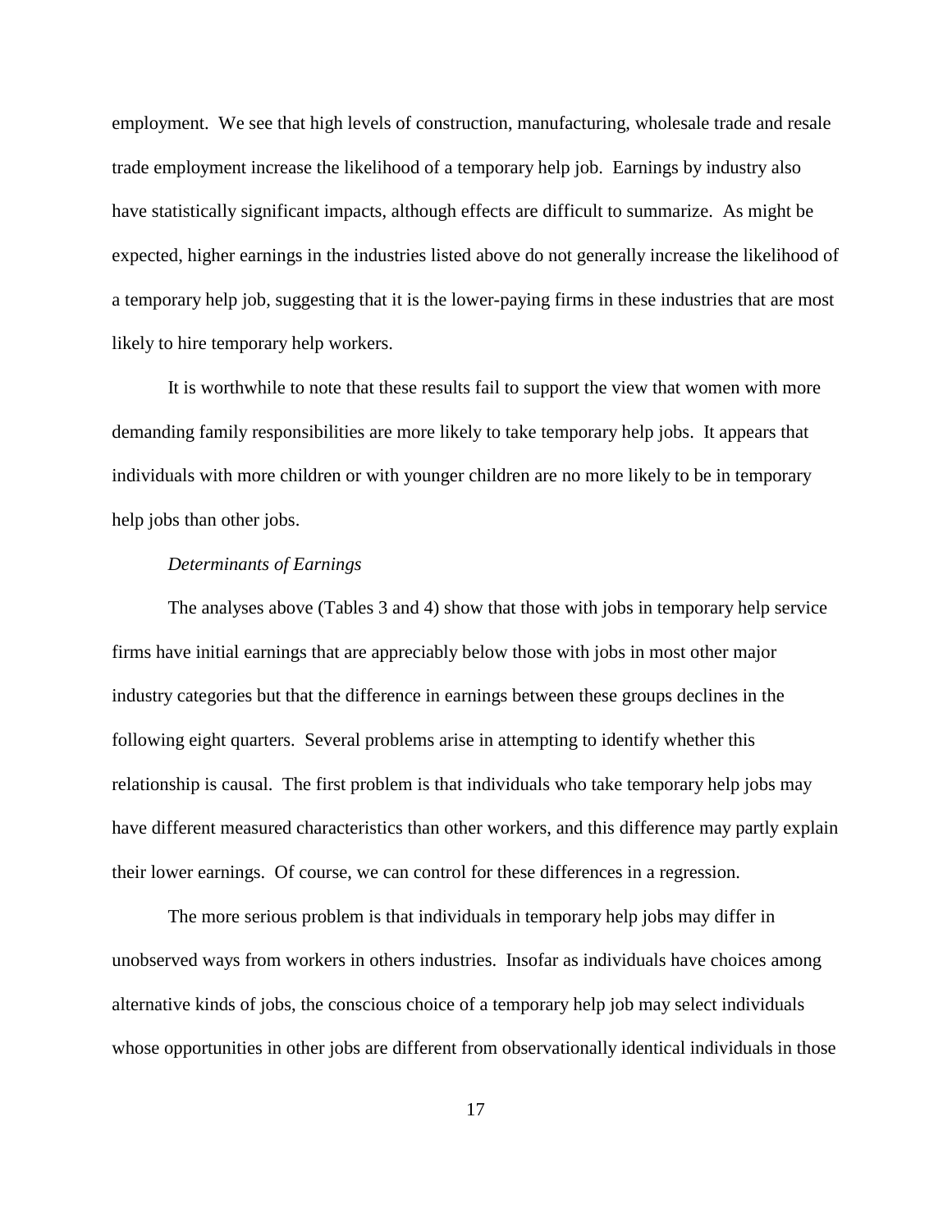employment. We see that high levels of construction, manufacturing, wholesale trade and resale trade employment increase the likelihood of a temporary help job. Earnings by industry also have statistically significant impacts, although effects are difficult to summarize. As might be expected, higher earnings in the industries listed above do not generally increase the likelihood of a temporary help job, suggesting that it is the lower-paying firms in these industries that are most likely to hire temporary help workers.

It is worthwhile to note that these results fail to support the view that women with more demanding family responsibilities are more likely to take temporary help jobs. It appears that individuals with more children or with younger children are no more likely to be in temporary help jobs than other jobs.

*Determinants of Earnings*

The analyses above (Tables 3 and 4) show that those with jobs in temporary help service firms have initial earnings that are appreciably below those with jobs in most other major industry categories but that the difference in earnings between these groups declines in the following eight quarters. Several problems arise in attempting to identify whether this relationship is causal. The first problem is that individuals who take temporary help jobs may have different measured characteristics than other workers, and this difference may partly explain their lower earnings. Of course, we can control for these differences in a regression.

The more serious problem is that individuals in temporary help jobs may differ in unobserved ways from workers in others industries. Insofar as individuals have choices among alternative kinds of jobs, the conscious choice of a temporary help job may select individuals whose opportunities in other jobs are different from observationally identical individuals in those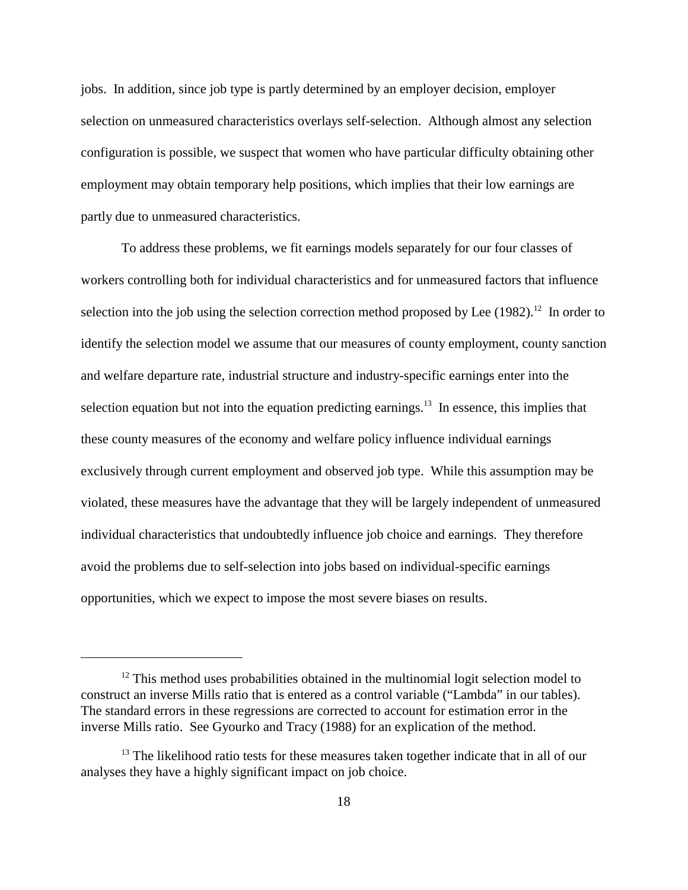jobs. In addition, since job type is partly determined by an employer decision, employer selection on unmeasured characteristics overlays self-selection. Although almost any selection configuration is possible, we suspect that women who have particular difficulty obtaining other employment may obtain temporary help positions, which implies that their low earnings are partly due to unmeasured characteristics.

To address these problems, we fit earnings models separately for our four classes of workers controlling both for individual characteristics and for unmeasured factors that influence selection into the job using the selection correction method proposed by Lee (1982).[12] In order to identify the selection model we assume that our measures of county employment, county sanction and welfare departure rate, industrial structure and industry-specific earnings enter into the selection equation but not into the equation predicting earnings.[13] In essence, this implies that these county measures of the economy and welfare policy influence individual earnings exclusively through current employment and observed job type. While this assumption may be violated, these measures have the advantage that they will be largely independent of unmeasured individual characteristics that undoubtedly influence job choice and earnings. They therefore avoid the problems due to self-selection into jobs based on individual-specific earnings opportunities, which we expect to impose the most severe biases on results.

---

[12] This method uses probabilities obtained in the multinomial logit selection model to construct an inverse Mills ratio that is entered as a control variable ("Lambda" in our tables). The standard errors in these regressions are corrected to account for estimation error in the inverse Mills ratio. See Gyourko and Tracy (1988) for an explication of the method.

[13] The likelihood ratio tests for these measures taken together indicate that in all of our analyses they have a highly significant impact on job choice.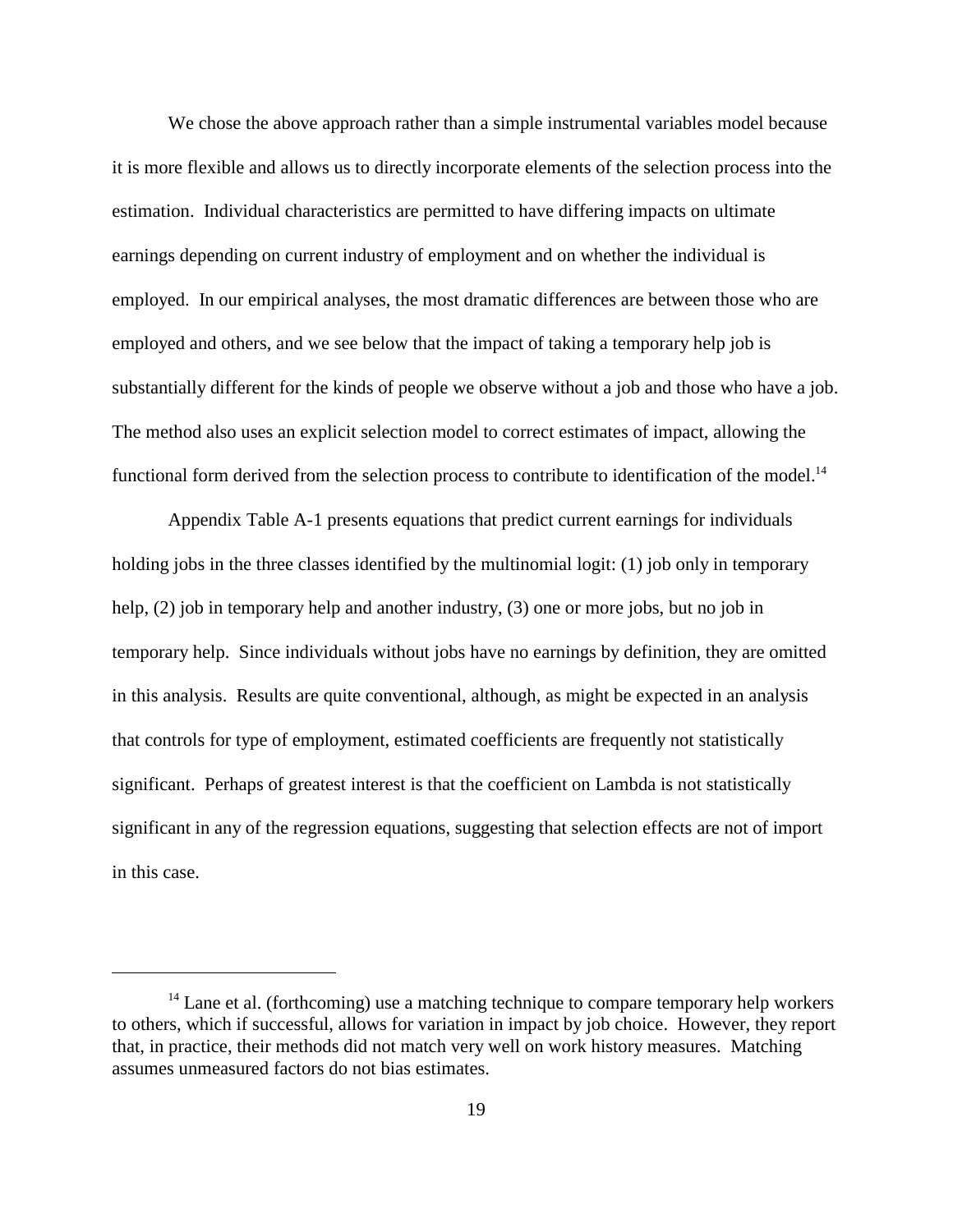We chose the above approach rather than a simple instrumental variables model because it is more flexible and allows us to directly incorporate elements of the selection process into the estimation. Individual characteristics are permitted to have differing impacts on ultimate earnings depending on current industry of employment and on whether the individual is employed. In our empirical analyses, the most dramatic differences are between those who are employed and others, and we see below that the impact of taking a temporary help job is substantially different for the kinds of people we observe without a job and those who have a job. The method also uses an explicit selection model to correct estimates of impact, allowing the functional form derived from the selection process to contribute to identification of the model.[14]

Appendix Table A-1 presents equations that predict current earnings for individuals holding jobs in the three classes identified by the multinomial logit: (1) job only in temporary help, (2) job in temporary help and another industry, (3) one or more jobs, but no job in temporary help. Since individuals without jobs have no earnings by definition, they are omitted in this analysis. Results are quite conventional, although, as might be expected in an analysis that controls for type of employment, estimated coefficients are frequently not statistically significant. Perhaps of greatest interest is that the coefficient on Lambda is not statistically significant in any of the regression equations, suggesting that selection effects are not of import in this case.

---

[14] Lane et al. (forthcoming) use a matching technique to compare temporary help workers to others, which if successful, allows for variation in impact by job choice. However, they report that, in practice, their methods did not match very well on work history measures. Matching assumes unmeasured factors do not bias estimates.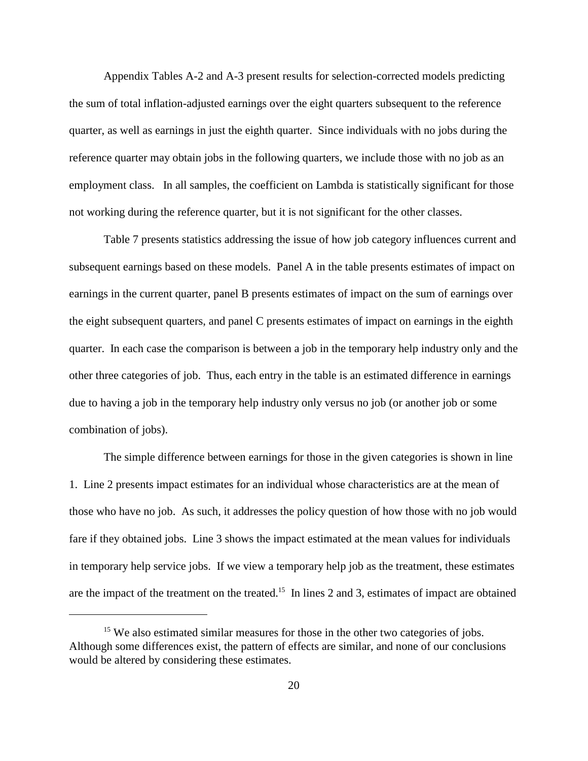Appendix Tables A-2 and A-3 present results for selection-corrected models predicting the sum of total inflation-adjusted earnings over the eight quarters subsequent to the reference quarter, as well as earnings in just the eighth quarter. Since individuals with no jobs during the reference quarter may obtain jobs in the following quarters, we include those with no job as an employment class. In all samples, the coefficient on Lambda is statistically significant for those not working during the reference quarter, but it is not significant for the other classes.

Table 7 presents statistics addressing the issue of how job category influences current and subsequent earnings based on these models. Panel A in the table presents estimates of impact on earnings in the current quarter, panel B presents estimates of impact on the sum of earnings over the eight subsequent quarters, and panel C presents estimates of impact on earnings in the eighth quarter. In each case the comparison is between a job in the temporary help industry only and the other three categories of job. Thus, each entry in the table is an estimated difference in earnings due to having a job in the temporary help industry only versus no job (or another job or some combination of jobs).

The simple difference between earnings for those in the given categories is shown in line 1. Line 2 presents impact estimates for an individual whose characteristics are at the mean of those who have no job. As such, it addresses the policy question of how those with no job would fare if they obtained jobs. Line 3 shows the impact estimated at the mean values for individuals in temporary help service jobs. If we view a temporary help job as the treatment, these estimates are the impact of the treatment on the treated.[15] In lines 2 and 3, estimates of impact are obtained

[15] We also estimated similar measures for those in the other two categories of jobs. Although some differences exist, the pattern of effects are similar, and none of our conclusions would be altered by considering these estimates.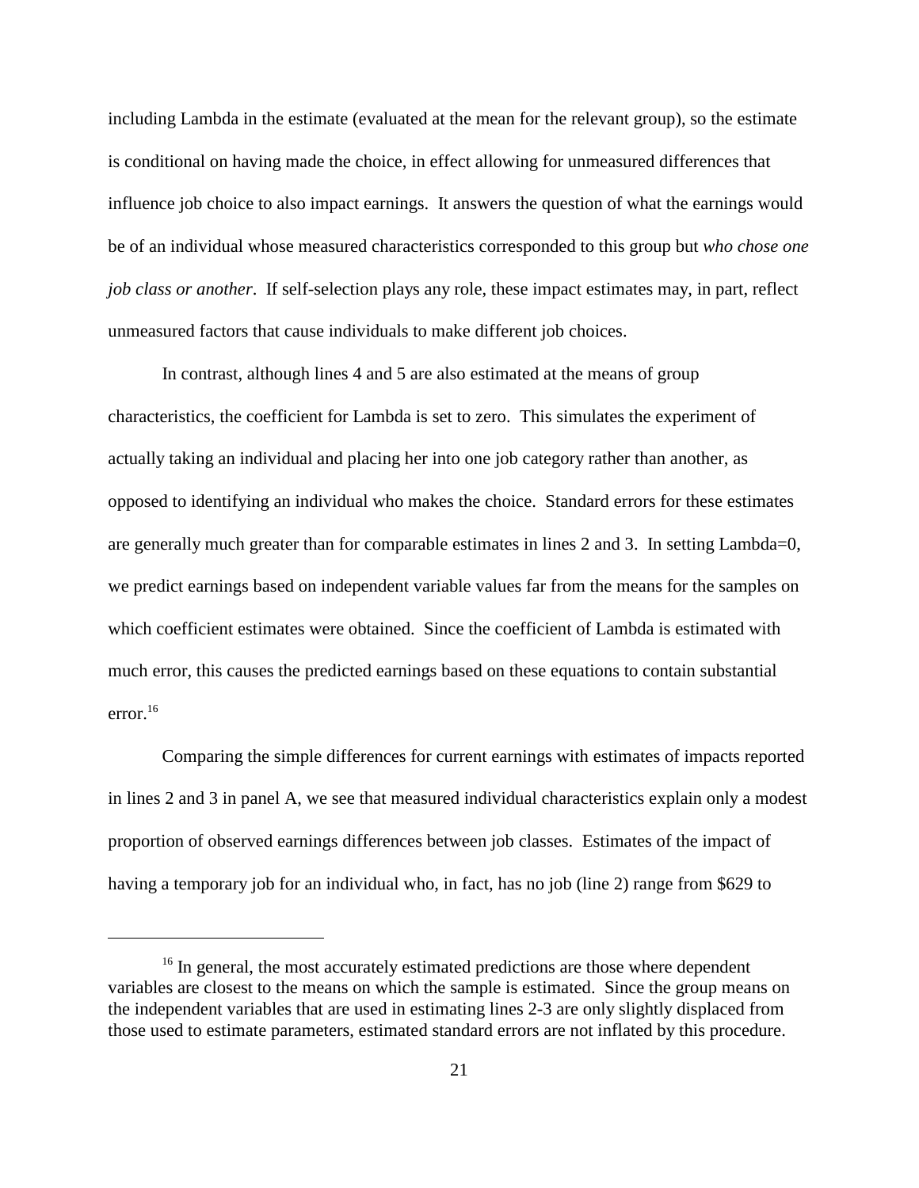including Lambda in the estimate (evaluated at the mean for the relevant group), so the estimate is conditional on having made the choice, in effect allowing for unmeasured differences that influence job choice to also impact earnings. It answers the question of what the earnings would be of an individual whose measured characteristics corresponded to this group but *who chose one job class or another*. If self-selection plays any role, these impact estimates may, in part, reflect unmeasured factors that cause individuals to make different job choices.

In contrast, although lines 4 and 5 are also estimated at the means of group characteristics, the coefficient for Lambda is set to zero. This simulates the experiment of actually taking an individual and placing her into one job category rather than another, as opposed to identifying an individual who makes the choice. Standard errors for these estimates are generally much greater than for comparable estimates in lines 2 and 3. In setting Lambda=0, we predict earnings based on independent variable values far from the means for the samples on which coefficient estimates were obtained. Since the coefficient of Lambda is estimated with much error, this causes the predicted earnings based on these equations to contain substantial error.[16]

Comparing the simple differences for current earnings with estimates of impacts reported in lines 2 and 3 in panel A, we see that measured individual characteristics explain only a modest proportion of observed earnings differences between job classes. Estimates of the impact of having a temporary job for an individual who, in fact, has no job (line 2) range from $629 to

---

[16] In general, the most accurately estimated predictions are those where dependent variables are closest to the means on which the sample is estimated. Since the group means on the independent variables that are used in estimating lines 2-3 are only slightly displaced from those used to estimate parameters, estimated standard errors are not inflated by this procedure.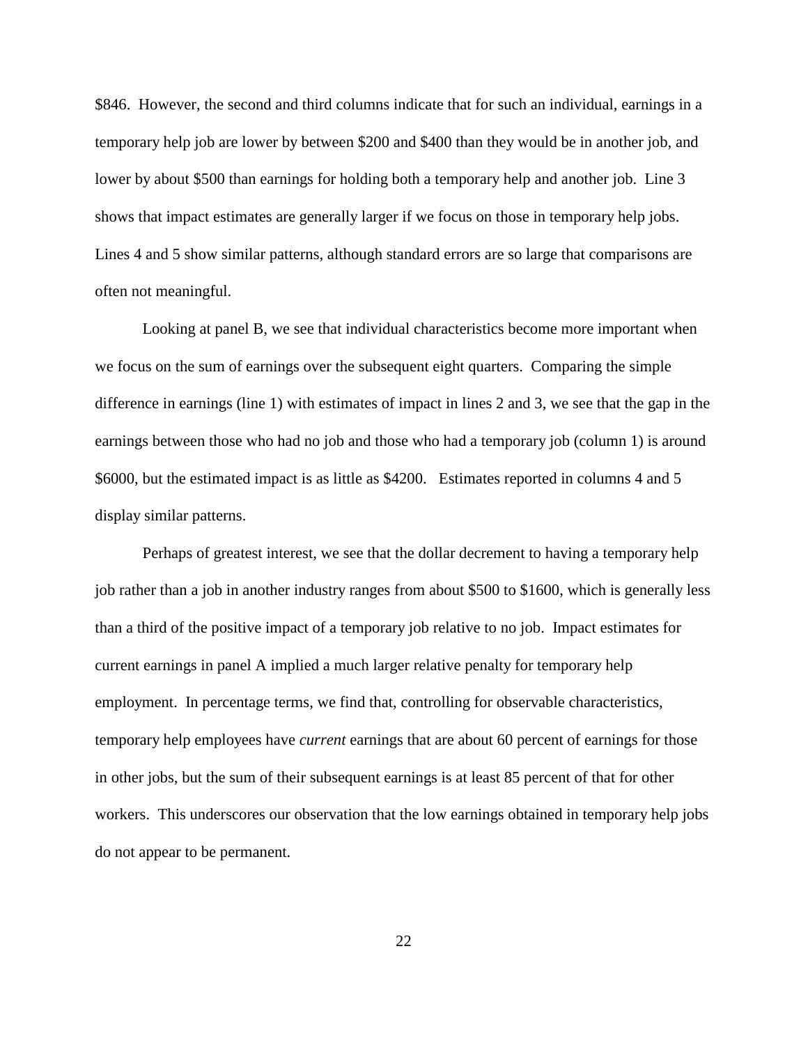\$846. However, the second and third columns indicate that for such an individual, earnings in a temporary help job are lower by between \$200 and \$400 than they would be in another job, and lower by about \$500 than earnings for holding both a temporary help and another job. Line 3 shows that impact estimates are generally larger if we focus on those in temporary help jobs. Lines 4 and 5 show similar patterns, although standard errors are so large that comparisons are often not meaningful.

Looking at panel B, we see that individual characteristics become more important when we focus on the sum of earnings over the subsequent eight quarters. Comparing the simple difference in earnings (line 1) with estimates of impact in lines 2 and 3, we see that the gap in the earnings between those who had no job and those who had a temporary job (column 1) is around \$6000, but the estimated impact is as little as \$4200. Estimates reported in columns 4 and 5 display similar patterns.

Perhaps of greatest interest, we see that the dollar decrement to having a temporary help job rather than a job in another industry ranges from about \$500 to \$1600, which is generally less than a third of the positive impact of a temporary job relative to no job. Impact estimates for current earnings in panel A implied a much larger relative penalty for temporary help employment. In percentage terms, we find that, controlling for observable characteristics, temporary help employees have *current* earnings that are about 60 percent of earnings for those in other jobs, but the sum of their subsequent earnings is at least 85 percent of that for other workers. This underscores our observation that the low earnings obtained in temporary help jobs do not appear to be permanent.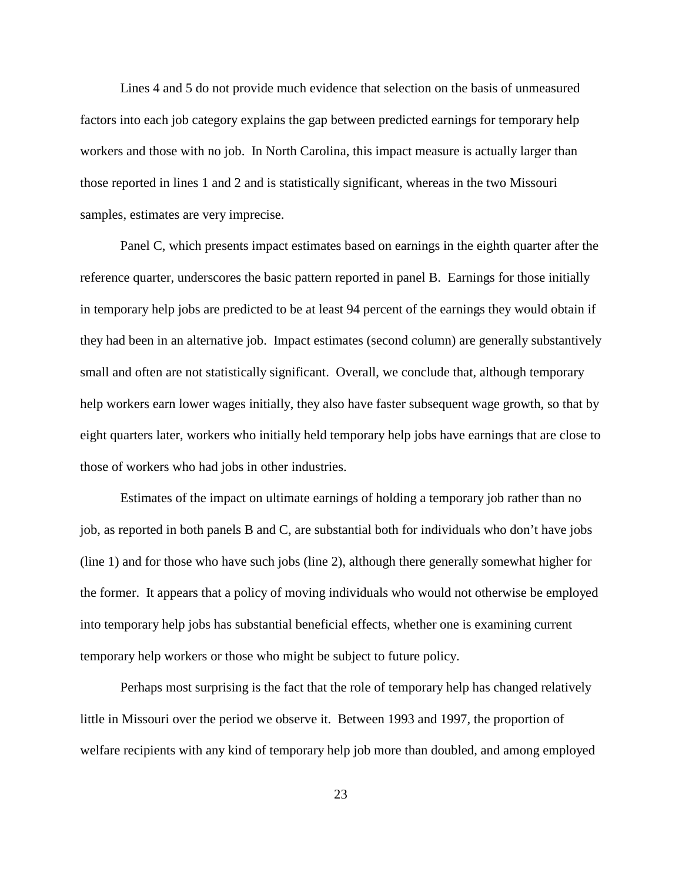Lines 4 and 5 do not provide much evidence that selection on the basis of unmeasured factors into each job category explains the gap between predicted earnings for temporary help workers and those with no job. In North Carolina, this impact measure is actually larger than those reported in lines 1 and 2 and is statistically significant, whereas in the two Missouri samples, estimates are very imprecise.

Panel C, which presents impact estimates based on earnings in the eighth quarter after the reference quarter, underscores the basic pattern reported in panel B. Earnings for those initially in temporary help jobs are predicted to be at least 94 percent of the earnings they would obtain if they had been in an alternative job. Impact estimates (second column) are generally substantively small and often are not statistically significant. Overall, we conclude that, although temporary help workers earn lower wages initially, they also have faster subsequent wage growth, so that by eight quarters later, workers who initially held temporary help jobs have earnings that are close to those of workers who had jobs in other industries.

Estimates of the impact on ultimate earnings of holding a temporary job rather than no job, as reported in both panels B and C, are substantial both for individuals who don't have jobs (line 1) and for those who have such jobs (line 2), although there generally somewhat higher for the former. It appears that a policy of moving individuals who would not otherwise be employed into temporary help jobs has substantial beneficial effects, whether one is examining current temporary help workers or those who might be subject to future policy.

Perhaps most surprising is the fact that the role of temporary help has changed relatively little in Missouri over the period we observe it. Between 1993 and 1997, the proportion of welfare recipients with any kind of temporary help job more than doubled, and among employed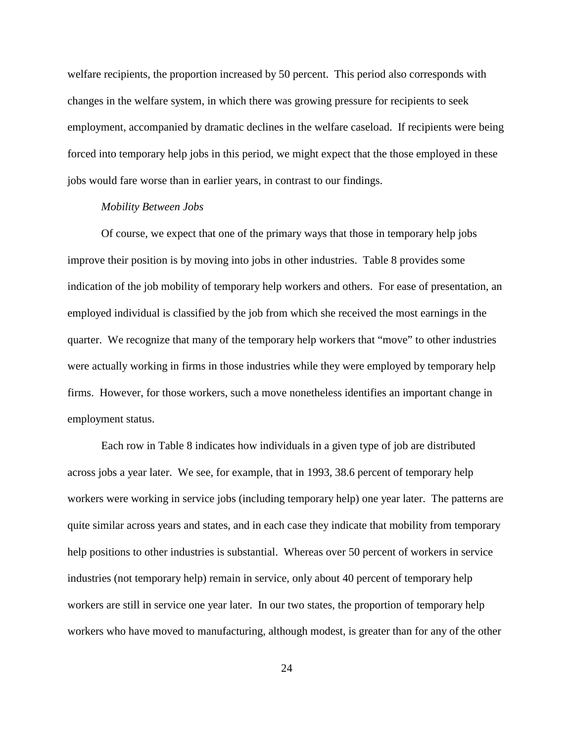welfare recipients, the proportion increased by 50 percent. This period also corresponds with changes in the welfare system, in which there was growing pressure for recipients to seek employment, accompanied by dramatic declines in the welfare caseload. If recipients were being forced into temporary help jobs in this period, we might expect that the those employed in these jobs would fare worse than in earlier years, in contrast to our findings.

*Mobility Between Jobs*

Of course, we expect that one of the primary ways that those in temporary help jobs improve their position is by moving into jobs in other industries. Table 8 provides some indication of the job mobility of temporary help workers and others. For ease of presentation, an employed individual is classified by the job from which she received the most earnings in the quarter. We recognize that many of the temporary help workers that "move" to other industries were actually working in firms in those industries while they were employed by temporary help firms. However, for those workers, such a move nonetheless identifies an important change in employment status.

Each row in Table 8 indicates how individuals in a given type of job are distributed across jobs a year later. We see, for example, that in 1993, 38.6 percent of temporary help workers were working in service jobs (including temporary help) one year later. The patterns are quite similar across years and states, and in each case they indicate that mobility from temporary help positions to other industries is substantial. Whereas over 50 percent of workers in service industries (not temporary help) remain in service, only about 40 percent of temporary help workers are still in service one year later. In our two states, the proportion of temporary help workers who have moved to manufacturing, although modest, is greater than for any of the other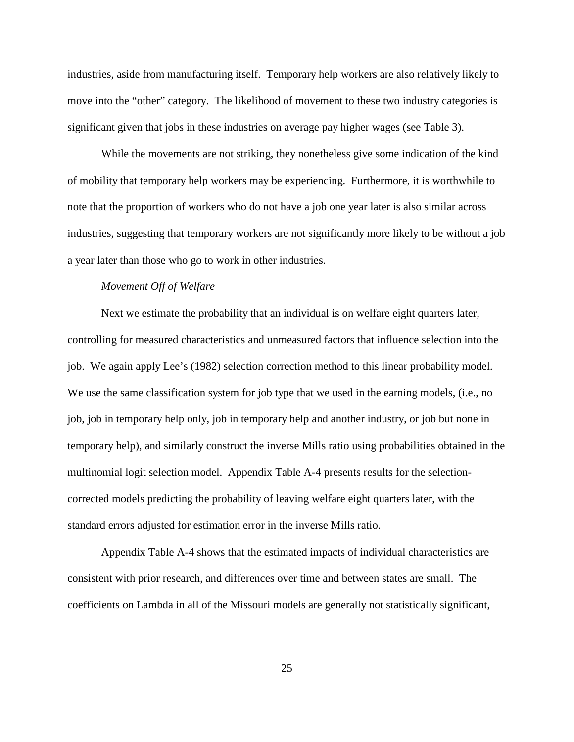industries, aside from manufacturing itself. Temporary help workers are also relatively likely to move into the "other" category. The likelihood of movement to these two industry categories is significant given that jobs in these industries on average pay higher wages (see Table 3).

While the movements are not striking, they nonetheless give some indication of the kind of mobility that temporary help workers may be experiencing. Furthermore, it is worthwhile to note that the proportion of workers who do not have a job one year later is also similar across industries, suggesting that temporary workers are not significantly more likely to be without a job a year later than those who go to work in other industries.

*Movement Off of Welfare*

Next we estimate the probability that an individual is on welfare eight quarters later, controlling for measured characteristics and unmeasured factors that influence selection into the job. We again apply Lee's (1982) selection correction method to this linear probability model. We use the same classification system for job type that we used in the earning models, (i.e., no job, job in temporary help only, job in temporary help and another industry, or job but none in temporary help), and similarly construct the inverse Mills ratio using probabilities obtained in the multinomial logit selection model. Appendix Table A-4 presents results for the selection-corrected models predicting the probability of leaving welfare eight quarters later, with the standard errors adjusted for estimation error in the inverse Mills ratio.

Appendix Table A-4 shows that the estimated impacts of individual characteristics are consistent with prior research, and differences over time and between states are small. The coefficients on Lambda in all of the Missouri models are generally not statistically significant,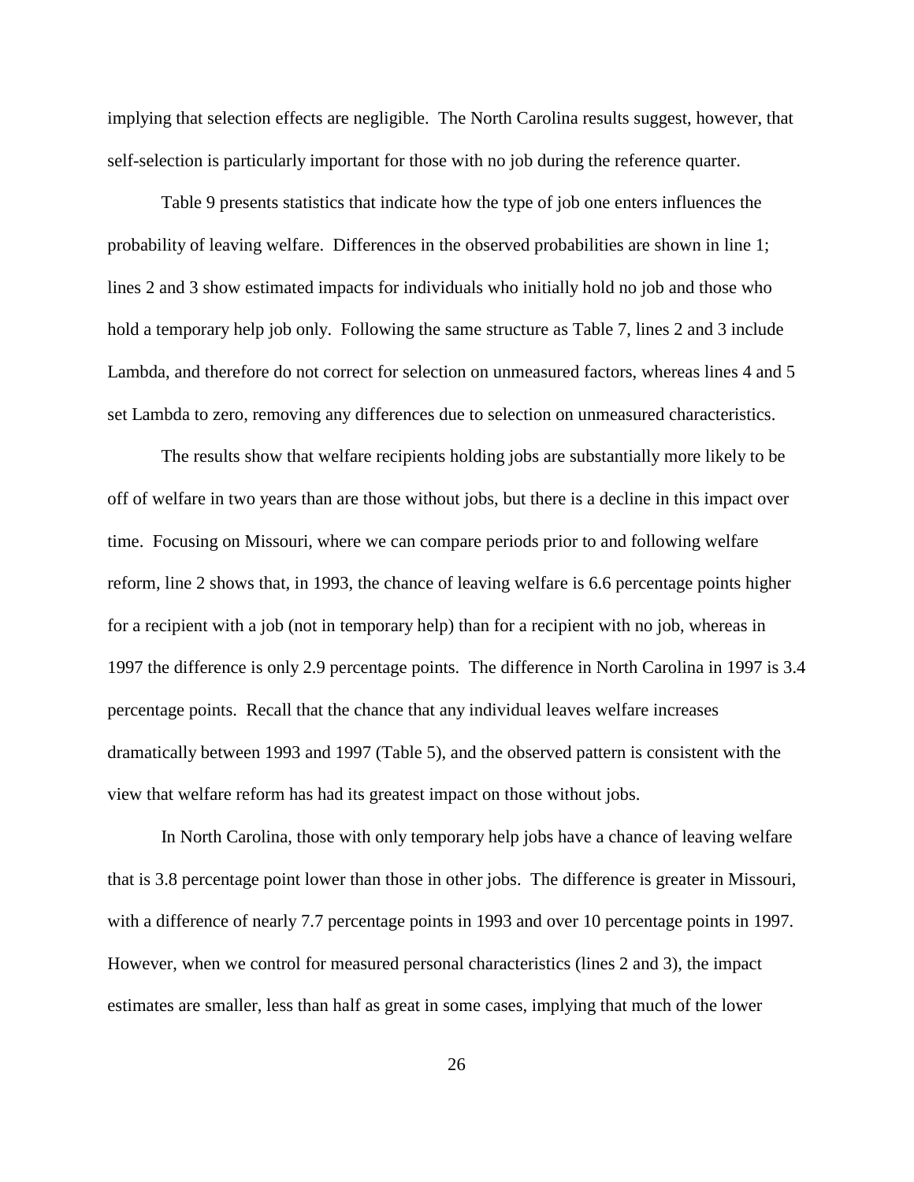implying that selection effects are negligible. The North Carolina results suggest, however, that self-selection is particularly important for those with no job during the reference quarter.

Table 9 presents statistics that indicate how the type of job one enters influences the probability of leaving welfare. Differences in the observed probabilities are shown in line 1; lines 2 and 3 show estimated impacts for individuals who initially hold no job and those who hold a temporary help job only. Following the same structure as Table 7, lines 2 and 3 include Lambda, and therefore do not correct for selection on unmeasured factors, whereas lines 4 and 5 set Lambda to zero, removing any differences due to selection on unmeasured characteristics.

The results show that welfare recipients holding jobs are substantially more likely to be off of welfare in two years than are those without jobs, but there is a decline in this impact over time. Focusing on Missouri, where we can compare periods prior to and following welfare reform, line 2 shows that, in 1993, the chance of leaving welfare is 6.6 percentage points higher for a recipient with a job (not in temporary help) than for a recipient with no job, whereas in 1997 the difference is only 2.9 percentage points. The difference in North Carolina in 1997 is 3.4 percentage points. Recall that the chance that any individual leaves welfare increases dramatically between 1993 and 1997 (Table 5), and the observed pattern is consistent with the view that welfare reform has had its greatest impact on those without jobs.

In North Carolina, those with only temporary help jobs have a chance of leaving welfare that is 3.8 percentage point lower than those in other jobs. The difference is greater in Missouri, with a difference of nearly 7.7 percentage points in 1993 and over 10 percentage points in 1997. However, when we control for measured personal characteristics (lines 2 and 3), the impact estimates are smaller, less than half as great in some cases, implying that much of the lower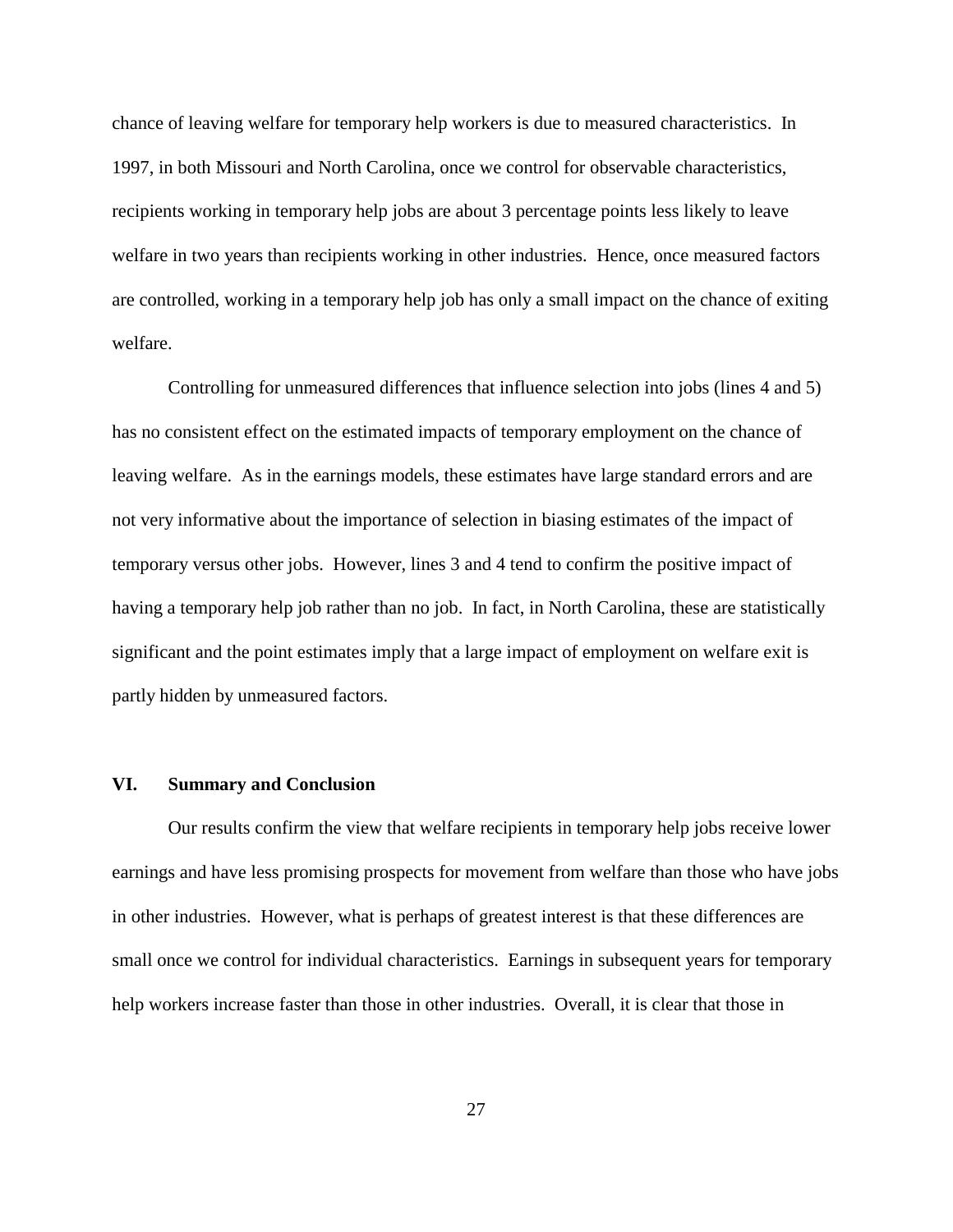chance of leaving welfare for temporary help workers is due to measured characteristics. In 1997, in both Missouri and North Carolina, once we control for observable characteristics, recipients working in temporary help jobs are about 3 percentage points less likely to leave welfare in two years than recipients working in other industries. Hence, once measured factors are controlled, working in a temporary help job has only a small impact on the chance of exiting welfare.

Controlling for unmeasured differences that influence selection into jobs (lines 4 and 5) has no consistent effect on the estimated impacts of temporary employment on the chance of leaving welfare. As in the earnings models, these estimates have large standard errors and are not very informative about the importance of selection in biasing estimates of the impact of temporary versus other jobs. However, lines 3 and 4 tend to confirm the positive impact of having a temporary help job rather than no job. In fact, in North Carolina, these are statistically significant and the point estimates imply that a large impact of employment on welfare exit is partly hidden by unmeasured factors.

## VI. Summary and Conclusion

Our results confirm the view that welfare recipients in temporary help jobs receive lower earnings and have less promising prospects for movement from welfare than those who have jobs in other industries. However, what is perhaps of greatest interest is that these differences are small once we control for individual characteristics. Earnings in subsequent years for temporary help workers increase faster than those in other industries. Overall, it is clear that those in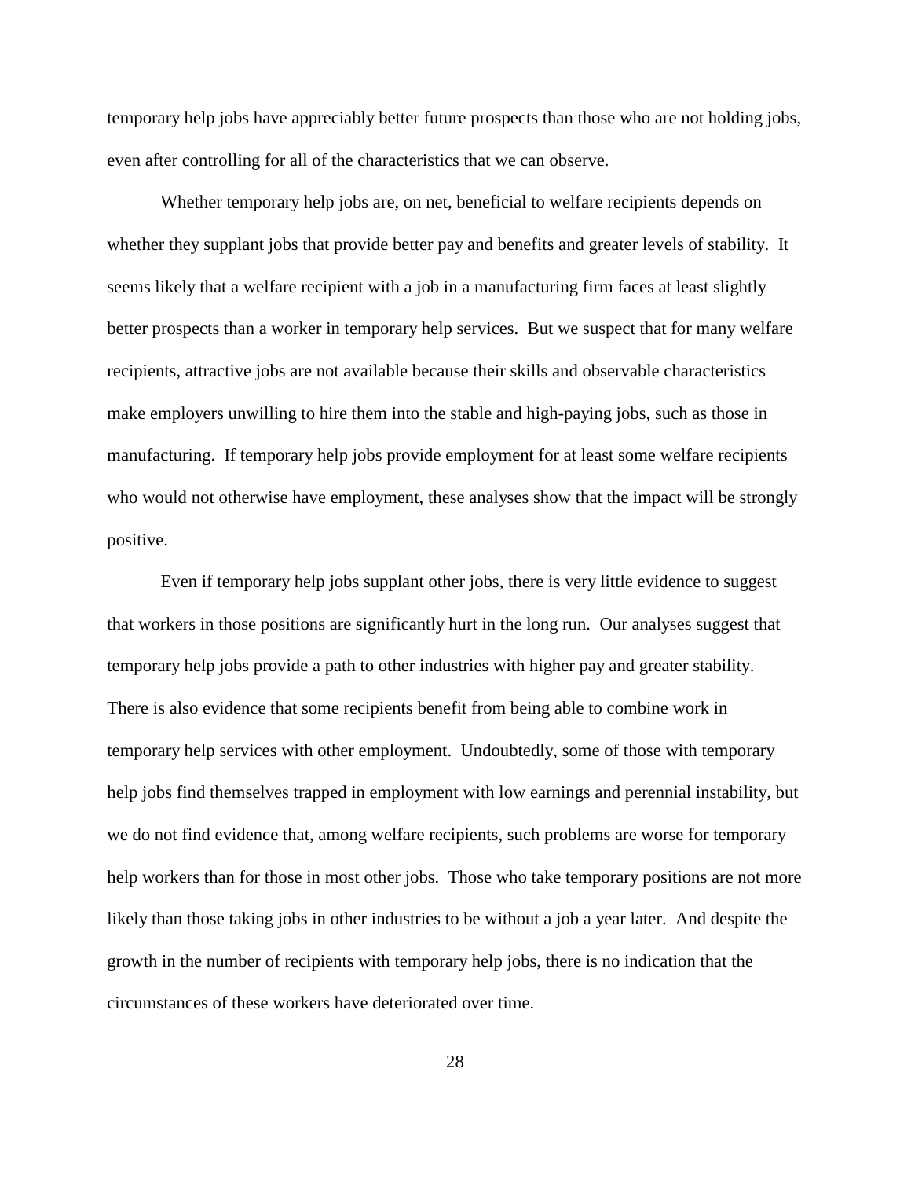temporary help jobs have appreciably better future prospects than those who are not holding jobs, even after controlling for all of the characteristics that we can observe.

Whether temporary help jobs are, on net, beneficial to welfare recipients depends on whether they supplant jobs that provide better pay and benefits and greater levels of stability. It seems likely that a welfare recipient with a job in a manufacturing firm faces at least slightly better prospects than a worker in temporary help services. But we suspect that for many welfare recipients, attractive jobs are not available because their skills and observable characteristics make employers unwilling to hire them into the stable and high-paying jobs, such as those in manufacturing. If temporary help jobs provide employment for at least some welfare recipients who would not otherwise have employment, these analyses show that the impact will be strongly positive.

Even if temporary help jobs supplant other jobs, there is very little evidence to suggest that workers in those positions are significantly hurt in the long run. Our analyses suggest that temporary help jobs provide a path to other industries with higher pay and greater stability. There is also evidence that some recipients benefit from being able to combine work in temporary help services with other employment. Undoubtedly, some of those with temporary help jobs find themselves trapped in employment with low earnings and perennial instability, but we do not find evidence that, among welfare recipients, such problems are worse for temporary help workers than for those in most other jobs. Those who take temporary positions are not more likely than those taking jobs in other industries to be without a job a year later. And despite the growth in the number of recipients with temporary help jobs, there is no indication that the circumstances of these workers have deteriorated over time.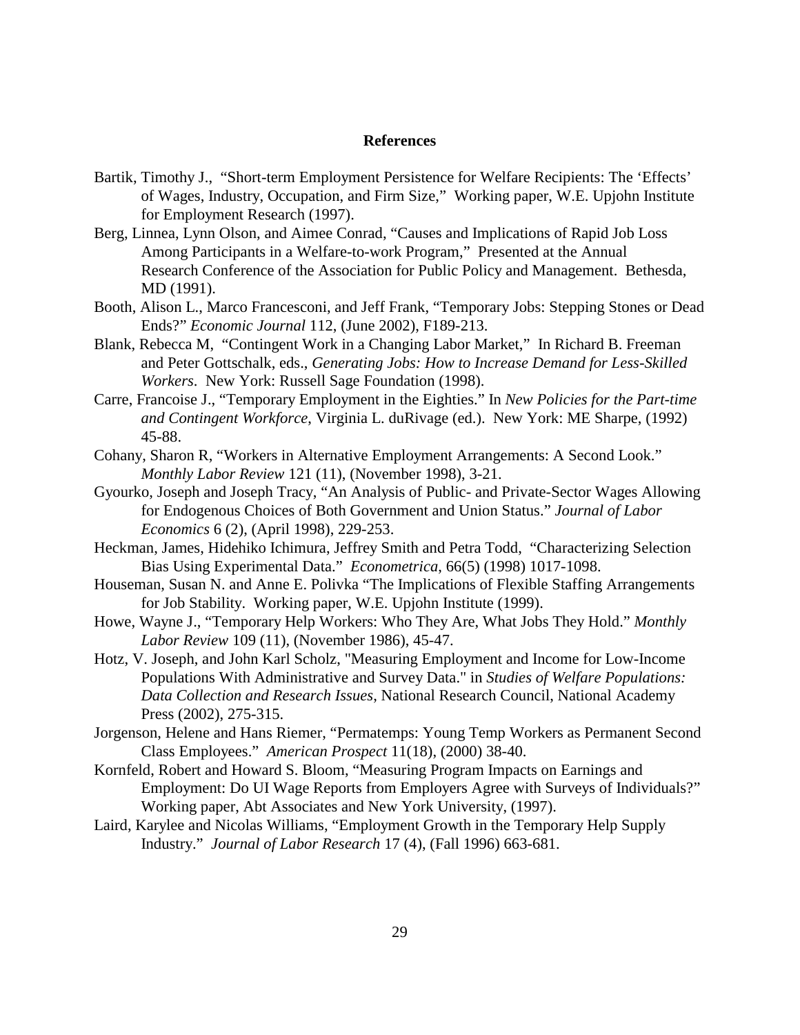## References

Bartik, Timothy J., "Short-term Employment Persistence for Welfare Recipients: The 'Effects' of Wages, Industry, Occupation, and Firm Size," Working paper, W.E. Upjohn Institute for Employment Research (1997).

Berg, Linnea, Lynn Olson, and Aimee Conrad, "Causes and Implications of Rapid Job Loss Among Participants in a Welfare-to-work Program," Presented at the Annual Research Conference of the Association for Public Policy and Management. Bethesda, MD (1991).

Booth, Alison L., Marco Francesconi, and Jeff Frank, "Temporary Jobs: Stepping Stones or Dead Ends?" *Economic Journal* 112, (June 2002), F189-213.

Blank, Rebecca M, "Contingent Work in a Changing Labor Market," In Richard B. Freeman and Peter Gottschalk, eds., *Generating Jobs: How to Increase Demand for Less-Skilled Workers*. New York: Russell Sage Foundation (1998).

Carre, Francoise J., "Temporary Employment in the Eighties." In *New Policies for the Part-time and Contingent Workforce*, Virginia L. duRivage (ed.). New York: ME Sharpe, (1992) 45-88.

Cohany, Sharon R, "Workers in Alternative Employment Arrangements: A Second Look." *Monthly Labor Review* 121 (11), (November 1998), 3-21.

Gyourko, Joseph and Joseph Tracy, "An Analysis of Public- and Private-Sector Wages Allowing for Endogenous Choices of Both Government and Union Status." *Journal of Labor Economics* 6 (2), (April 1998), 229-253.

Heckman, James, Hidehiko Ichimura, Jeffrey Smith and Petra Todd, "Characterizing Selection Bias Using Experimental Data." *Econometrica*, 66(5) (1998) 1017-1098.

Houseman, Susan N. and Anne E. Polivka "The Implications of Flexible Staffing Arrangements for Job Stability. Working paper, W.E. Upjohn Institute (1999).

Howe, Wayne J., "Temporary Help Workers: Who They Are, What Jobs They Hold." *Monthly Labor Review* 109 (11), (November 1986), 45-47.

Hotz, V. Joseph, and John Karl Scholz, "Measuring Employment and Income for Low-Income Populations With Administrative and Survey Data." in *Studies of Welfare Populations: Data Collection and Research Issues*, National Research Council, National Academy Press (2002), 275-315.

Jorgenson, Helene and Hans Riemer, "Permatemps: Young Temp Workers as Permanent Second Class Employees." *American Prospect* 11(18), (2000) 38-40.

Kornfeld, Robert and Howard S. Bloom, "Measuring Program Impacts on Earnings and Employment: Do UI Wage Reports from Employers Agree with Surveys of Individuals?" Working paper, Abt Associates and New York University, (1997).

Laird, Karylee and Nicolas Williams, "Employment Growth in the Temporary Help Supply Industry." *Journal of Labor Research* 17 (4), (Fall 1996) 663-681.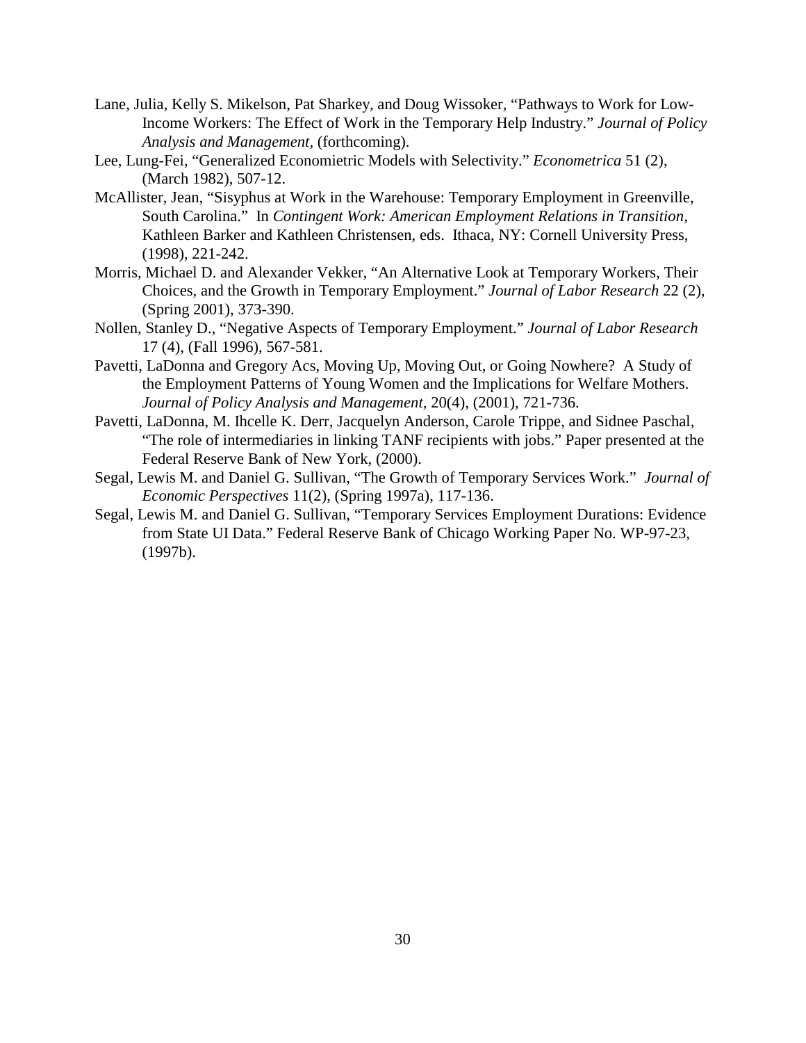Lane, Julia, Kelly S. Mikelson, Pat Sharkey, and Doug Wissoker, "Pathways to Work for Low-Income Workers: The Effect of Work in the Temporary Help Industry." *Journal of Policy Analysis and Management*, (forthcoming).

Lee, Lung-Fei, "Generalized Economietric Models with Selectivity." *Econometrica* 51 (2), (March 1982), 507-12.

McAllister, Jean, "Sisyphus at Work in the Warehouse: Temporary Employment in Greenville, South Carolina." In *Contingent Work: American Employment Relations in Transition*, Kathleen Barker and Kathleen Christensen, eds. Ithaca, NY: Cornell University Press, (1998), 221-242.

Morris, Michael D. and Alexander Vekker, "An Alternative Look at Temporary Workers, Their Choices, and the Growth in Temporary Employment." *Journal of Labor Research* 22 (2), (Spring 2001), 373-390.

Nollen, Stanley D., "Negative Aspects of Temporary Employment." *Journal of Labor Research* 17 (4), (Fall 1996), 567-581.

Pavetti, LaDonna and Gregory Acs, Moving Up, Moving Out, or Going Nowhere? A Study of the Employment Patterns of Young Women and the Implications for Welfare Mothers. *Journal of Policy Analysis and Management*, 20(4), (2001), 721-736.

Pavetti, LaDonna, M. Ihcelle K. Derr, Jacquelyn Anderson, Carole Trippe, and Sidnee Paschal, "The role of intermediaries in linking TANF recipients with jobs." Paper presented at the Federal Reserve Bank of New York, (2000).

Segal, Lewis M. and Daniel G. Sullivan, "The Growth of Temporary Services Work." *Journal of Economic Perspectives* 11(2), (Spring 1997a), 117-136.

Segal, Lewis M. and Daniel G. Sullivan, "Temporary Services Employment Durations: Evidence from State UI Data." Federal Reserve Bank of Chicago Working Paper No. WP-97-23, (1997b).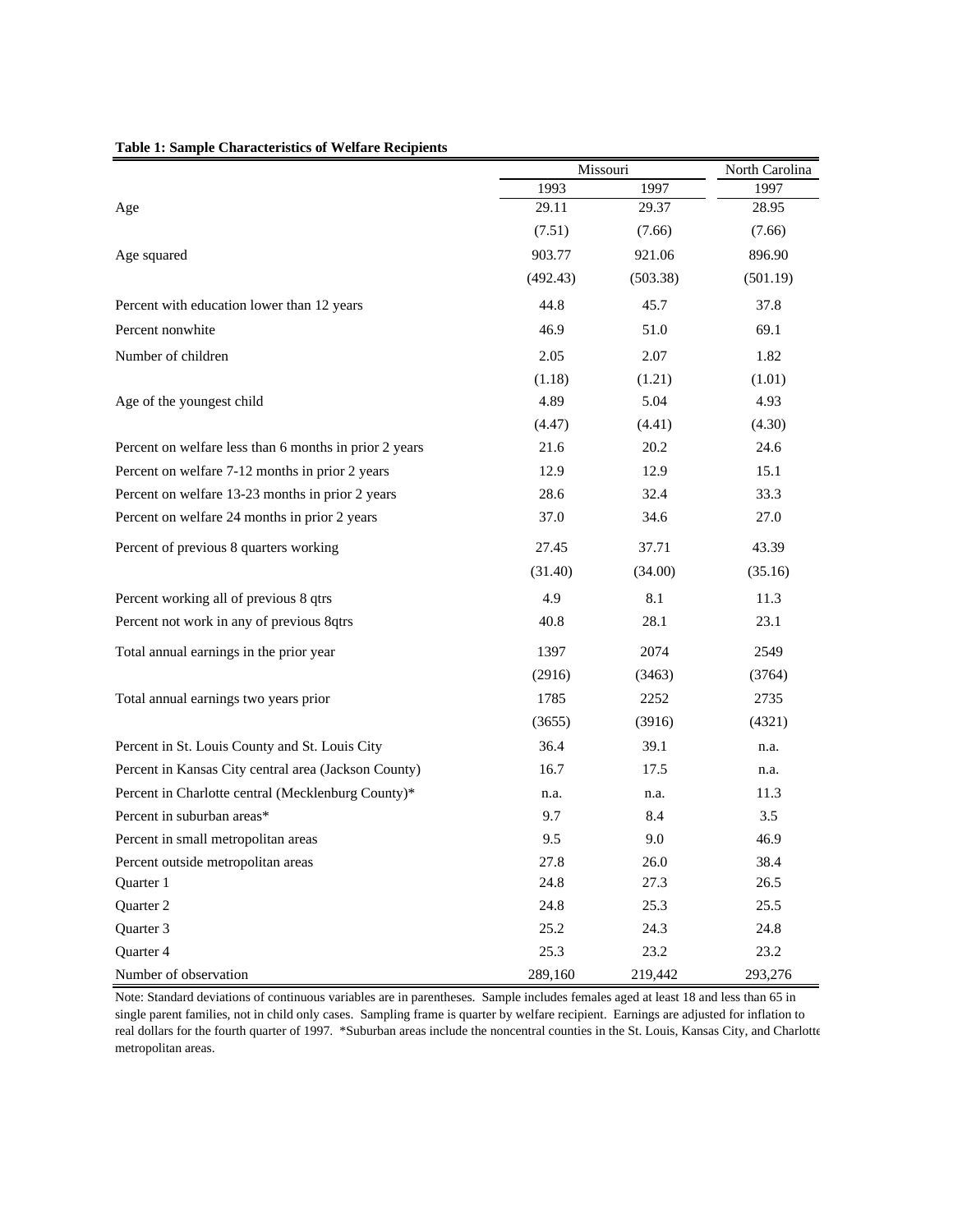**Table 1: Sample Characteristics of Welfare Recipients**

| | Missouri | | North Carolina |
|---|---|---|---|
| | 1993 | 1997 | 1997 |
| Age | 29.11 | 29.37 | 28.95 |
| | (7.51) | (7.66) | (7.66) |
| Age squared | 903.77 | 921.06 | 896.90 |
| | (492.43) | (503.38) | (501.19) |
| Percent with education lower than 12 years | 44.8 | 45.7 | 37.8 |
| Percent nonwhite | 46.9 | 51.0 | 69.1 |
| Number of children | 2.05 | 2.07 | 1.82 |
| | (1.18) | (1.21) | (1.01) |
| Age of the youngest child | 4.89 | 5.04 | 4.93 |
| | (4.47) | (4.41) | (4.30) |
| Percent on welfare less than 6 months in prior 2 years | 21.6 | 20.2 | 24.6 |
| Percent on welfare 7-12 months in prior 2 years | 12.9 | 12.9 | 15.1 |
| Percent on welfare 13-23 months in prior 2 years | 28.6 | 32.4 | 33.3 |
| Percent on welfare 24 months in prior 2 years | 37.0 | 34.6 | 27.0 |
| Percent of previous 8 quarters working | 27.45 | 37.71 | 43.39 |
| | (31.40) | (34.00) | (35.16) |
| Percent working all of previous 8 qtrs | 4.9 | 8.1 | 11.3 |
| Percent not work in any of previous 8qtrs | 40.8 | 28.1 | 23.1 |
| Total annual earnings in the prior year | 1397 | 2074 | 2549 |
| | (2916) | (3463) | (3764) |
| Total annual earnings two years prior | 1785 | 2252 | 2735 |
| | (3655) | (3916) | (4321) |
| Percent in St. Louis County and St. Louis City | 36.4 | 39.1 | n.a. |
| Percent in Kansas City central area (Jackson County) | 16.7 | 17.5 | n.a. |
| Percent in Charlotte central (Mecklenburg County)* | n.a. | n.a. | 11.3 |
| Percent in suburban areas* | 9.7 | 8.4 | 3.5 |
| Percent in small metropolitan areas | 9.5 | 9.0 | 46.9 |
| Percent outside metropolitan areas | 27.8 | 26.0 | 38.4 |
| Quarter 1 | 24.8 | 27.3 | 26.5 |
| Quarter 2 | 24.8 | 25.3 | 25.5 |
| Quarter 3 | 25.2 | 24.3 | 24.8 |
| Quarter 4 | 25.3 | 23.2 | 23.2 |
| Number of observation | 289,160 | 219,442 | 293,276 |

Note: Standard deviations of continuous variables are in parentheses. Sample includes females aged at least 18 and less than 65 in single parent families, not in child only cases. Sampling frame is quarter by welfare recipient. Earnings are adjusted for inflation to real dollars for the fourth quarter of 1997. *Suburban areas include the noncentral counties in the St. Louis, Kansas City, and Charlotte metropolitan areas.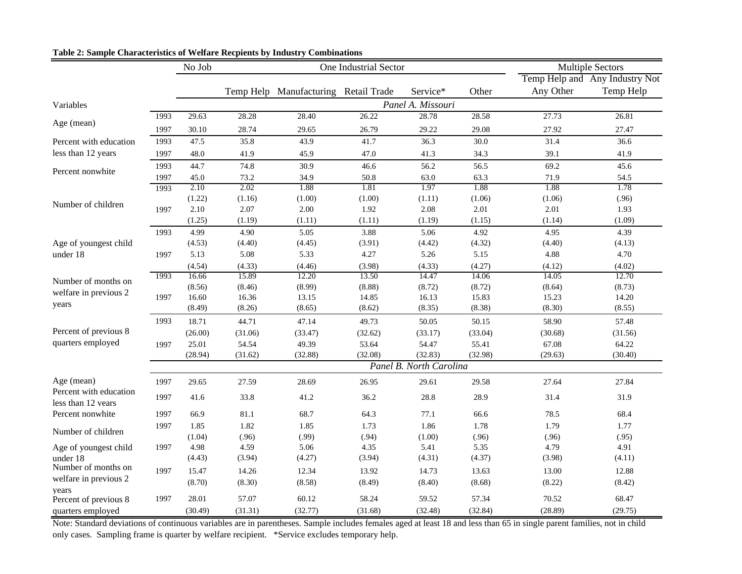**Table 2: Sample Characteristics of Welfare Recpients by Industry Combinations**

| Variables | | No Job | One Industrial Sector | | | | | Multiple Sectors | |
|---|---|---|---|---|---|---|---|---|---|
| | | | Temp Help | Manufacturing | Retail Trade | Service* | Other | Temp Help and Any Other | Any Industry Not Temp Help |
| *Panel A. Missouri* | | | | | | | | | |
| Age (mean) | 1993 | 29.63 | 28.28 | 28.40 | 26.22 | 28.78 | 28.58 | 27.73 | 26.81 |
| | 1997 | 30.10 | 28.74 | 29.65 | 26.79 | 29.22 | 29.08 | 27.92 | 27.47 |
| Percent with education less than 12 years | 1993 | 47.5 | 35.8 | 43.9 | 41.7 | 36.3 | 30.0 | 31.4 | 36.6 |
| | 1997 | 48.0 | 41.9 | 45.9 | 47.0 | 41.3 | 34.3 | 39.1 | 41.9 |
| Percent nonwhite | 1993 | 44.7 | 74.8 | 30.9 | 46.6 | 56.2 | 56.5 | 69.2 | 45.6 |
| | 1997 | 45.0 | 73.2 | 34.9 | 50.8 | 63.0 | 63.3 | 71.9 | 54.5 |
| Number of children | 1993 | 2.10 | 2.02 | 1.88 | 1.81 | 1.97 | 1.88 | 1.88 | 1.78 |
| | | (1.22) | (1.16) | (1.00) | (1.00) | (1.11) | (1.06) | (1.06) | (.96) |
| | 1997 | 2.10 | 2.07 | 2.00 | 1.92 | 2.08 | 2.01 | 2.01 | 1.93 |
| | | (1.25) | (1.19) | (1.11) | (1.11) | (1.19) | (1.15) | (1.14) | (1.09) |
| Age of youngest child under 18 | 1993 | 4.99 | 4.90 | 5.05 | 3.88 | 5.06 | 4.92 | 4.95 | 4.39 |
| | | (4.53) | (4.40) | (4.45) | (3.91) | (4.42) | (4.32) | (4.40) | (4.13) |
| | 1997 | 5.13 | 5.08 | 5.33 | 4.27 | 5.26 | 5.15 | 4.88 | 4.70 |
| | | (4.54) | (4.33) | (4.46) | (3.98) | (4.33) | (4.27) | (4.12) | (4.02) |
| Number of months on welfare in previous 2 years | 1993 | 16.66 | 15.89 | 12.20 | 13.50 | 14.47 | 14.06 | 14.05 | 12.70 |
| | | (8.56) | (8.46) | (8.99) | (8.88) | (8.72) | (8.72) | (8.64) | (8.73) |
| | 1997 | 16.60 | 16.36 | 13.15 | 14.85 | 16.13 | 15.83 | 15.23 | 14.20 |
| | | (8.49) | (8.26) | (8.65) | (8.62) | (8.35) | (8.38) | (8.30) | (8.55) |
| Percent of previous 8 quarters employed | 1993 | 18.71 | 44.71 | 47.14 | 49.73 | 50.05 | 50.15 | 58.90 | 57.48 |
| | | (26.00) | (31.06) | (33.47) | (32.62) | (33.17) | (33.04) | (30.68) | (31.56) |
| | 1997 | 25.01 | 54.54 | 49.39 | 53.64 | 54.47 | 55.41 | 67.08 | 64.22 |
| | | (28.94) | (31.62) | (32.88) | (32.08) | (32.83) | (32.98) | (29.63) | (30.40) |
| *Panel B. North Carolina* | | | | | | | | | |
| Age (mean) | 1997 | 29.65 | 27.59 | 28.69 | 26.95 | 29.61 | 29.58 | 27.64 | 27.84 |
| Percent with education less than 12 years | 1997 | 41.6 | 33.8 | 41.2 | 36.2 | 28.8 | 28.9 | 31.4 | 31.9 |
| Percent nonwhite | 1997 | 66.9 | 81.1 | 68.7 | 64.3 | 77.1 | 66.6 | 78.5 | 68.4 |
| Number of children | 1997 | 1.85 | 1.82 | 1.85 | 1.73 | 1.86 | 1.78 | 1.79 | 1.77 |
| | | (1.04) | (.96) | (.99) | (.94) | (1.00) | (.96) | (.96) | (.95) |
| Age of youngest child under 18 | 1997 | 4.98 | 4.59 | 5.06 | 4.35 | 5.41 | 5.35 | 4.79 | 4.91 |
| | | (4.43) | (3.94) | (4.27) | (3.94) | (4.31) | (4.37) | (3.98) | (4.11) |
| Number of months on welfare in previous 2 years | 1997 | 15.47 | 14.26 | 12.34 | 13.92 | 14.73 | 13.63 | 13.00 | 12.88 |
| | | (8.70) | (8.30) | (8.58) | (8.49) | (8.40) | (8.68) | (8.22) | (8.42) |
| Percent of previous 8 quarters employed | 1997 | 28.01 | 57.07 | 60.12 | 58.24 | 59.52 | 57.34 | 70.52 | 68.47 |
| | | (30.49) | (31.31) | (32.77) | (31.68) | (32.48) | (32.84) | (28.89) | (29.75) |

Note: Standard deviations of continuous variables are in parentheses. Sample includes females aged at least 18 and less than 65 in single parent families, not in child only cases. Sampling frame is quarter by welfare recipient. *Service excludes temporary help.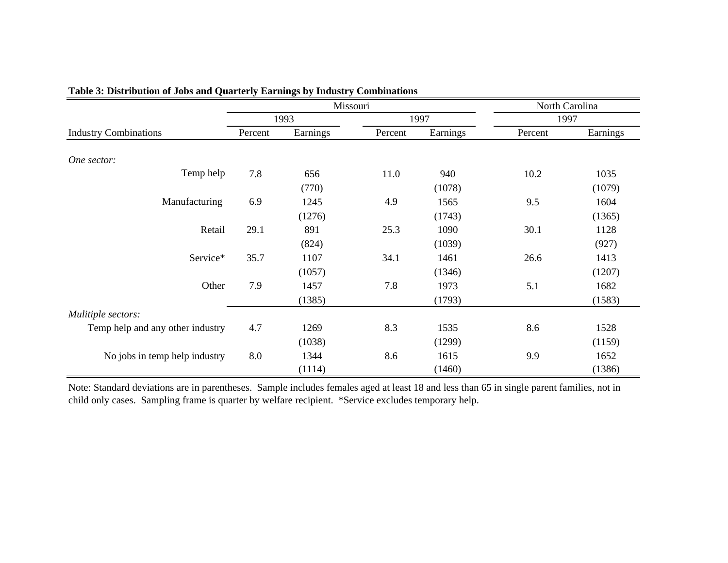**Table 3: Distribution of Jobs and Quarterly Earnings by Industry Combinations**

| | Missouri | | | | North Carolina | |
|---|---|---|---|---|---|---|
| | 1993 | | 1997 | | 1997 | |
| Industry Combinations | Percent | Earnings | Percent | Earnings | Percent | Earnings |
| *One sector:* | | | | | | |
| Temp help | 7.8 | 656 | 11.0 | 940 | 10.2 | 1035 |
| | | (770) | | (1078) | | (1079) |
| Manufacturing | 6.9 | 1245 | 4.9 | 1565 | 9.5 | 1604 |
| | | (1276) | | (1743) | | (1365) |
| Retail | 29.1 | 891 | 25.3 | 1090 | 30.1 | 1128 |
| | | (824) | | (1039) | | (927) |
| Service* | 35.7 | 1107 | 34.1 | 1461 | 26.6 | 1413 |
| | | (1057) | | (1346) | | (1207) |
| Other | 7.9 | 1457 | 7.8 | 1973 | 5.1 | 1682 |
| | | (1385) | | (1793) | | (1583) |
| *Mulitiple sectors:* | | | | | | |
| Temp help and any other industry | 4.7 | 1269 | 8.3 | 1535 | 8.6 | 1528 |
| | | (1038) | | (1299) | | (1159) |
| No jobs in temp help industry | 8.0 | 1344 | 8.6 | 1615 | 9.9 | 1652 |
| | | (1114) | | (1460) | | (1386) |

Note: Standard deviations are in parentheses. Sample includes females aged at least 18 and less than 65 in single parent families, not in child only cases. Sampling frame is quarter by welfare recipient. *Service excludes temporary help.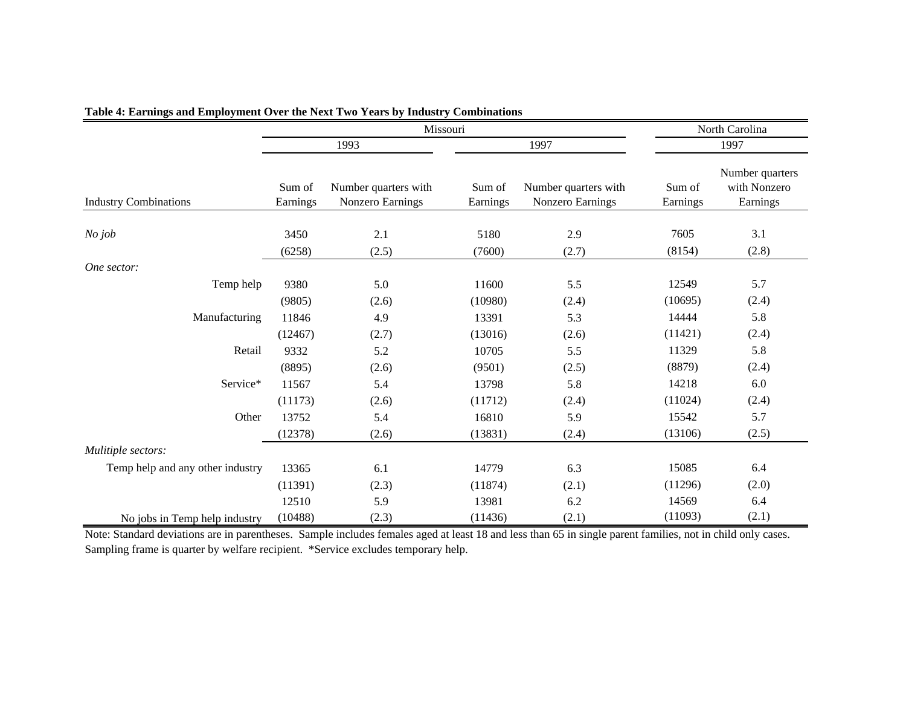**Table 4: Earnings and Employment Over the Next Two Years by Industry Combinations**

| | Missouri | | | | North Carolina | |
|---|---|---|---|---|---|---|
| | 1993 | | 1997 | | 1997 | |
| Industry Combinations | Sum of Earnings | Number quarters with Nonzero Earnings | Sum of Earnings | Number quarters with Nonzero Earnings | Sum of Earnings | Number quarters with Nonzero Earnings |
| *No job* | 3450 | 2.1 | 5180 | 2.9 | 7605 | 3.1 |
| | (6258) | (2.5) | (7600) | (2.7) | (8154) | (2.8) |
| *One sector:* | | | | | | |
| Temp help | 9380 | 5.0 | 11600 | 5.5 | 12549 | 5.7 |
| | (9805) | (2.6) | (10980) | (2.4) | (10695) | (2.4) |
| Manufacturing | 11846 | 4.9 | 13391 | 5.3 | 14444 | 5.8 |
| | (12467) | (2.7) | (13016) | (2.6) | (11421) | (2.4) |
| Retail | 9332 | 5.2 | 10705 | 5.5 | 11329 | 5.8 |
| | (8895) | (2.6) | (9501) | (2.5) | (8879) | (2.4) |
| Service* | 11567 | 5.4 | 13798 | 5.8 | 14218 | 6.0 |
| | (11173) | (2.6) | (11712) | (2.4) | (11024) | (2.4) |
| Other | 13752 | 5.4 | 16810 | 5.9 | 15542 | 5.7 |
| | (12378) | (2.6) | (13831) | (2.4) | (13106) | (2.5) |
| *Mulitiple sectors:* | | | | | | |
| Temp help and any other industry | 13365 | 6.1 | 14779 | 6.3 | 15085 | 6.4 |
| | (11391) | (2.3) | (11874) | (2.1) | (11296) | (2.0) |
| No jobs in Temp help industry | 12510 | 5.9 | 13981 | 6.2 | 14569 | 6.4 |
| | (10488) | (2.3) | (11436) | (2.1) | (11093) | (2.1) |

Note: Standard deviations are in parentheses. Sample includes females aged at least 18 and less than 65 in single parent families, not in child only cases. Sampling frame is quarter by welfare recipient. *Service excludes temporary help.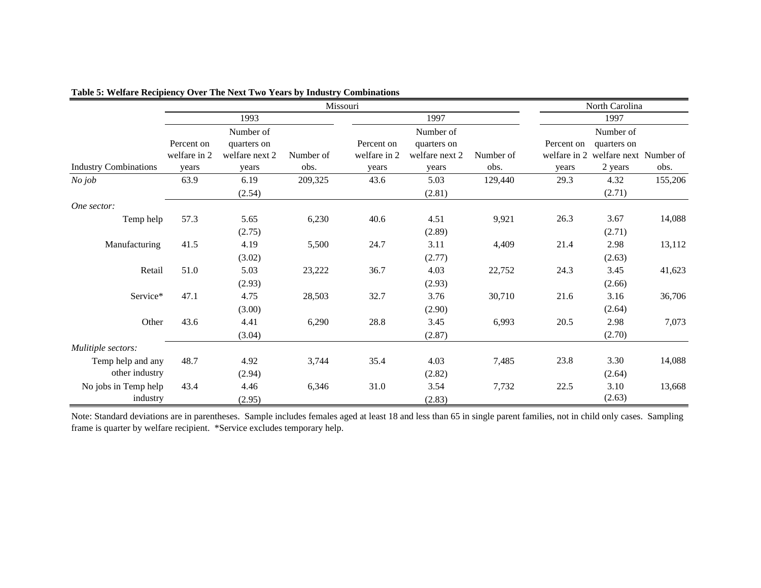**Table 5: Welfare Recipiency Over The Next Two Years by Industry Combinations**

| | Missouri | | | | | | North Carolina | | |
|---|---|---|---|---|---|---|---|---|---|
| | 1993 | | | 1997 | | | 1997 | | |
| Industry Combinations | Percent on welfare in 2 years | Number of quarters on welfare next 2 years | Number of obs. | Percent on welfare in 2 years | Number of quarters on welfare next 2 years | Number of obs. | Percent on welfare in 2 years | Number of quarters on welfare next 2 years | Number of obs. |
| *No job* | 63.9 | 6.19 | 209,325 | 43.6 | 5.03 | 129,440 | 29.3 | 4.32 | 155,206 |
| | | (2.54) | | | (2.81) | | | (2.71) | |
| *One sector:* | | | | | | | | | |
| Temp help | 57.3 | 5.65 | 6,230 | 40.6 | 4.51 | 9,921 | 26.3 | 3.67 | 14,088 |
| | | (2.75) | | | (2.89) | | | (2.71) | |
| Manufacturing | 41.5 | 4.19 | 5,500 | 24.7 | 3.11 | 4,409 | 21.4 | 2.98 | 13,112 |
| | | (3.02) | | | (2.77) | | | (2.63) | |
| Retail | 51.0 | 5.03 | 23,222 | 36.7 | 4.03 | 22,752 | 24.3 | 3.45 | 41,623 |
| | | (2.93) | | | (2.93) | | | (2.66) | |
| Service* | 47.1 | 4.75 | 28,503 | 32.7 | 3.76 | 30,710 | 21.6 | 3.16 | 36,706 |
| | | (3.00) | | | (2.90) | | | (2.64) | |
| Other | 43.6 | 4.41 | 6,290 | 28.8 | 3.45 | 6,993 | 20.5 | 2.98 | 7,073 |
| | | (3.04) | | | (2.87) | | | (2.70) | |
| *Mulitiple sectors:* | | | | | | | | | |
| Temp help and any other industry | 48.7 | 4.92 | 3,744 | 35.4 | 4.03 | 7,485 | 23.8 | 3.30 | 14,088 |
| | | (2.94) | | | (2.82) | | | (2.64) | |
| No jobs in Temp help industry | 43.4 | 4.46 | 6,346 | 31.0 | 3.54 | 7,732 | 22.5 | 3.10 | 13,668 |
| | | (2.95) | | | (2.83) | | | (2.63) | |

Note: Standard deviations are in parentheses. Sample includes females aged at least 18 and less than 65 in single parent families, not in child only cases. Sampling frame is quarter by welfare recipient. *Service excludes temporary help.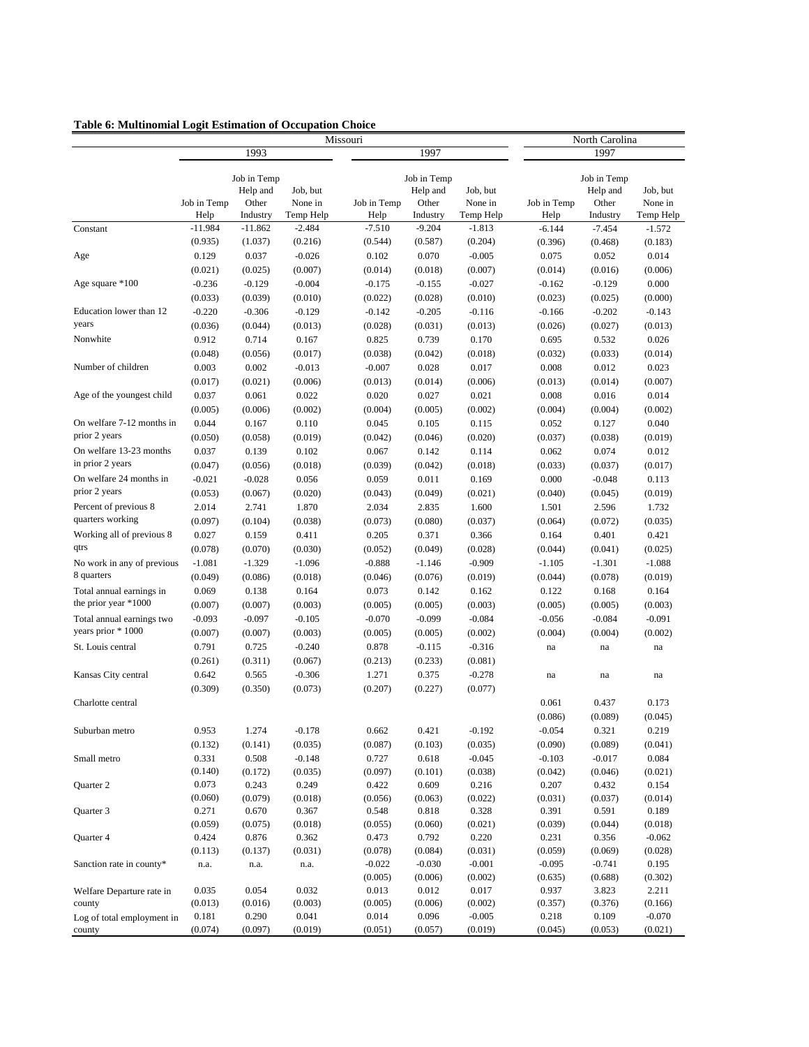**Table 6: Multinomial Logit Estimation of Occupation Choice**

| | Missouri | | | | | | North Carolina | | |
|---|---|---|---|---|---|---|---|---|---|
| | 1993 | | | 1997 | | | 1997 | | |
| | Job in Temp Help | Job in Temp Help and Other Industry | Job, but None in Temp Help | Job in Temp Help | Job in Temp Help and Other Industry | Job, but None in Temp Help | Job in Temp Help | Job in Temp Help and Other Industry | Job, but None in Temp Help |
| Constant | -11.984 | -11.862 | -2.484 | -7.510 | -9.204 | -1.813 | -6.144 | -7.454 | -1.572 |
| | (0.935) | (1.037) | (0.216) | (0.544) | (0.587) | (0.204) | (0.396) | (0.468) | (0.183) |
| Age | 0.129 | 0.037 | -0.026 | 0.102 | 0.070 | -0.005 | 0.075 | 0.052 | 0.014 |
| | (0.021) | (0.025) | (0.007) | (0.014) | (0.018) | (0.007) | (0.014) | (0.016) | (0.006) |
| Age square *100 | -0.236 | -0.129 | -0.004 | -0.175 | -0.155 | -0.027 | -0.162 | -0.129 | 0.000 |
| | (0.033) | (0.039) | (0.010) | (0.022) | (0.028) | (0.010) | (0.023) | (0.025) | (0.000) |
| Education lower than 12 years | -0.220 | -0.306 | -0.129 | -0.142 | -0.205 | -0.116 | -0.166 | -0.202 | -0.143 |
| | (0.036) | (0.044) | (0.013) | (0.028) | (0.031) | (0.013) | (0.026) | (0.027) | (0.013) |
| Nonwhite | 0.912 | 0.714 | 0.167 | 0.825 | 0.739 | 0.170 | 0.695 | 0.532 | 0.026 |
| | (0.048) | (0.056) | (0.017) | (0.038) | (0.042) | (0.018) | (0.032) | (0.033) | (0.014) |
| Number of children | 0.003 | 0.002 | -0.013 | -0.007 | 0.028 | 0.017 | 0.008 | 0.012 | 0.023 |
| | (0.017) | (0.021) | (0.006) | (0.013) | (0.014) | (0.006) | (0.013) | (0.014) | (0.007) |
| Age of the youngest child | 0.037 | 0.061 | 0.022 | 0.020 | 0.027 | 0.021 | 0.008 | 0.016 | 0.014 |
| | (0.005) | (0.006) | (0.002) | (0.004) | (0.005) | (0.002) | (0.004) | (0.004) | (0.002) |
| On welfare 7-12 months in prior 2 years | 0.044 | 0.167 | 0.110 | 0.045 | 0.105 | 0.115 | 0.052 | 0.127 | 0.040 |
| | (0.050) | (0.058) | (0.019) | (0.042) | (0.046) | (0.020) | (0.037) | (0.038) | (0.019) |
| On welfare 13-23 months in prior 2 years | 0.037 | 0.139 | 0.102 | 0.067 | 0.142 | 0.114 | 0.062 | 0.074 | 0.012 |
| | (0.047) | (0.056) | (0.018) | (0.039) | (0.042) | (0.018) | (0.033) | (0.037) | (0.017) |
| On welfare 24 months in prior 2 years | -0.021 | -0.028 | 0.056 | 0.059 | 0.011 | 0.169 | 0.000 | -0.048 | 0.113 |
| | (0.053) | (0.067) | (0.020) | (0.043) | (0.049) | (0.021) | (0.040) | (0.045) | (0.019) |
| Percent of previous 8 quarters working | 2.014 | 2.741 | 1.870 | 2.034 | 2.835 | 1.600 | 1.501 | 2.596 | 1.732 |
| | (0.097) | (0.104) | (0.038) | (0.073) | (0.080) | (0.037) | (0.064) | (0.072) | (0.035) |
| Working all of previous 8 qtrs | 0.027 | 0.159 | 0.411 | 0.205 | 0.371 | 0.366 | 0.164 | 0.401 | 0.421 |
| | (0.078) | (0.070) | (0.030) | (0.052) | (0.049) | (0.028) | (0.044) | (0.041) | (0.025) |
| No work in any of previous 8 quarters | -1.081 | -1.329 | -1.096 | -0.888 | -1.146 | -0.909 | -1.105 | -1.301 | -1.088 |
| | (0.049) | (0.086) | (0.018) | (0.046) | (0.076) | (0.019) | (0.044) | (0.078) | (0.019) |
| Total annual earnings in the prior year *1000 | 0.069 | 0.138 | 0.164 | 0.073 | 0.142 | 0.162 | 0.122 | 0.168 | 0.164 |
| | (0.007) | (0.007) | (0.003) | (0.005) | (0.005) | (0.003) | (0.005) | (0.005) | (0.003) |
| Total annual earnings two years prior * 1000 | -0.093 | -0.097 | -0.105 | -0.070 | -0.099 | -0.084 | -0.056 | -0.084 | -0.091 |
| | (0.007) | (0.007) | (0.003) | (0.005) | (0.005) | (0.002) | (0.004) | (0.004) | (0.002) |
| St. Louis central | 0.791 | 0.725 | -0.240 | 0.878 | -0.115 | -0.316 | na | na | na |
| | (0.261) | (0.311) | (0.067) | (0.213) | (0.233) | (0.081) | | | |
| Kansas City central | 0.642 | 0.565 | -0.306 | 1.271 | 0.375 | -0.278 | na | na | na |
| | (0.309) | (0.350) | (0.073) | (0.207) | (0.227) | (0.077) | | | |
| Charlotte central | | | | | | | 0.061 | 0.437 | 0.173 |
| | | | | | | | (0.086) | (0.089) | (0.045) |
| Suburban metro | 0.953 | 1.274 | -0.178 | 0.662 | 0.421 | -0.192 | -0.054 | 0.321 | 0.219 |
| | (0.132) | (0.141) | (0.035) | (0.087) | (0.103) | (0.035) | (0.090) | (0.089) | (0.041) |
| Small metro | 0.331 | 0.508 | -0.148 | 0.727 | 0.618 | -0.045 | -0.103 | -0.017 | 0.084 |
| | (0.140) | (0.172) | (0.035) | (0.097) | (0.101) | (0.038) | (0.042) | (0.046) | (0.021) |
| Quarter 2 | 0.073 | 0.243 | 0.249 | 0.422 | 0.609 | 0.216 | 0.207 | 0.432 | 0.154 |
| | (0.060) | (0.079) | (0.018) | (0.056) | (0.063) | (0.022) | (0.031) | (0.037) | (0.014) |
| Quarter 3 | 0.271 | 0.670 | 0.367 | 0.548 | 0.818 | 0.328 | 0.391 | 0.591 | 0.189 |
| | (0.059) | (0.075) | (0.018) | (0.055) | (0.060) | (0.021) | (0.039) | (0.044) | (0.018) |
| Quarter 4 | 0.424 | 0.876 | 0.362 | 0.473 | 0.792 | 0.220 | 0.231 | 0.356 | -0.062 |
| | (0.113) | (0.137) | (0.031) | (0.078) | (0.084) | (0.031) | (0.059) | (0.069) | (0.028) |
| Sanction rate in county* | n.a. | n.a. | n.a. | -0.022 | -0.030 | -0.001 | -0.095 | -0.741 | 0.195 |
| | | | | (0.005) | (0.006) | (0.002) | (0.635) | (0.688) | (0.302) |
| Welfare Departure rate in county | 0.035 | 0.054 | 0.032 | 0.013 | 0.012 | 0.017 | 0.937 | 3.823 | 2.211 |
| | (0.013) | (0.016) | (0.003) | (0.005) | (0.006) | (0.002) | (0.357) | (0.376) | (0.166) |
| Log of total employment in county | 0.181 | 0.290 | 0.041 | 0.014 | 0.096 | -0.005 | 0.218 | 0.109 | -0.070 |
| | (0.074) | (0.097) | (0.019) | (0.051) | (0.057) | (0.019) | (0.045) | (0.053) | (0.021) |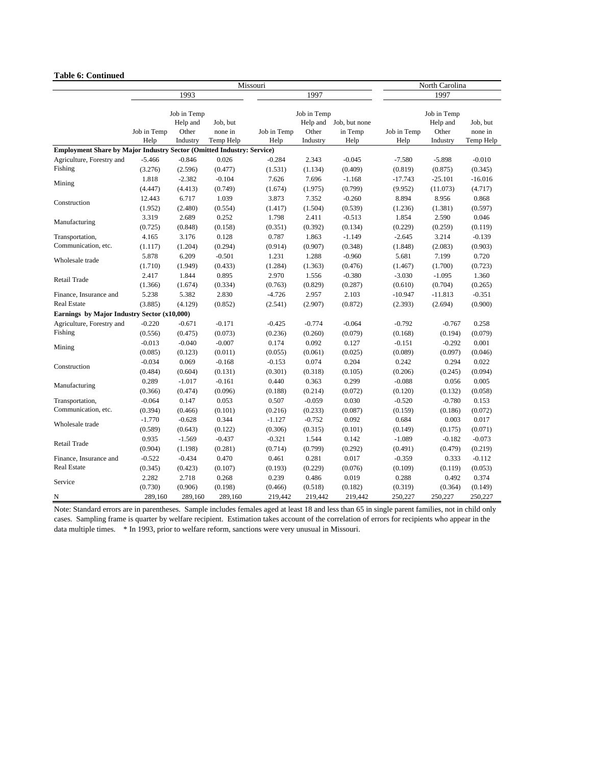**Table 6: Continued**

| | Missouri | | | | | | North Carolina | | |
|---|---|---|---|---|---|---|---|---|---|
| | 1993 | | | 1997 | | | 1997 | | |
| | Job in Temp Help | Job in Temp Help and Other Industry | Job, but none in Temp Help | Job in Temp Help | Job in Temp Help and Other Industry | Job, but none in Temp Help | Job in Temp Help | Job in Temp Help and Other Industry | Job, but none in Temp Help |
| **Employment Share by Major Industry Sector (Omitted Industry: Service)** | | | | | | | | | |
| Agriculture, Forestry and Fishing | -5.466 | -0.846 | 0.026 | -0.284 | 2.343 | -0.045 | -7.580 | -5.898 | -0.010 |
| | (3.276) | (2.596) | (0.477) | (1.531) | (1.134) | (0.409) | (0.819) | (0.875) | (0.345) |
| Mining | 1.818 | -2.382 | -0.104 | 7.626 | 7.696 | -1.168 | -17.743 | -25.101 | -16.016 |
| | (4.447) | (4.413) | (0.749) | (1.674) | (1.975) | (0.799) | (9.952) | (11.073) | (4.717) |
| Construction | 12.443 | 6.717 | 1.039 | 3.873 | 7.352 | -0.260 | 8.894 | 8.956 | 0.868 |
| | (1.952) | (2.480) | (0.554) | (1.417) | (1.504) | (0.539) | (1.236) | (1.381) | (0.597) |
| Manufacturing | 3.319 | 2.689 | 0.252 | 1.798 | 2.411 | -0.513 | 1.854 | 2.590 | 0.046 |
| | (0.725) | (0.848) | (0.158) | (0.351) | (0.392) | (0.134) | (0.229) | (0.259) | (0.119) |
| Transportation, Communication, etc. | 4.165 | 3.176 | 0.128 | 0.787 | 1.863 | -1.149 | -2.645 | 3.214 | -0.139 |
| | (1.117) | (1.204) | (0.294) | (0.914) | (0.907) | (0.348) | (1.848) | (2.083) | (0.903) |
| Wholesale trade | 5.878 | 6.209 | -0.501 | 1.231 | 1.288 | -0.960 | 5.681 | 7.199 | 0.720 |
| | (1.710) | (1.949) | (0.433) | (1.284) | (1.363) | (0.476) | (1.467) | (1.700) | (0.723) |
| Retail Trade | 2.417 | 1.844 | 0.895 | 2.970 | 1.556 | -0.380 | -3.030 | -1.095 | 1.360 |
| | (1.366) | (1.674) | (0.334) | (0.763) | (0.829) | (0.287) | (0.610) | (0.704) | (0.265) |
| Finance, Insurance and Real Estate | 5.238 | 5.382 | 2.830 | -4.726 | 2.957 | 2.103 | -10.947 | -11.813 | -0.351 |
| | (3.885) | (4.129) | (0.852) | (2.541) | (2.907) | (0.872) | (2.393) | (2.694) | (0.900) |
| **Earnings by Major Industry Sector (x10,000)** | | | | | | | | | |
| Agriculture, Forestry and Fishing | -0.220 | -0.671 | -0.171 | -0.425 | -0.774 | -0.064 | -0.792 | -0.767 | 0.258 |
| | (0.556) | (0.475) | (0.073) | (0.236) | (0.260) | (0.079) | (0.168) | (0.194) | (0.079) |
| Mining | -0.013 | -0.040 | -0.007 | 0.174 | 0.092 | 0.127 | -0.151 | -0.292 | 0.001 |
| | (0.085) | (0.123) | (0.011) | (0.055) | (0.061) | (0.025) | (0.089) | (0.097) | (0.046) |
| Construction | -0.034 | 0.069 | -0.168 | -0.153 | 0.074 | 0.204 | 0.242 | 0.294 | 0.022 |
| | (0.484) | (0.604) | (0.131) | (0.301) | (0.318) | (0.105) | (0.206) | (0.245) | (0.094) |
| Manufacturing | 0.289 | -1.017 | -0.161 | 0.440 | 0.363 | 0.299 | -0.088 | 0.056 | 0.005 |
| | (0.366) | (0.474) | (0.096) | (0.188) | (0.214) | (0.072) | (0.120) | (0.132) | (0.058) |
| Transportation, Communication, etc. | -0.064 | 0.147 | 0.053 | 0.507 | -0.059 | 0.030 | -0.520 | -0.780 | 0.153 |
| | (0.394) | (0.466) | (0.101) | (0.216) | (0.233) | (0.087) | (0.159) | (0.186) | (0.072) |
| Wholesale trade | -1.770 | -0.628 | 0.344 | -1.127 | -0.752 | 0.092 | 0.684 | 0.003 | 0.017 |
| | (0.589) | (0.643) | (0.122) | (0.306) | (0.315) | (0.101) | (0.149) | (0.175) | (0.071) |
| Retail Trade | 0.935 | -1.569 | -0.437 | -0.321 | 1.544 | 0.142 | -1.089 | -0.182 | -0.073 |
| | (0.904) | (1.198) | (0.281) | (0.714) | (0.799) | (0.292) | (0.491) | (0.479) | (0.219) |
| Finance, Insurance and Real Estate | -0.522 | -0.434 | 0.470 | 0.461 | 0.281 | 0.017 | -0.359 | 0.333 | -0.112 |
| | (0.345) | (0.423) | (0.107) | (0.193) | (0.229) | (0.076) | (0.109) | (0.119) | (0.053) |
| Service | 2.282 | 2.718 | 0.268 | 0.239 | 0.486 | 0.019 | 0.288 | 0.492 | 0.374 |
| | (0.730) | (0.906) | (0.198) | (0.466) | (0.518) | (0.182) | (0.319) | (0.364) | (0.149) |
| N | 289,160 | 289,160 | 289,160 | 219,442 | 219,442 | 219,442 | 250,227 | 250,227 | 250,227 |

Note: Standard errors are in parentheses. Sample includes females aged at least 18 and less than 65 in single parent families, not in child only cases. Sampling frame is quarter by welfare recipient. Estimation takes account of the correlation of errors for recipients who appear in the data multiple times. * In 1993, prior to welfare reform, sanctions were very unusual in Missouri.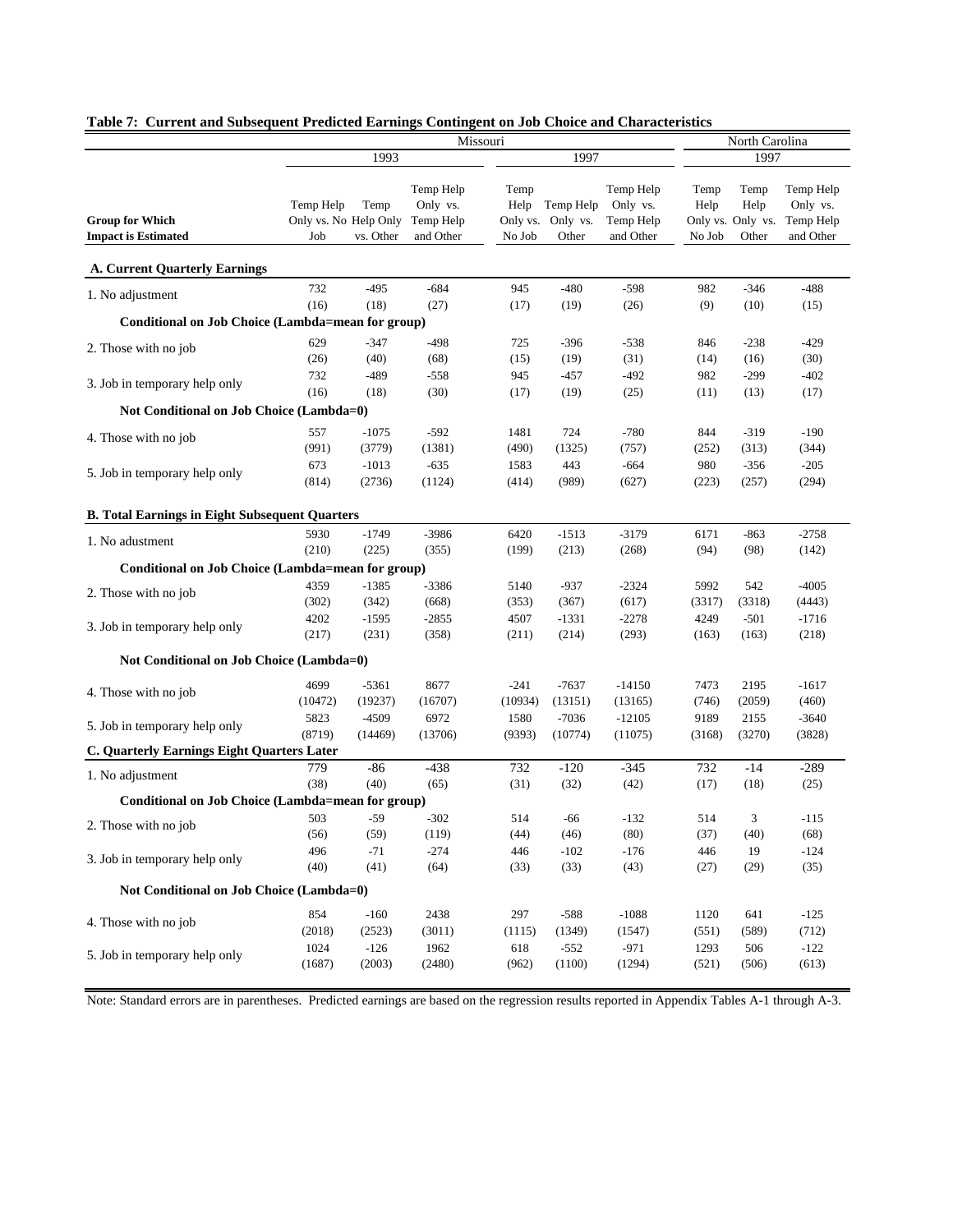**Table 7: Current and Subsequent Predicted Earnings Contingent on Job Choice and Characteristics**

| Group for Which Impact is Estimated | Missouri 1993 Temp Help Only vs. No Job | Missouri 1993 Temp Help Only vs. Other | Missouri 1993 Temp Help Only vs. Temp Help and Other | Missouri 1997 Temp Help Only vs. No Job | Missouri 1997 Temp Help Only vs. Other | Missouri 1997 Temp Help Only vs. Temp Help and Other | North Carolina 1997 Temp Help Only vs. No Job | North Carolina 1997 Temp Help Only vs. Other | North Carolina 1997 Temp Help Only vs. Temp Help and Other |
|---|---|---|---|---|---|---|---|---|---|
| **A. Current Quarterly Earnings** | | | | | | | | | |
| 1. No adjustment | 732 | -495 | -684 | 945 | -480 | -598 | 982 | -346 | -488 |
| | (16) | (18) | (27) | (17) | (19) | (26) | (9) | (10) | (15) |
| **Conditional on Job Choice (Lambda=mean for group)** | | | | | | | | | |
| 2. Those with no job | 629 | -347 | -498 | 725 | -396 | -538 | 846 | -238 | -429 |
| | (26) | (40) | (68) | (15) | (19) | (31) | (14) | (16) | (30) |
| 3. Job in temporary help only | 732 | -489 | -558 | 945 | -457 | -492 | 982 | -299 | -402 |
| | (16) | (18) | (30) | (17) | (19) | (25) | (11) | (13) | (17) |
| **Not Conditional on Job Choice (Lambda=0)** | | | | | | | | | |
| 4. Those with no job | 557 | -1075 | -592 | 1481 | 724 | -780 | 844 | -319 | -190 |
| | (991) | (3779) | (1381) | (490) | (1325) | (757) | (252) | (313) | (344) |
| 5. Job in temporary help only | 673 | -1013 | -635 | 1583 | 443 | -664 | 980 | -356 | -205 |
| | (814) | (2736) | (1124) | (414) | (989) | (627) | (223) | (257) | (294) |
| **B. Total Earnings in Eight Subsequent Quarters** | | | | | | | | | |
| 1. No adustment | 5930 | -1749 | -3986 | 6420 | -1513 | -3179 | 6171 | -863 | -2758 |
| | (210) | (225) | (355) | (199) | (213) | (268) | (94) | (98) | (142) |
| **Conditional on Job Choice (Lambda=mean for group)** | | | | | | | | | |
| 2. Those with no job | 4359 | -1385 | -3386 | 5140 | -937 | -2324 | 5992 | 542 | -4005 |
| | (302) | (342) | (668) | (353) | (367) | (617) | (3317) | (3318) | (4443) |
| 3. Job in temporary help only | 4202 | -1595 | -2855 | 4507 | -1331 | -2278 | 4249 | -501 | -1716 |
| | (217) | (231) | (358) | (211) | (214) | (293) | (163) | (163) | (218) |
| **Not Conditional on Job Choice (Lambda=0)** | | | | | | | | | |
| 4. Those with no job | 4699 | -5361 | 8677 | -241 | -7637 | -14150 | 7473 | 2195 | -1617 |
| | (10472) | (19237) | (16707) | (10934) | (13151) | (13165) | (746) | (2059) | (460) |
| 5. Job in temporary help only | 5823 | -4509 | 6972 | 1580 | -7036 | -12105 | 9189 | 2155 | -3640 |
| | (8719) | (14469) | (13706) | (9393) | (10774) | (11075) | (3168) | (3270) | (3828) |
| **C. Quarterly Earnings Eight Quarters Later** | | | | | | | | | |
| 1. No adjustment | 779 | -86 | -438 | 732 | -120 | -345 | 732 | -14 | -289 |
| | (38) | (40) | (65) | (31) | (32) | (42) | (17) | (18) | (25) |
| **Conditional on Job Choice (Lambda=mean for group)** | | | | | | | | | |
| 2. Those with no job | 503 | -59 | -302 | 514 | -66 | -132 | 514 | 3 | -115 |
| | (56) | (59) | (119) | (44) | (46) | (80) | (37) | (40) | (68) |
| 3. Job in temporary help only | 496 | -71 | -274 | 446 | -102 | -176 | 446 | 19 | -124 |
| | (40) | (41) | (64) | (33) | (33) | (43) | (27) | (29) | (35) |
| **Not Conditional on Job Choice (Lambda=0)** | | | | | | | | | |
| 4. Those with no job | 854 | -160 | 2438 | 297 | -588 | -1088 | 1120 | 641 | -125 |
| | (2018) | (2523) | (3011) | (1115) | (1349) | (1547) | (551) | (589) | (712) |
| 5. Job in temporary help only | 1024 | -126 | 1962 | 618 | -552 | -971 | 1293 | 506 | -122 |
| | (1687) | (2003) | (2480) | (962) | (1100) | (1294) | (521) | (506) | (613) |

Note: Standard errors are in parentheses. Predicted earnings are based on the regression results reported in Appendix Tables A-1 through A-3.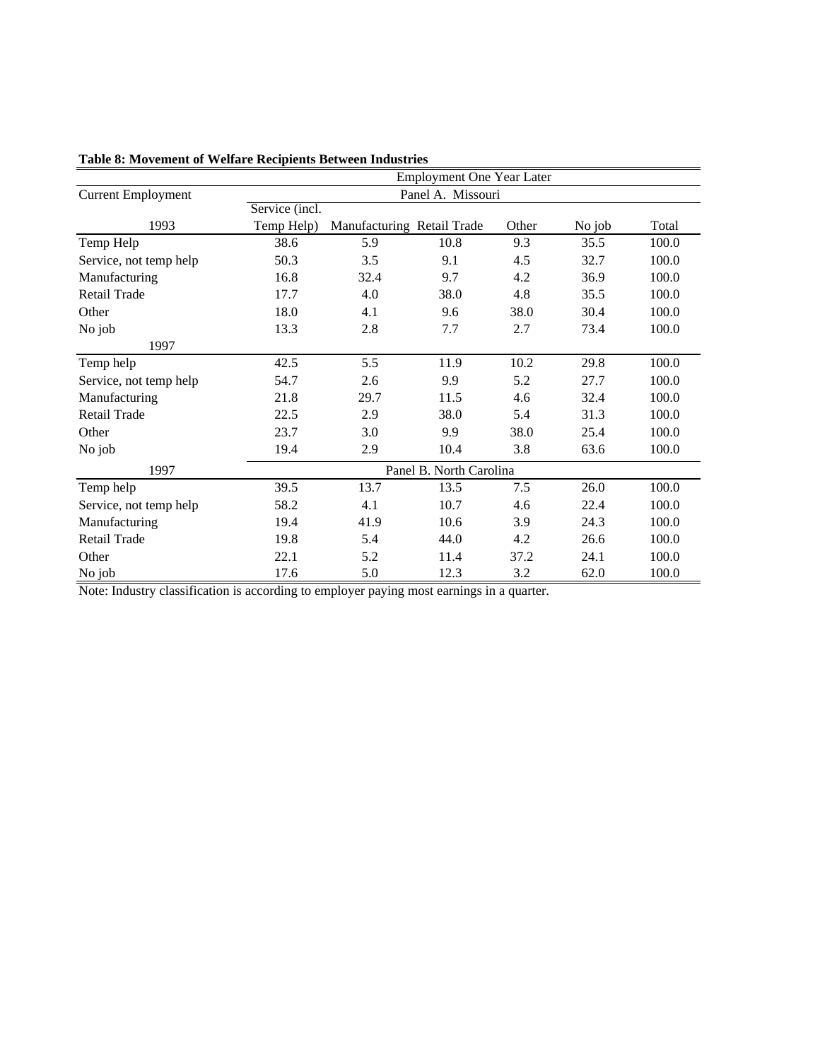**Table 8: Movement of Welfare Recipients Between Industries**

| Current Employment | Employment One Year Later | | | | | |
|---|---|---|---|---|---|---|
| | Panel A. Missouri | | | | | |
| 1993 | Service (incl. Temp Help) | Manufacturing | Retail Trade | Other | No job | Total |
| Temp Help | 38.6 | 5.9 | 10.8 | 9.3 | 35.5 | 100.0 |
| Service, not temp help | 50.3 | 3.5 | 9.1 | 4.5 | 32.7 | 100.0 |
| Manufacturing | 16.8 | 32.4 | 9.7 | 4.2 | 36.9 | 100.0 |
| Retail Trade | 17.7 | 4.0 | 38.0 | 4.8 | 35.5 | 100.0 |
| Other | 18.0 | 4.1 | 9.6 | 38.0 | 30.4 | 100.0 |
| No job | 13.3 | 2.8 | 7.7 | 2.7 | 73.4 | 100.0 |
| 1997 | | | | | | |
| Temp help | 42.5 | 5.5 | 11.9 | 10.2 | 29.8 | 100.0 |
| Service, not temp help | 54.7 | 2.6 | 9.9 | 5.2 | 27.7 | 100.0 |
| Manufacturing | 21.8 | 29.7 | 11.5 | 4.6 | 32.4 | 100.0 |
| Retail Trade | 22.5 | 2.9 | 38.0 | 5.4 | 31.3 | 100.0 |
| Other | 23.7 | 3.0 | 9.9 | 38.0 | 25.4 | 100.0 |
| No job | 19.4 | 2.9 | 10.4 | 3.8 | 63.6 | 100.0 |
| 1997 | Panel B. North Carolina | | | | | |
| Temp help | 39.5 | 13.7 | 13.5 | 7.5 | 26.0 | 100.0 |
| Service, not temp help | 58.2 | 4.1 | 10.7 | 4.6 | 22.4 | 100.0 |
| Manufacturing | 19.4 | 41.9 | 10.6 | 3.9 | 24.3 | 100.0 |
| Retail Trade | 19.8 | 5.4 | 44.0 | 4.2 | 26.6 | 100.0 |
| Other | 22.1 | 5.2 | 11.4 | 37.2 | 24.1 | 100.0 |
| No job | 17.6 | 5.0 | 12.3 | 3.2 | 62.0 | 100.0 |

Note: Industry classification is according to employer paying most earnings in a quarter.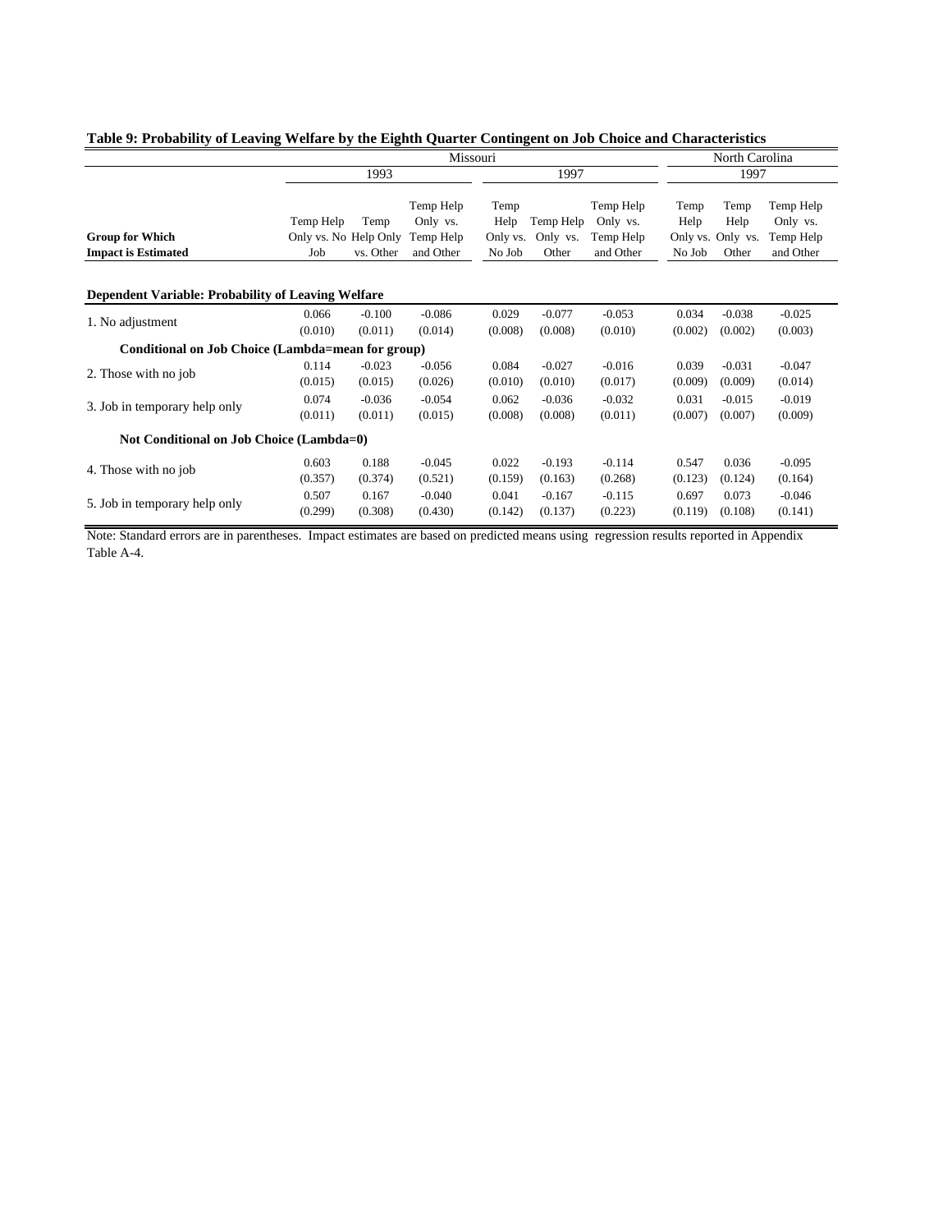**Table 9: Probability of Leaving Welfare by the Eighth Quarter Contingent on Job Choice and Characteristics**

| | Missouri | | | | | | North Carolina | | |
|---|---|---|---|---|---|---|---|---|---|
| | 1993 | | | 1997 | | | 1997 | | |
| **Group for Which Impact is Estimated** | Temp Help Only vs. No Job | Temp Help Only vs. Other | Temp Help Only vs. Temp Help and Other | Temp Help Only vs. No Job | Temp Help Only vs. Other | Temp Help Only vs. Temp Help and Other | Temp Help Only vs. No Job | Temp Help Only vs. Other | Temp Help Only vs. Temp Help and Other |
| **Dependent Variable: Probability of Leaving Welfare** | | | | | | | | | |
| 1. No adjustment | 0.066 | -0.100 | -0.086 | 0.029 | -0.077 | -0.053 | 0.034 | -0.038 | -0.025 |
| | (0.010) | (0.011) | (0.014) | (0.008) | (0.008) | (0.010) | (0.002) | (0.002) | (0.003) |
| **Conditional on Job Choice (Lambda=mean for group)** | | | | | | | | | |
| 2. Those with no job | 0.114 | -0.023 | -0.056 | 0.084 | -0.027 | -0.016 | 0.039 | -0.031 | -0.047 |
| | (0.015) | (0.015) | (0.026) | (0.010) | (0.010) | (0.017) | (0.009) | (0.009) | (0.014) |
| 3. Job in temporary help only | 0.074 | -0.036 | -0.054 | 0.062 | -0.036 | -0.032 | 0.031 | -0.015 | -0.019 |
| | (0.011) | (0.011) | (0.015) | (0.008) | (0.008) | (0.011) | (0.007) | (0.007) | (0.009) |
| **Not Conditional on Job Choice (Lambda=0)** | | | | | | | | | |
| 4. Those with no job | 0.603 | 0.188 | -0.045 | 0.022 | -0.193 | -0.114 | 0.547 | 0.036 | -0.095 |
| | (0.357) | (0.374) | (0.521) | (0.159) | (0.163) | (0.268) | (0.123) | (0.124) | (0.164) |
| 5. Job in temporary help only | 0.507 | 0.167 | -0.040 | 0.041 | -0.167 | -0.115 | 0.697 | 0.073 | -0.046 |
| | (0.299) | (0.308) | (0.430) | (0.142) | (0.137) | (0.223) | (0.119) | (0.108) | (0.141) |

Note: Standard errors are in parentheses. Impact estimates are based on predicted means using regression results reported in Appendix Table A-4.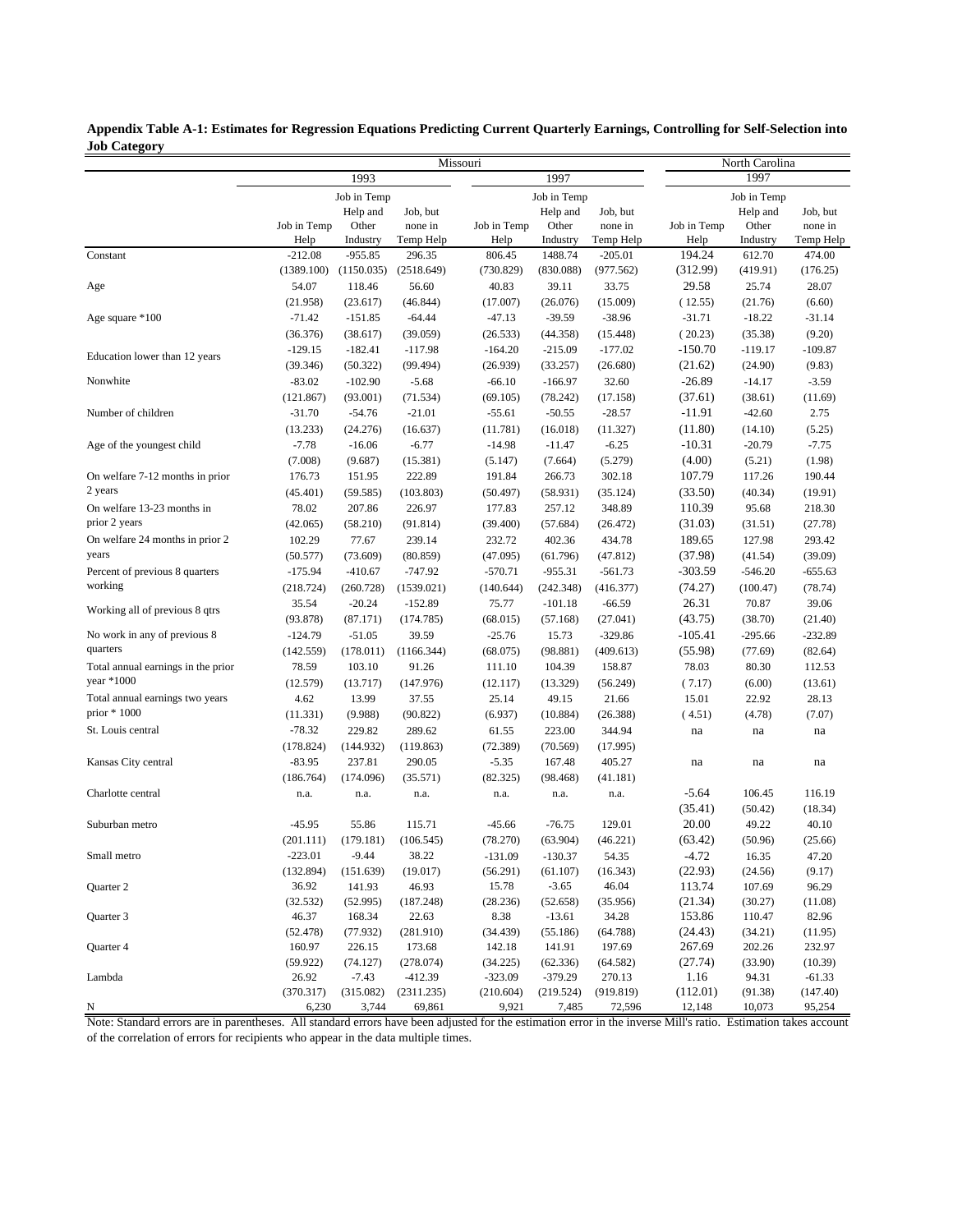**Appendix Table A-1: Estimates for Regression Equations Predicting Current Quarterly Earnings, Controlling for Self-Selection into Job Category**

| | Missouri | | | | | | North Carolina | | |
|---|---|---|---|---|---|---|---|---|---|
| | 1993 | | | 1997 | | | 1997 | | |
| | Job in Temp Help | Job in Temp Help and Other Industry | Job, but none in Temp Help | Job in Temp Help | Job in Temp Help and Other Industry | Job, but none in Temp Help | Job in Temp Help | Job in Temp Help and Other Industry | Job, but none in Temp Help |
| Constant | -212.08 | -955.85 | 296.35 | 806.45 | 1488.74 | -205.01 | 194.24 | 612.70 | 474.00 |
| | (1389.100) | (1150.035) | (2518.649) | (730.829) | (830.088) | (977.562) | (312.99) | (419.91) | (176.25) |
| Age | 54.07 | 118.46 | 56.60 | 40.83 | 39.11 | 33.75 | 29.58 | 25.74 | 28.07 |
| | (21.958) | (23.617) | (46.844) | (17.007) | (26.076) | (15.009) | ( 12.55) | (21.76) | (6.60) |
| Age square *100 | -71.42 | -151.85 | -64.44 | -47.13 | -39.59 | -38.96 | -31.71 | -18.22 | -31.14 |
| | (36.376) | (38.617) | (39.059) | (26.533) | (44.358) | (15.448) | ( 20.23) | (35.38) | (9.20) |
| Education lower than 12 years | -129.15 | -182.41 | -117.98 | -164.20 | -215.09 | -177.02 | -150.70 | -119.17 | -109.87 |
| | (39.346) | (50.322) | (99.494) | (26.939) | (33.257) | (26.680) | (21.62) | (24.90) | (9.83) |
| Nonwhite | -83.02 | -102.90 | -5.68 | -66.10 | -166.97 | 32.60 | -26.89 | -14.17 | -3.59 |
| | (121.867) | (93.001) | (71.534) | (69.105) | (78.242) | (17.158) | (37.61) | (38.61) | (11.69) |
| Number of children | -31.70 | -54.76 | -21.01 | -55.61 | -50.55 | -28.57 | -11.91 | -42.60 | 2.75 |
| | (13.233) | (24.276) | (16.637) | (11.781) | (16.018) | (11.327) | (11.80) | (14.10) | (5.25) |
| Age of the youngest child | -7.78 | -16.06 | -6.77 | -14.98 | -11.47 | -6.25 | -10.31 | -20.79 | -7.75 |
| | (7.008) | (9.687) | (15.381) | (5.147) | (7.664) | (5.279) | (4.00) | (5.21) | (1.98) |
| On welfare 7-12 months in prior 2 years | 176.73 | 151.95 | 222.89 | 191.84 | 266.73 | 302.18 | 107.79 | 117.26 | 190.44 |
| | (45.401) | (59.585) | (103.803) | (50.497) | (58.931) | (35.124) | (33.50) | (40.34) | (19.91) |
| On welfare 13-23 months in prior 2 years | 78.02 | 207.86 | 226.97 | 177.83 | 257.12 | 348.89 | 110.39 | 95.68 | 218.30 |
| | (42.065) | (58.210) | (91.814) | (39.400) | (57.684) | (26.472) | (31.03) | (31.51) | (27.78) |
| On welfare 24 months in prior 2 years | 102.29 | 77.67 | 239.14 | 232.72 | 402.36 | 434.78 | 189.65 | 127.98 | 293.42 |
| | (50.577) | (73.609) | (80.859) | (47.095) | (61.796) | (47.812) | (37.98) | (41.54) | (39.09) |
| Percent of previous 8 quarters working | -175.94 | -410.67 | -747.92 | -570.71 | -955.31 | -561.73 | -303.59 | -546.20 | -655.63 |
| | (218.724) | (260.728) | (1539.021) | (140.644) | (242.348) | (416.377) | (74.27) | (100.47) | (78.74) |
| Working all of previous 8 qtrs | 35.54 | -20.24 | -152.89 | 75.77 | -101.18 | -66.59 | 26.31 | 70.87 | 39.06 |
| | (93.878) | (87.171) | (174.785) | (68.015) | (57.168) | (27.041) | (43.75) | (38.70) | (21.40) |
| No work in any of previous 8 quarters | -124.79 | -51.05 | 39.59 | -25.76 | 15.73 | -329.86 | -105.41 | -295.66 | -232.89 |
| | (142.559) | (178.011) | (1166.344) | (68.075) | (98.881) | (409.613) | (55.98) | (77.69) | (82.64) |
| Total annual earnings in the prior year *1000 | 78.59 | 103.10 | 91.26 | 111.10 | 104.39 | 158.87 | 78.03 | 80.30 | 112.53 |
| | (12.579) | (13.717) | (147.976) | (12.117) | (13.329) | (56.249) | ( 7.17) | (6.00) | (13.61) |
| Total annual earnings two years prior * 1000 | 4.62 | 13.99 | 37.55 | 25.14 | 49.15 | 21.66 | 15.01 | 22.92 | 28.13 |
| | (11.331) | (9.988) | (90.822) | (6.937) | (10.884) | (26.388) | ( 4.51) | (4.78) | (7.07) |
| St. Louis central | -78.32 | 229.82 | 289.62 | 61.55 | 223.00 | 344.94 | na | na | na |
| | (178.824) | (144.932) | (119.863) | (72.389) | (70.569) | (17.995) | | | |
| Kansas City central | -83.95 | 237.81 | 290.05 | -5.35 | 167.48 | 405.27 | na | na | na |
| | (186.764) | (174.096) | (35.571) | (82.325) | (98.468) | (41.181) | | | |
| Charlotte central | n.a. | n.a. | n.a. | n.a. | n.a. | n.a. | -5.64 | 106.45 | 116.19 |
| | | | | | | | (35.41) | (50.42) | (18.34) |
| Suburban metro | -45.95 | 55.86 | 115.71 | -45.66 | -76.75 | 129.01 | 20.00 | 49.22 | 40.10 |
| | (201.111) | (179.181) | (106.545) | (78.270) | (63.904) | (46.221) | (63.42) | (50.96) | (25.66) |
| Small metro | -223.01 | -9.44 | 38.22 | -131.09 | -130.37 | 54.35 | -4.72 | 16.35 | 47.20 |
| | (132.894) | (151.639) | (19.017) | (56.291) | (61.107) | (16.343) | (22.93) | (24.56) | (9.17) |
| Quarter 2 | 36.92 | 141.93 | 46.93 | 15.78 | -3.65 | 46.04 | 113.74 | 107.69 | 96.29 |
| | (32.532) | (52.995) | (187.248) | (28.236) | (52.658) | (35.956) | (21.34) | (30.27) | (11.08) |
| Quarter 3 | 46.37 | 168.34 | 22.63 | 8.38 | -13.61 | 34.28 | 153.86 | 110.47 | 82.96 |
| | (52.478) | (77.932) | (281.910) | (34.439) | (55.186) | (64.788) | (24.43) | (34.21) | (11.95) |
| Quarter 4 | 160.97 | 226.15 | 173.68 | 142.18 | 141.91 | 197.69 | 267.69 | 202.26 | 232.97 |
| | (59.922) | (74.127) | (278.074) | (34.225) | (62.336) | (64.582) | (27.74) | (33.90) | (10.39) |
| Lambda | 26.92 | -7.43 | -412.39 | -323.09 | -379.29 | 270.13 | 1.16 | 94.31 | -61.33 |
| | (370.317) | (315.082) | (2311.235) | (210.604) | (219.524) | (919.819) | (112.01) | (91.38) | (147.40) |
| N | 6,230 | 3,744 | 69,861 | 9,921 | 7,485 | 72,596 | 12,148 | 10,073 | 95,254 |

Note: Standard errors are in parentheses. All standard errors have been adjusted for the estimation error in the inverse Mill's ratio. Estimation takes account of the correlation of errors for recipients who appear in the data multiple times.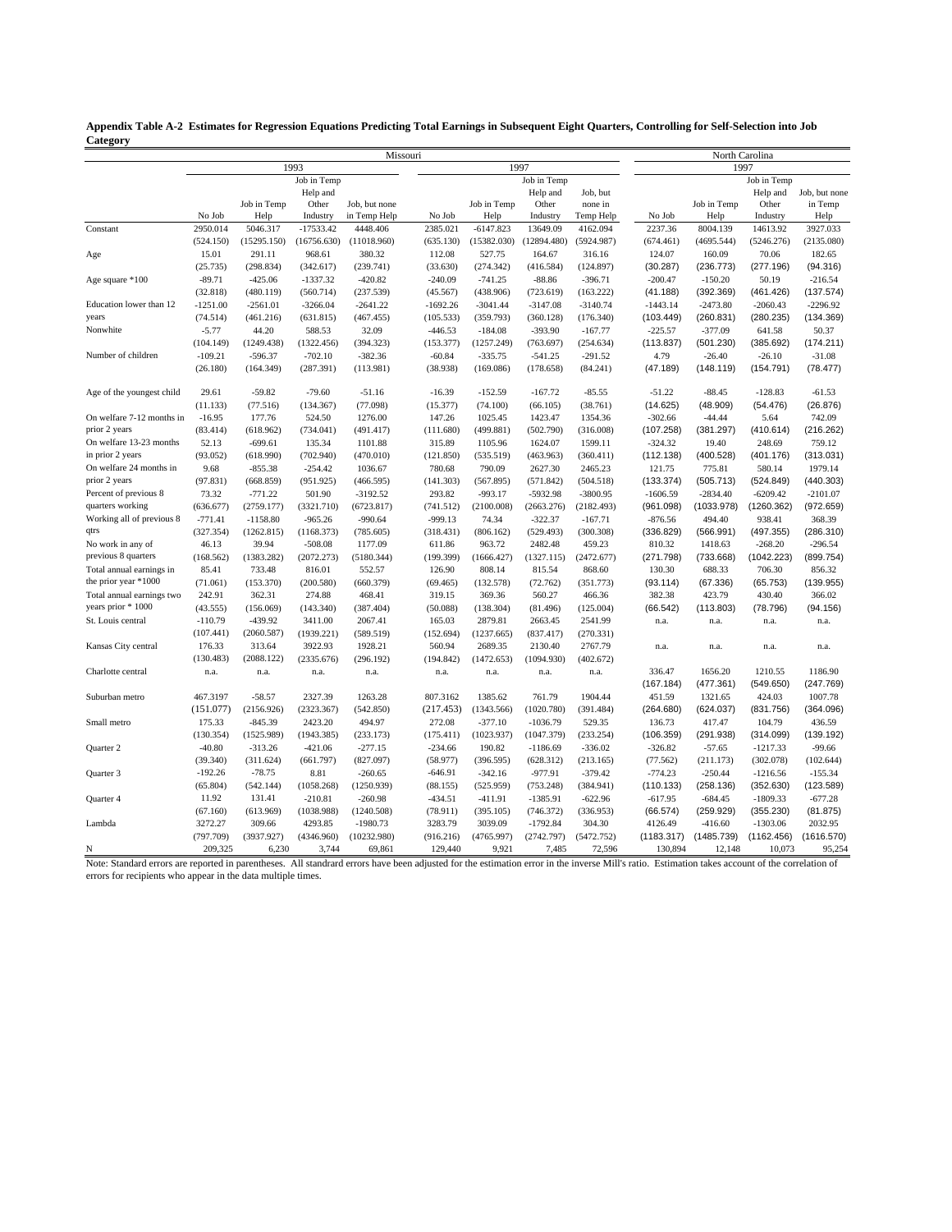**Appendix Table A-2 Estimates for Regression Equations Predicting Total Earnings in Subsequent Eight Quarters, Controlling for Self-Selection into Job Category**

| | Missouri | | | | | | | | North Carolina | | | |
|---|---|---|---|---|---|---|---|---|---|---|---|---|
| | 1993 | | | | 1997 | | | | 1997 | | | |
| | No Job | Job in Temp Help | Job in Temp Help and Other Industry | Job, but none in Temp Help | No Job | Job in Temp Help | Job in Temp Help and Other Industry | Job, but none in Temp Help | No Job | Job in Temp Help | Job in Temp Help and Other Industry | Job, but none in Temp Help |
| Constant | 2950.014 | 5046.317 | -17533.42 | 4448.406 | 2385.021 | -6147.823 | 13649.09 | 4162.094 | 2237.36 | 8004.139 | 14613.92 | 3927.033 |
| | (524.150) | (15295.150) | (16756.630) | (11018.960) | (635.130) | (15382.030) | (12894.480) | (5924.987) | (674.461) | (4695.544) | (5246.276) | (2135.080) |
| Age | 15.01 | 291.11 | 968.61 | 380.32 | 112.08 | 527.75 | 164.67 | 316.16 | 124.07 | 160.09 | 70.06 | 182.65 |
| | (25.735) | (298.834) | (342.617) | (239.741) | (33.630) | (274.342) | (416.584) | (124.897) | (30.287) | (236.773) | (277.196) | (94.316) |
| Age square *100 | -89.71 | -425.06 | -1337.32 | -420.82 | -240.09 | -741.25 | -88.86 | -396.71 | -200.47 | -150.20 | 50.19 | -216.54 |
| | (32.818) | (480.119) | (560.714) | (237.539) | (45.567) | (438.906) | (723.619) | (163.222) | (41.188) | (392.369) | (461.426) | (137.574) |
| Education lower than 12 years | -1251.00 | -2561.01 | -3266.04 | -2641.22 | -1692.26 | -3041.44 | -3147.08 | -3140.74 | -1443.14 | -2473.80 | -2060.43 | -2296.92 |
| | (74.514) | (461.216) | (631.815) | (467.455) | (105.533) | (359.793) | (360.128) | (176.340) | (103.449) | (260.831) | (280.235) | (134.369) |
| Nonwhite | -5.77 | 44.20 | 588.53 | 32.09 | -446.53 | -184.08 | -393.90 | -167.77 | -225.57 | -377.09 | 641.58 | 50.37 |
| | (104.149) | (1249.438) | (1322.456) | (394.323) | (153.377) | (1257.249) | (763.697) | (254.634) | (113.837) | (501.230) | (385.692) | (174.211) |
| Number of children | -109.21 | -596.37 | -702.10 | -382.36 | -60.84 | -335.75 | -541.25 | -291.52 | 4.79 | -26.40 | -26.10 | -31.08 |
| | (26.180) | (164.349) | (287.391) | (113.981) | (38.938) | (169.086) | (178.658) | (84.241) | (47.189) | (148.119) | (154.791) | (78.477) |
| Age of the youngest child | 29.61 | -59.82 | -79.60 | -51.16 | -16.39 | -152.59 | -167.72 | -85.55 | -51.22 | -88.45 | -128.83 | -61.53 |
| | (11.133) | (77.516) | (134.367) | (77.098) | (15.377) | (74.100) | (66.105) | (38.761) | (14.625) | (48.909) | (54.476) | (26.876) |
| On welfare 7-12 months in prior 2 years | -16.95 | 177.76 | 524.50 | 1276.00 | 147.26 | 1025.45 | 1423.47 | 1354.36 | -302.66 | -44.44 | 5.64 | 742.09 |
| | (83.414) | (618.962) | (734.041) | (491.417) | (111.680) | (499.881) | (502.790) | (316.008) | (107.258) | (381.297) | (410.614) | (216.262) |
| On welfare 13-23 months in prior 2 years | 52.13 | -699.61 | 135.34 | 1101.88 | 315.89 | 1105.96 | 1624.07 | 1599.11 | -324.32 | 19.40 | 248.69 | 759.12 |
| | (93.052) | (618.990) | (702.940) | (470.010) | (121.850) | (535.519) | (463.963) | (360.411) | (112.138) | (400.528) | (401.176) | (313.031) |
| On welfare 24 months in prior 2 years | 9.68 | -855.38 | -254.42 | 1036.67 | 780.68 | 790.09 | 2627.30 | 2465.23 | 121.75 | 775.81 | 580.14 | 1979.14 |
| | (97.831) | (668.859) | (951.925) | (466.595) | (141.303) | (567.895) | (571.842) | (504.518) | (133.374) | (505.713) | (524.849) | (440.303) |
| Percent of previous 8 quarters working | 73.32 | -771.22 | 501.90 | -3192.52 | 293.82 | -993.17 | -5932.98 | -3800.95 | -1606.59 | -2834.40 | -6209.42 | -2101.07 |
| | (636.677) | (2759.177) | (3321.710) | (6723.817) | (741.512) | (2100.008) | (2663.276) | (2182.493) | (961.098) | (1033.978) | (1260.362) | (972.659) |
| Working all of previous 8 qtrs | -771.41 | -1158.80 | -965.26 | -990.64 | -999.13 | 74.34 | -322.37 | -167.71 | -876.56 | 494.40 | 938.41 | 368.39 |
| | (327.354) | (1262.815) | (1168.373) | (785.605) | (318.431) | (806.162) | (529.493) | (300.308) | (336.829) | (566.991) | (497.355) | (286.310) |
| No work in any of previous 8 quarters | 46.13 | 39.94 | -508.08 | 1177.09 | 611.86 | 963.72 | 2482.48 | 459.23 | 810.32 | 1418.63 | -268.20 | -296.54 |
| | (168.562) | (1383.282) | (2072.273) | (5180.344) | (199.399) | (1666.427) | (1327.115) | (2472.677) | (271.798) | (733.668) | (1042.223) | (899.754) |
| Total annual earnings in the prior year *1000 | 85.41 | 733.48 | 816.01 | 552.57 | 126.90 | 808.14 | 815.54 | 868.60 | 130.30 | 688.33 | 706.30 | 856.32 |
| | (71.061) | (153.370) | (200.580) | (660.379) | (69.465) | (132.578) | (72.762) | (351.773) | (93.114) | (67.336) | (65.753) | (139.955) |
| Total annual earnings two years prior * 1000 | 242.91 | 362.31 | 274.88 | 468.41 | 319.15 | 369.36 | 560.27 | 466.36 | 382.38 | 423.79 | 430.40 | 366.02 |
| | (43.555) | (156.069) | (143.340) | (387.404) | (50.088) | (138.304) | (81.496) | (125.004) | (66.542) | (113.803) | (78.796) | (94.156) |
| St. Louis central | -110.79 | -439.92 | 3411.00 | 2067.41 | 165.03 | 2879.81 | 2663.45 | 2541.99 | n.a. | n.a. | n.a. | n.a. |
| | (107.441) | (2060.587) | (1939.221) | (589.519) | (152.694) | (1237.665) | (837.417) | (270.331) | | | | |
| Kansas City central | 176.33 | 313.64 | 3922.93 | 1928.21 | 560.94 | 2689.35 | 2130.40 | 2767.79 | n.a. | n.a. | n.a. | n.a. |
| | (130.483) | (2088.122) | (2335.676) | (296.192) | (194.842) | (1472.653) | (1094.930) | (402.672) | | | | |
| Charlotte central | n.a. | n.a. | n.a. | n.a. | n.a. | n.a. | n.a. | n.a. | 336.47 | 1656.20 | 1210.55 | 1186.90 |
| | | | | | | | | | (167.184) | (477.361) | (549.650) | (247.769) |
| Suburban metro | 467.3197 | -58.57 | 2327.39 | 1263.28 | 807.3162 | 1385.62 | 761.79 | 1904.44 | 451.59 | 1321.65 | 424.03 | 1007.78 |
| | (151.077) | (2156.926) | (2323.367) | (542.850) | (217.453) | (1343.566) | (1020.780) | (391.484) | (264.680) | (624.037) | (831.756) | (364.096) |
| Small metro | 175.33 | -845.39 | 2423.20 | 494.97 | 272.08 | -377.10 | -1036.79 | 529.35 | 136.73 | 417.47 | 104.79 | 436.59 |
| | (130.354) | (1525.989) | (1943.385) | (233.173) | (175.411) | (1023.937) | (1047.379) | (233.254) | (106.359) | (291.938) | (314.099) | (139.192) |
| Quarter 2 | -40.80 | -313.26 | -421.06 | -277.15 | -234.66 | 190.82 | -1186.69 | -336.02 | -326.82 | -57.65 | -1217.33 | -99.66 |
| | (39.340) | (311.624) | (661.797) | (827.097) | (58.977) | (396.595) | (628.312) | (213.165) | (77.562) | (211.173) | (302.078) | (102.644) |
| Quarter 3 | -192.26 | -78.75 | 8.81 | -260.65 | -646.91 | -342.16 | -977.91 | -379.42 | -774.23 | -250.44 | -1216.56 | -155.34 |
| | (65.804) | (542.144) | (1058.268) | (1250.939) | (88.155) | (525.959) | (753.288) | (384.941) | (110.133) | (258.136) | (352.630) | (123.589) |
| Quarter 4 | 11.92 | 131.41 | -210.81 | -260.98 | -434.51 | -411.91 | -1385.91 | -622.96 | -617.95 | -684.45 | -1809.33 | -677.28 |
| | (67.160) | (613.969) | (1038.988) | (1240.508) | (78.911) | (395.105) | (746.372) | (336.953) | (66.574) | (259.929) | (355.230) | (81.875) |
| Lambda | 3272.27 | 309.66 | 4293.85 | -1980.73 | 3283.79 | 3039.09 | -1792.84 | 304.30 | 4126.49 | -416.60 | -1303.06 | 2032.95 |
| | (797.709) | (3937.927) | (4346.960) | (10232.980) | (916.216) | (4765.997) | (2742.797) | (5472.752) | (1183.317) | (1485.739) | (1162.456) | (1616.570) |
| N | 209,325 | 6,230 | 3,744 | 69,861 | 129,440 | 9,921 | 7,485 | 72,596 | 130,894 | 12,148 | 10,073 | 95,254 |

Note: Standard errors are reported in parentheses. All standrard errors have been adjusted for the estimation error in the inverse Mill's ratio. Estimation takes account of the correlation of errors for recipients who appear in the data multiple times.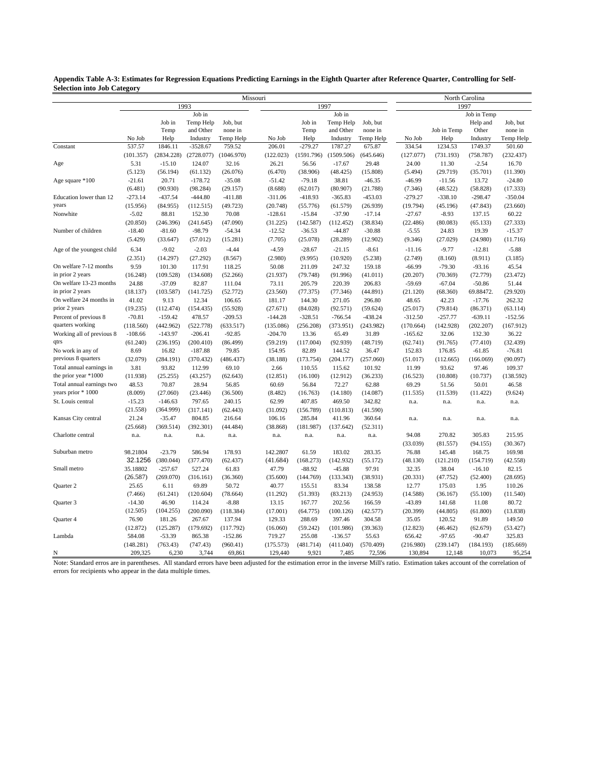**Appendix Table A-3: Estimates for Regression Equations Predicting Earnings in the Eighth Quarter after Reference Quarter, Controlling for Self-Selection into Job Category**

| | Missouri | | | | | | | | North Carolina | | | |
|---|---|---|---|---|---|---|---|---|---|---|---|---|
| | 1993 | | | | 1997 | | | | 1997 | | | |
| | No Job | Job in Temp Help | Job in Temp Help and Other Industry | Job, but none in Temp Help | No Job | Job in Temp Help | Job in Temp Help and Other Industry | Job, but none in Temp Help | No Job | Job in Temp Help | Job in Temp Help and Other Industry | Job, but none in Temp Help |
| Constant | 537.57 | 1846.11 | -3528.67 | 759.52 | 206.01 | -279.27 | 1787.27 | 675.87 | 334.54 | 1234.53 | 1749.37 | 501.60 |
| | (101.357) | (2834.228) | (2728.077) | (1046.970) | (122.023) | (1591.796) | (1509.506) | (645.646) | (127.077) | (731.193) | (758.787) | (232.437) |
| Age | 5.31 | -15.10 | 124.07 | 32.16 | 26.21 | 56.56 | -17.67 | 29.48 | 24.00 | 11.30 | -2.54 | 16.70 |
| | (5.123) | (56.194) | (61.132) | (26.076) | (6.470) | (38.906) | (48.425) | (15.808) | (5.494) | (29.719) | (35.701) | (11.390) |
| Age square *100 | -21.61 | 20.71 | -178.72 | -35.08 | -51.42 | -79.18 | 38.81 | -46.35 | -46.99 | -11.56 | 13.72 | -24.80 |
| | (6.481) | (90.930) | (98.284) | (29.157) | (8.688) | (62.017) | (80.907) | (21.788) | (7.346) | (48.522) | (58.828) | (17.333) |
| Education lower than 12 years | -273.14 | -437.54 | -444.80 | -411.88 | -311.06 | -418.93 | -365.83 | -453.03 | -279.27 | -338.10 | -298.47 | -350.04 |
| | (15.956) | (84.955) | (112.515) | (49.723) | (20.748) | (55.776) | (61.579) | (26.939) | (19.794) | (45.196) | (47.843) | (23.660) |
| Nonwhite | -5.02 | 88.81 | 152.30 | 70.08 | -128.61 | -15.84 | -37.90 | -17.14 | -27.67 | -8.93 | 137.15 | 60.22 |
| | (20.850) | (246.396) | (241.645) | (47.090) | (31.225) | (142.587) | (112.452) | (38.834) | (22.486) | (80.083) | (65.133) | (27.333) |
| Number of children | -18.40 | -81.60 | -98.79 | -54.34 | -12.52 | -36.53 | -44.87 | -30.88 | -5.55 | 24.83 | 19.39 | -15.37 |
| | (5.429) | (33.647) | (57.012) | (15.281) | (7.705) | (25.078) | (28.289) | (12.902) | (9.346) | (27.029) | (24.980) | (11.716) |
| Age of the youngest child | 6.34 | -9.02 | -2.03 | -4.44 | -4.59 | -28.67 | -21.15 | -8.61 | -11.16 | -9.77 | -12.81 | -5.88 |
| | (2.351) | (14.297) | (27.292) | (8.567) | (2.980) | (9.995) | (10.920) | (5.238) | (2.749) | (8.160) | (8.911) | (3.185) |
| On welfare 7-12 months in prior 2 years | 9.59 | 101.30 | 117.91 | 118.25 | 50.08 | 211.09 | 247.32 | 159.18 | -66.99 | -79.30 | -93.16 | 45.54 |
| | (16.248) | (109.528) | (134.608) | (52.266) | (21.937) | (79.748) | (91.996) | (41.011) | (20.207) | (70.369) | (72.779) | (23.472) |
| On welfare 13-23 months in prior 2 years | 24.88 | -37.09 | 82.87 | 111.04 | 73.11 | 205.79 | 220.39 | 206.83 | -59.69 | -67.04 | -50.86 | 51.44 |
| | (18.137) | (103.587) | (141.725) | (52.772) | (23.560) | (77.375) | (77.346) | (44.891) | (21.120) | (68.360) | 69.88472. | (29.920) |
| On welfare 24 months in prior 2 years | 41.02 | 9.13 | 12.34 | 106.65 | 181.17 | 144.30 | 271.05 | 296.80 | 48.65 | 42.23 | -17.76 | 262.32 |
| | (19.235) | (112.474) | (154.435) | (55.928) | (27.671) | (84.028) | (92.571) | (59.624) | (25.017) | (79.814) | (86.371) | (63.114) |
| Percent of previous 8 quarters working | -70.81 | -159.42 | 478.57 | -209.53 | -144.28 | -328.51 | -766.54 | -438.24 | -312.50 | -257.77 | -639.11 | -152.56 |
| | (118.560) | (442.962) | (522.778) | (633.517) | (135.086) | (256.208) | (373.951) | (243.982) | (170.664) | (142.928) | (202.207) | (167.912) |
| Working all of previous 8 qtrs | -108.66 | -143.97 | -206.41 | -92.85 | -204.70 | 13.36 | 65.49 | 31.89 | -165.62 | 32.06 | 132.30 | 36.22 |
| | (61.240) | (236.195) | (200.410) | (86.499) | (59.219) | (117.004) | (92.939) | (48.719) | (62.741) | (91.765) | (77.410) | (32.439) |
| No work in any of previous 8 quarters | 8.69 | 16.82 | -187.88 | 79.85 | 154.95 | 82.89 | 144.52 | 36.47 | 152.83 | 176.85 | -61.85 | -76.81 |
| | (32.079) | (284.191) | (370.432) | (486.437) | (38.188) | (173.754) | (204.177) | (257.060) | (51.017) | (112.665) | (166.069) | (90.097) |
| Total annual earnings in the prior year *1000 | 3.81 | 93.82 | 112.99 | 69.10 | 2.66 | 110.55 | 115.62 | 101.92 | 11.99 | 93.62 | 97.46 | 109.37 |
| | (11.938) | (25.255) | (43.257) | (62.643) | (12.851) | (16.100) | (12.912) | (36.233) | (16.523) | (10.808) | (10.737) | (138.592) |
| Total annual earnings two years prior * 1000 | 48.53 | 70.87 | 28.94 | 56.85 | 60.69 | 56.84 | 72.27 | 62.88 | 69.29 | 51.56 | 50.01 | 46.58 |
| | (8.009) | (27.060) | (23.446) | (36.500) | (8.482) | (16.763) | (14.180) | (14.087) | (11.535) | (11.539) | (11.422) | (9.624) |
| St. Louis central | -15.23 | -146.63 | 797.65 | 240.15 | 62.99 | 407.85 | 469.50 | 342.82 | n.a. | n.a. | n.a. | n.a. |
| | (21.558) | (364.999) | (317.141) | (62.443) | (31.092) | (156.789) | (110.813) | (41.590) | | | | |
| Kansas City central | 21.24 | -35.47 | 804.85 | 216.64 | 106.16 | 285.84 | 411.96 | 360.64 | n.a. | n.a. | n.a. | n.a. |
| | (25.668) | (369.514) | (392.301) | (44.484) | (38.868) | (181.987) | (137.642) | (52.311) | | | | |
| Charlotte central | n.a. | n.a. | n.a. | n.a. | n.a. | n.a. | n.a. | n.a. | 94.08 | 270.82 | 305.83 | 215.95 |
| | | | | | | | | | (33.039) | (81.557) | (94.155) | (30.367) |
| Suburban metro | 98.21804 | -23.79 | 586.94 | 178.93 | 142.2807 | 61.59 | 183.02 | 283.35 | 76.88 | 145.48 | 168.75 | 169.98 |
| | 32.1256 | (380.044) | (377.470) | (62.437) | (41.684) | (168.273) | (142.932) | (55.172) | (48.130) | (121.210) | (154.719) | (42.558) |
| Small metro | 35.18802 | -257.67 | 527.24 | 61.83 | 47.79 | -88.92 | -45.88 | 97.91 | 32.35 | 38.04 | -16.10 | 82.15 |
| | (26.587) | (269.070) | (316.161) | (36.360) | (35.600) | (144.769) | (133.343) | (38.931) | (20.331) | (47.752) | (52.400) | (28.695) |
| Quarter 2 | 25.65 | 6.11 | 69.89 | 50.72 | 40.77 | 155.51 | 83.34 | 138.58 | 12.77 | 175.03 | 1.95 | 110.26 |
| | (7.466) | (61.241) | (120.604) | (78.664) | (11.292) | (51.393) | (83.213) | (24.953) | (14.588) | (36.167) | (55.100) | (11.540) |
| Quarter 3 | -14.30 | 46.90 | 114.24 | -8.88 | 13.15 | 167.77 | 202.56 | 166.59 | -43.89 | 141.68 | 11.08 | 80.72 |
| | (12.505) | (104.255) | (200.090) | (118.384) | (17.001) | (64.775) | (100.126) | (42.577) | (20.399) | (44.805) | (61.800) | (13.838) |
| Quarter 4 | 76.90 | 181.26 | 267.67 | 137.94 | 129.33 | 288.69 | 397.46 | 304.58 | 35.05 | 120.52 | 91.89 | 149.50 |
| | (12.872) | (125.287) | (179.692) | (117.792) | (16.060) | (59.242) | (101.986) | (39.363) | (12.823) | (46.462) | (62.679) | (53.427) |
| Lambda | 584.08 | -53.39 | 865.38 | -152.86 | 719.27 | 255.08 | -136.57 | 55.63 | 656.42 | -97.65 | -90.47 | 325.83 |
| | (148.281) | (763.43) | (747.43) | (960.41) | (175.573) | (481.714) | (411.040) | (570.409) | (216.980) | (239.147) | (184.193) | (185.669) |
| N | 209,325 | 6,230 | 3,744 | 69,861 | 129,440 | 9,921 | 7,485 | 72,596 | 130,894 | 12,148 | 10,073 | 95,254 |

Note: Standard erros are in parentheses. All standard errors have been adjusted for the estimation error in the inverse Mill's ratio. Estimation takes account of the correlation of errors for recipients who appear in the data multiple times.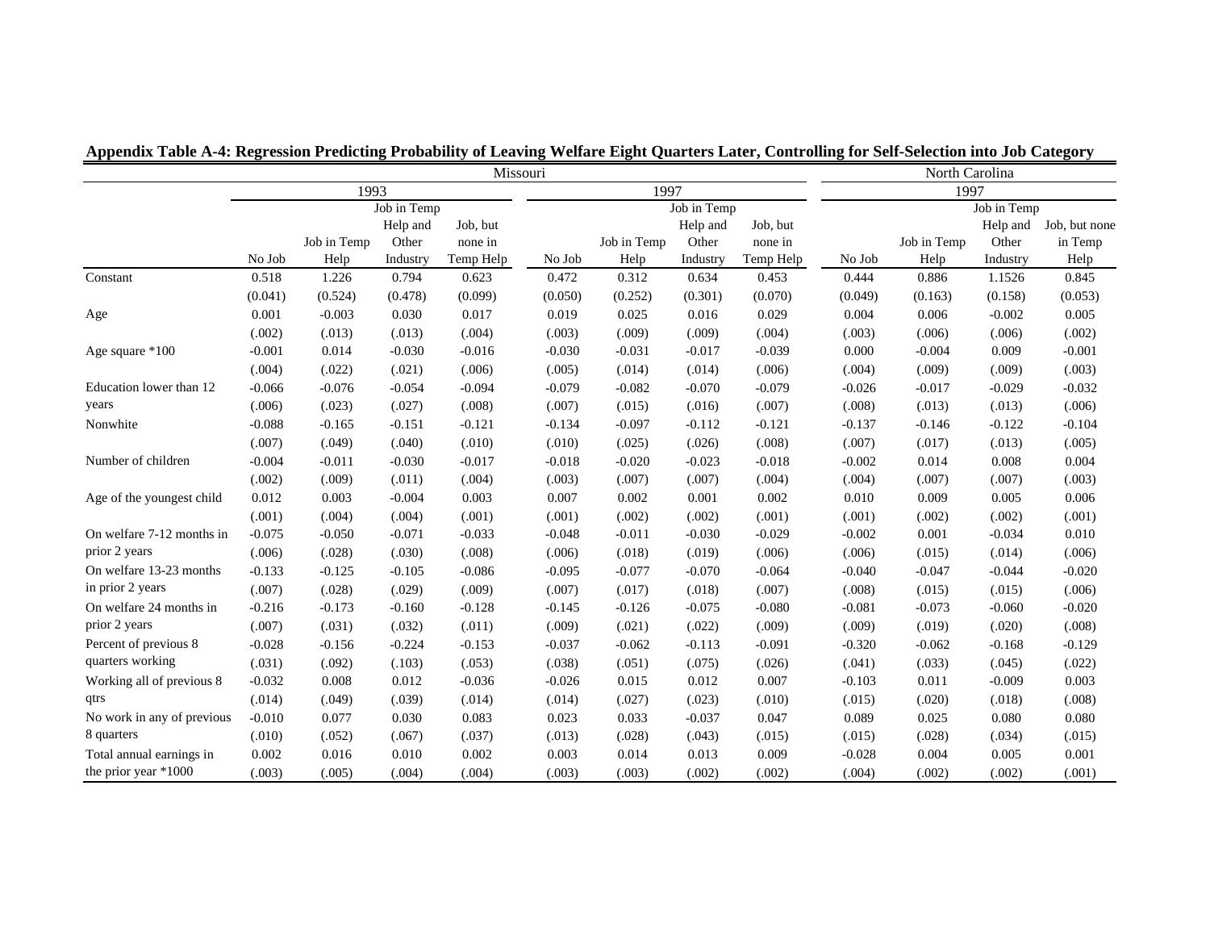**Appendix Table A-4: Regression Predicting Probability of Leaving Welfare Eight Quarters Later, Controlling for Self-Selection into Job Category**

| | Missouri | | | | | | | | North Carolina | | | |
|---|---|---|---|---|---|---|---|---|---|---|---|---|
| | 1993 | | | | 1997 | | | | 1997 | | | |
| | No Job | Job in Temp Help | Job in Temp Help and Other Industry | Job, but none in Temp Help | No Job | Job in Temp Help | Job in Temp Help and Other Industry | Job, but none in Temp Help | No Job | Job in Temp Help | Job in Temp Help and Other Industry | Job, but none in Temp Help |
| Constant | 0.518 | 1.226 | 0.794 | 0.623 | 0.472 | 0.312 | 0.634 | 0.453 | 0.444 | 0.886 | 1.1526 | 0.845 |
| | (0.041) | (0.524) | (0.478) | (0.099) | (0.050) | (0.252) | (0.301) | (0.070) | (0.049) | (0.163) | (0.158) | (0.053) |
| Age | 0.001 | -0.003 | 0.030 | 0.017 | 0.019 | 0.025 | 0.016 | 0.029 | 0.004 | 0.006 | -0.002 | 0.005 |
| | (.002) | (.013) | (.013) | (.004) | (.003) | (.009) | (.009) | (.004) | (.003) | (.006) | (.006) | (.002) |
| Age square *100 | -0.001 | 0.014 | -0.030 | -0.016 | -0.030 | -0.031 | -0.017 | -0.039 | 0.000 | -0.004 | 0.009 | -0.001 |
| | (.004) | (.022) | (.021) | (.006) | (.005) | (.014) | (.014) | (.006) | (.004) | (.009) | (.009) | (.003) |
| Education lower than 12 years | -0.066 | -0.076 | -0.054 | -0.094 | -0.079 | -0.082 | -0.070 | -0.079 | -0.026 | -0.017 | -0.029 | -0.032 |
| | (.006) | (.023) | (.027) | (.008) | (.007) | (.015) | (.016) | (.007) | (.008) | (.013) | (.013) | (.006) |
| Nonwhite | -0.088 | -0.165 | -0.151 | -0.121 | -0.134 | -0.097 | -0.112 | -0.121 | -0.137 | -0.146 | -0.122 | -0.104 |
| | (.007) | (.049) | (.040) | (.010) | (.010) | (.025) | (.026) | (.008) | (.007) | (.017) | (.013) | (.005) |
| Number of children | -0.004 | -0.011 | -0.030 | -0.017 | -0.018 | -0.020 | -0.023 | -0.018 | -0.002 | 0.014 | 0.008 | 0.004 |
| | (.002) | (.009) | (.011) | (.004) | (.003) | (.007) | (.007) | (.004) | (.004) | (.007) | (.007) | (.003) |
| Age of the youngest child | 0.012 | 0.003 | -0.004 | 0.003 | 0.007 | 0.002 | 0.001 | 0.002 | 0.010 | 0.009 | 0.005 | 0.006 |
| | (.001) | (.004) | (.004) | (.001) | (.001) | (.002) | (.002) | (.001) | (.001) | (.002) | (.002) | (.001) |
| On welfare 7-12 months in prior 2 years | -0.075 | -0.050 | -0.071 | -0.033 | -0.048 | -0.011 | -0.030 | -0.029 | -0.002 | 0.001 | -0.034 | 0.010 |
| | (.006) | (.028) | (.030) | (.008) | (.006) | (.018) | (.019) | (.006) | (.006) | (.015) | (.014) | (.006) |
| On welfare 13-23 months in prior 2 years | -0.133 | -0.125 | -0.105 | -0.086 | -0.095 | -0.077 | -0.070 | -0.064 | -0.040 | -0.047 | -0.044 | -0.020 |
| | (.007) | (.028) | (.029) | (.009) | (.007) | (.017) | (.018) | (.007) | (.008) | (.015) | (.015) | (.006) |
| On welfare 24 months in prior 2 years | -0.216 | -0.173 | -0.160 | -0.128 | -0.145 | -0.126 | -0.075 | -0.080 | -0.081 | -0.073 | -0.060 | -0.020 |
| | (.007) | (.031) | (.032) | (.011) | (.009) | (.021) | (.022) | (.009) | (.009) | (.019) | (.020) | (.008) |
| Percent of previous 8 quarters working | -0.028 | -0.156 | -0.224 | -0.153 | -0.037 | -0.062 | -0.113 | -0.091 | -0.320 | -0.062 | -0.168 | -0.129 |
| | (.031) | (.092) | (.103) | (.053) | (.038) | (.051) | (.075) | (.026) | (.041) | (.033) | (.045) | (.022) |
| Working all of previous 8 qtrs | -0.032 | 0.008 | 0.012 | -0.036 | -0.026 | 0.015 | 0.012 | 0.007 | -0.103 | 0.011 | -0.009 | 0.003 |
| | (.014) | (.049) | (.039) | (.014) | (.014) | (.027) | (.023) | (.010) | (.015) | (.020) | (.018) | (.008) |
| No work in any of previous 8 quarters | -0.010 | 0.077 | 0.030 | 0.083 | 0.023 | 0.033 | -0.037 | 0.047 | 0.089 | 0.025 | 0.080 | 0.080 |
| | (.010) | (.052) | (.067) | (.037) | (.013) | (.028) | (.043) | (.015) | (.015) | (.028) | (.034) | (.015) |
| Total annual earnings in the prior year *1000 | 0.002 | 0.016 | 0.010 | 0.002 | 0.003 | 0.014 | 0.013 | 0.009 | -0.028 | 0.004 | 0.005 | 0.001 |
| | (.003) | (.005) | (.004) | (.004) | (.003) | (.003) | (.002) | (.002) | (.004) | (.002) | (.002) | (.001) |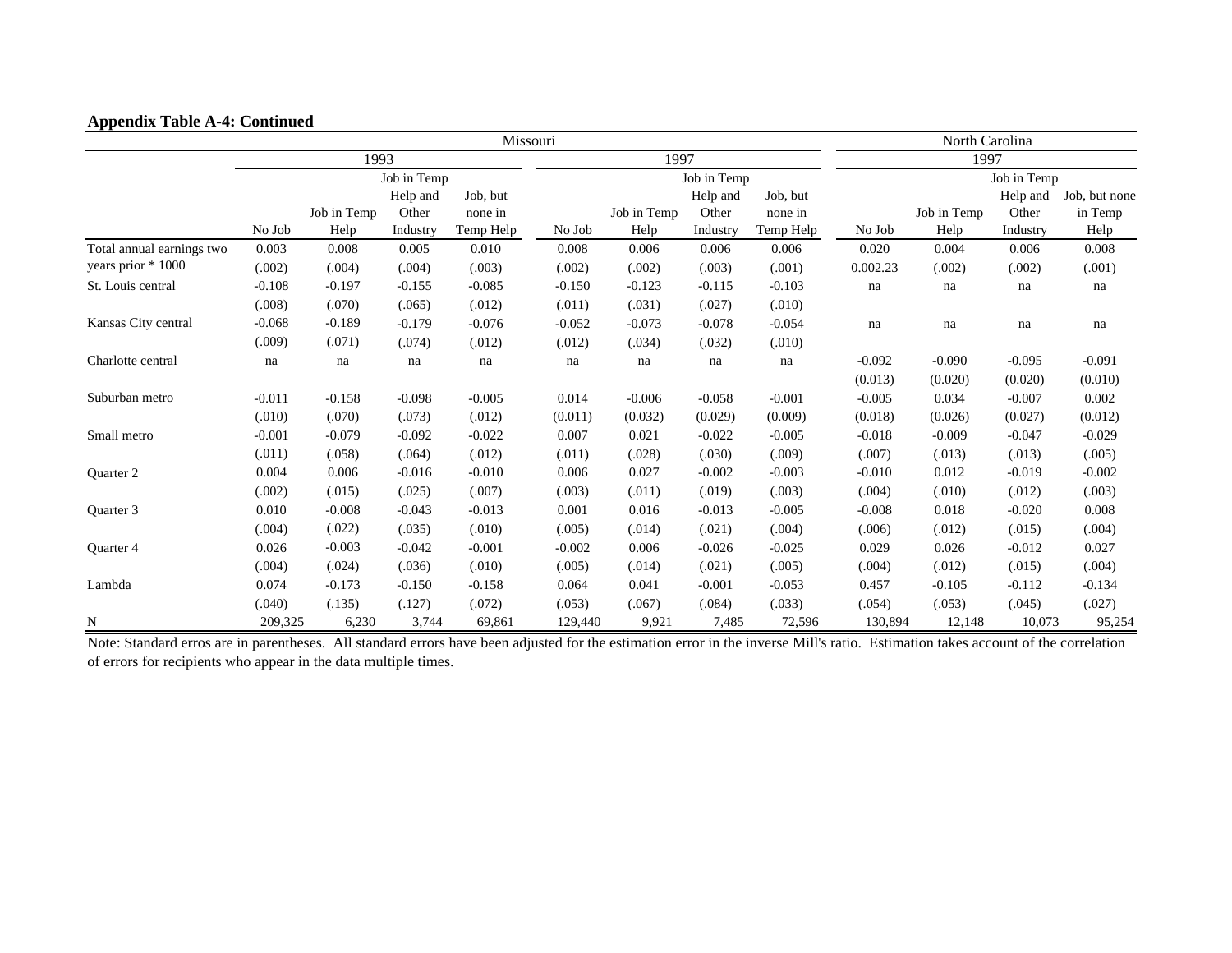**Appendix Table A-4: Continued**

| | Missouri | | | | | | | | North Carolina | | | |
|---|---|---|---|---|---|---|---|---|---|---|---|---|
| | 1993 | | | | 1997 | | | | 1997 | | | |
| | No Job | Job in Temp Help | Job in Temp Help and Other Industry | Job, but none in Temp Help | No Job | Job in Temp Help | Job in Temp Help and Other Industry | Job, but none in Temp Help | No Job | Job in Temp Help | Job in Temp Help and Other Industry | Job, but none in Temp Help |
| Total annual earnings two years prior * 1000 | 0.003 | 0.008 | 0.005 | 0.010 | 0.008 | 0.006 | 0.006 | 0.006 | 0.020 | 0.004 | 0.006 | 0.008 |
| | (.002) | (.004) | (.004) | (.003) | (.002) | (.002) | (.003) | (.001) | 0.002.23 | (.002) | (.002) | (.001) |
| St. Louis central | -0.108 | -0.197 | -0.155 | -0.085 | -0.150 | -0.123 | -0.115 | -0.103 | na | na | na | na |
| | (.008) | (.070) | (.065) | (.012) | (.011) | (.031) | (.027) | (.010) | | | | |
| Kansas City central | -0.068 | -0.189 | -0.179 | -0.076 | -0.052 | -0.073 | -0.078 | -0.054 | na | na | na | na |
| | (.009) | (.071) | (.074) | (.012) | (.012) | (.034) | (.032) | (.010) | | | | |
| Charlotte central | na | na | na | na | na | na | na | na | -0.092 | -0.090 | -0.095 | -0.091 |
| | | | | | | | | | (0.013) | (0.020) | (0.020) | (0.010) |
| Suburban metro | -0.011 | -0.158 | -0.098 | -0.005 | 0.014 | -0.006 | -0.058 | -0.001 | -0.005 | 0.034 | -0.007 | 0.002 |
| | (.010) | (.070) | (.073) | (.012) | (0.011) | (0.032) | (0.029) | (0.009) | (0.018) | (0.026) | (0.027) | (0.012) |
| Small metro | -0.001 | -0.079 | -0.092 | -0.022 | 0.007 | 0.021 | -0.022 | -0.005 | -0.018 | -0.009 | -0.047 | -0.029 |
| | (.011) | (.058) | (.064) | (.012) | (.011) | (.028) | (.030) | (.009) | (.007) | (.013) | (.013) | (.005) |
| Quarter 2 | 0.004 | 0.006 | -0.016 | -0.010 | 0.006 | 0.027 | -0.002 | -0.003 | -0.010 | 0.012 | -0.019 | -0.002 |
| | (.002) | (.015) | (.025) | (.007) | (.003) | (.011) | (.019) | (.003) | (.004) | (.010) | (.012) | (.003) |
| Quarter 3 | 0.010 | -0.008 | -0.043 | -0.013 | 0.001 | 0.016 | -0.013 | -0.005 | -0.008 | 0.018 | -0.020 | 0.008 |
| | (.004) | (.022) | (.035) | (.010) | (.005) | (.014) | (.021) | (.004) | (.006) | (.012) | (.015) | (.004) |
| Quarter 4 | 0.026 | -0.003 | -0.042 | -0.001 | -0.002 | 0.006 | -0.026 | -0.025 | 0.029 | 0.026 | -0.012 | 0.027 |
| | (.004) | (.024) | (.036) | (.010) | (.005) | (.014) | (.021) | (.005) | (.004) | (.012) | (.015) | (.004) |
| Lambda | 0.074 | -0.173 | -0.150 | -0.158 | 0.064 | 0.041 | -0.001 | -0.053 | 0.457 | -0.105 | -0.112 | -0.134 |
| | (.040) | (.135) | (.127) | (.072) | (.053) | (.067) | (.084) | (.033) | (.054) | (.053) | (.045) | (.027) |
| N | 209,325 | 6,230 | 3,744 | 69,861 | 129,440 | 9,921 | 7,485 | 72,596 | 130,894 | 12,148 | 10,073 | 95,254 |

Note: Standard erros are in parentheses. All standard errors have been adjusted for the estimation error in the inverse Mill's ratio. Estimation takes account of the correlation of errors for recipients who appear in the data multiple times.